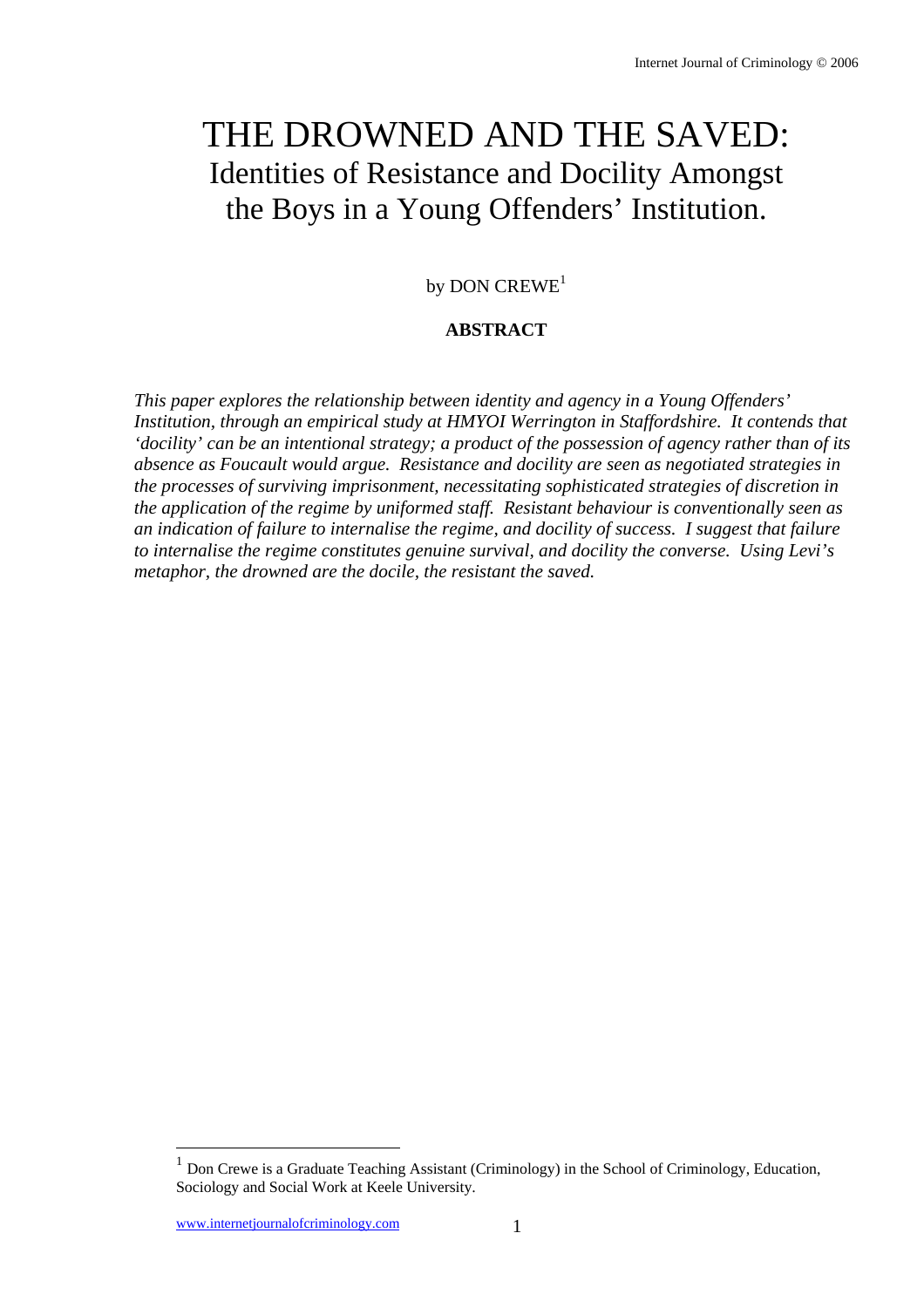# THE DROWNED AND THE SAVED:
## Identities of Resistance and Docility Amongst the Boys in a Young Offenders' Institution.

by DON CREWE[1]

**ABSTRACT**

*This paper explores the relationship between identity and agency in a Young Offenders' Institution, through an empirical study at HMYOI Werrington in Staffordshire. It contends that 'docility' can be an intentional strategy; a product of the possession of agency rather than of its absence as Foucault would argue. Resistance and docility are seen as negotiated strategies in the processes of surviving imprisonment, necessitating sophisticated strategies of discretion in the application of the regime by uniformed staff. Resistant behaviour is conventionally seen as an indication of failure to internalise the regime, and docility of success. I suggest that failure to internalise the regime constitutes genuine survival, and docility the converse. Using Levi's metaphor, the drowned are the docile, the resistant the saved.*

[1] Don Crewe is a Graduate Teaching Assistant (Criminology) in the School of Criminology, Education, Sociology and Social Work at Keele University.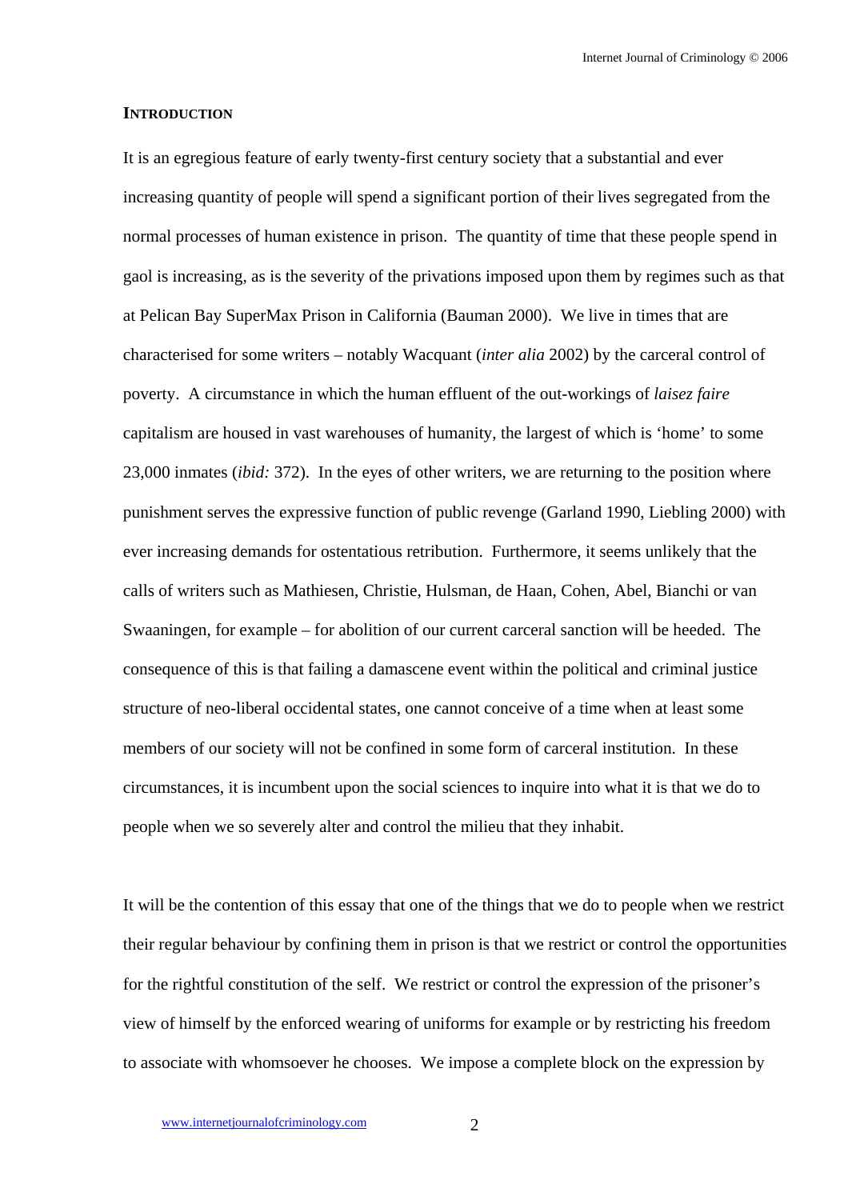## INTRODUCTION

It is an egregious feature of early twenty-first century society that a substantial and ever increasing quantity of people will spend a significant portion of their lives segregated from the normal processes of human existence in prison. The quantity of time that these people spend in gaol is increasing, as is the severity of the privations imposed upon them by regimes such as that at Pelican Bay SuperMax Prison in California (Bauman 2000). We live in times that are characterised for some writers – notably Wacquant (*inter alia* 2002) by the carceral control of poverty. A circumstance in which the human effluent of the out-workings of *laisez faire* capitalism are housed in vast warehouses of humanity, the largest of which is 'home' to some 23,000 inmates (*ibid:* 372). In the eyes of other writers, we are returning to the position where punishment serves the expressive function of public revenge (Garland 1990, Liebling 2000) with ever increasing demands for ostentatious retribution. Furthermore, it seems unlikely that the calls of writers such as Mathiesen, Christie, Hulsman, de Haan, Cohen, Abel, Bianchi or van Swaaningen, for example – for abolition of our current carceral sanction will be heeded. The consequence of this is that failing a damascene event within the political and criminal justice structure of neo-liberal occidental states, one cannot conceive of a time when at least some members of our society will not be confined in some form of carceral institution. In these circumstances, it is incumbent upon the social sciences to inquire into what it is that we do to people when we so severely alter and control the milieu that they inhabit.

It will be the contention of this essay that one of the things that we do to people when we restrict their regular behaviour by confining them in prison is that we restrict or control the opportunities for the rightful constitution of the self. We restrict or control the expression of the prisoner's view of himself by the enforced wearing of uniforms for example or by restricting his freedom to associate with whomsoever he chooses. We impose a complete block on the expression by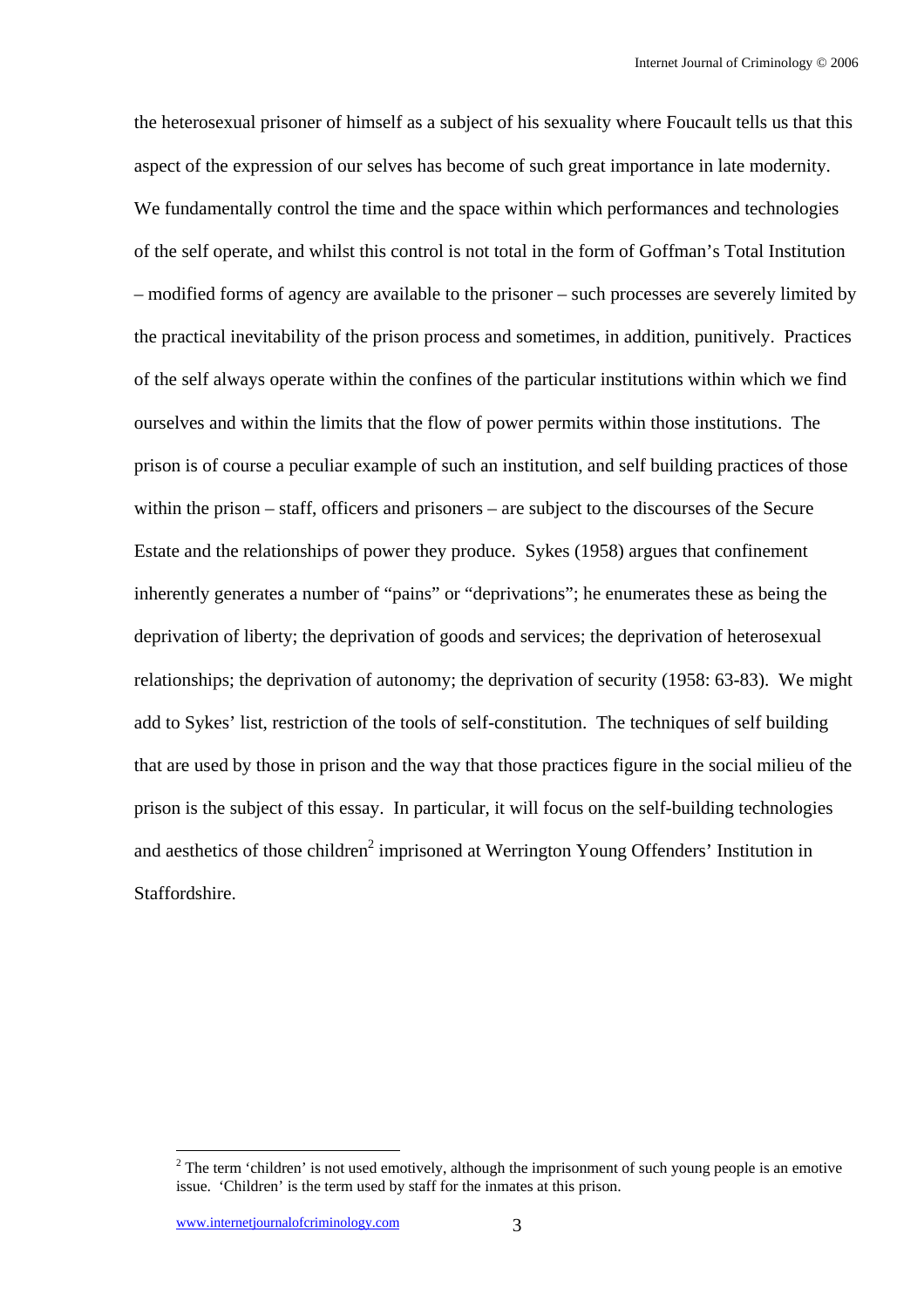the heterosexual prisoner of himself as a subject of his sexuality where Foucault tells us that this aspect of the expression of our selves has become of such great importance in late modernity. We fundamentally control the time and the space within which performances and technologies of the self operate, and whilst this control is not total in the form of Goffman's Total Institution – modified forms of agency are available to the prisoner – such processes are severely limited by the practical inevitability of the prison process and sometimes, in addition, punitively. Practices of the self always operate within the confines of the particular institutions within which we find ourselves and within the limits that the flow of power permits within those institutions. The prison is of course a peculiar example of such an institution, and self building practices of those within the prison – staff, officers and prisoners – are subject to the discourses of the Secure Estate and the relationships of power they produce. Sykes (1958) argues that confinement inherently generates a number of "pains" or "deprivations"; he enumerates these as being the deprivation of liberty; the deprivation of goods and services; the deprivation of heterosexual relationships; the deprivation of autonomy; the deprivation of security (1958: 63-83). We might add to Sykes' list, restriction of the tools of self-constitution. The techniques of self building that are used by those in prison and the way that those practices figure in the social milieu of the prison is the subject of this essay. In particular, it will focus on the self-building technologies and aesthetics of those children[2] imprisoned at Werrington Young Offenders' Institution in Staffordshire.

[2] The term 'children' is not used emotively, although the imprisonment of such young people is an emotive issue. 'Children' is the term used by staff for the inmates at this prison.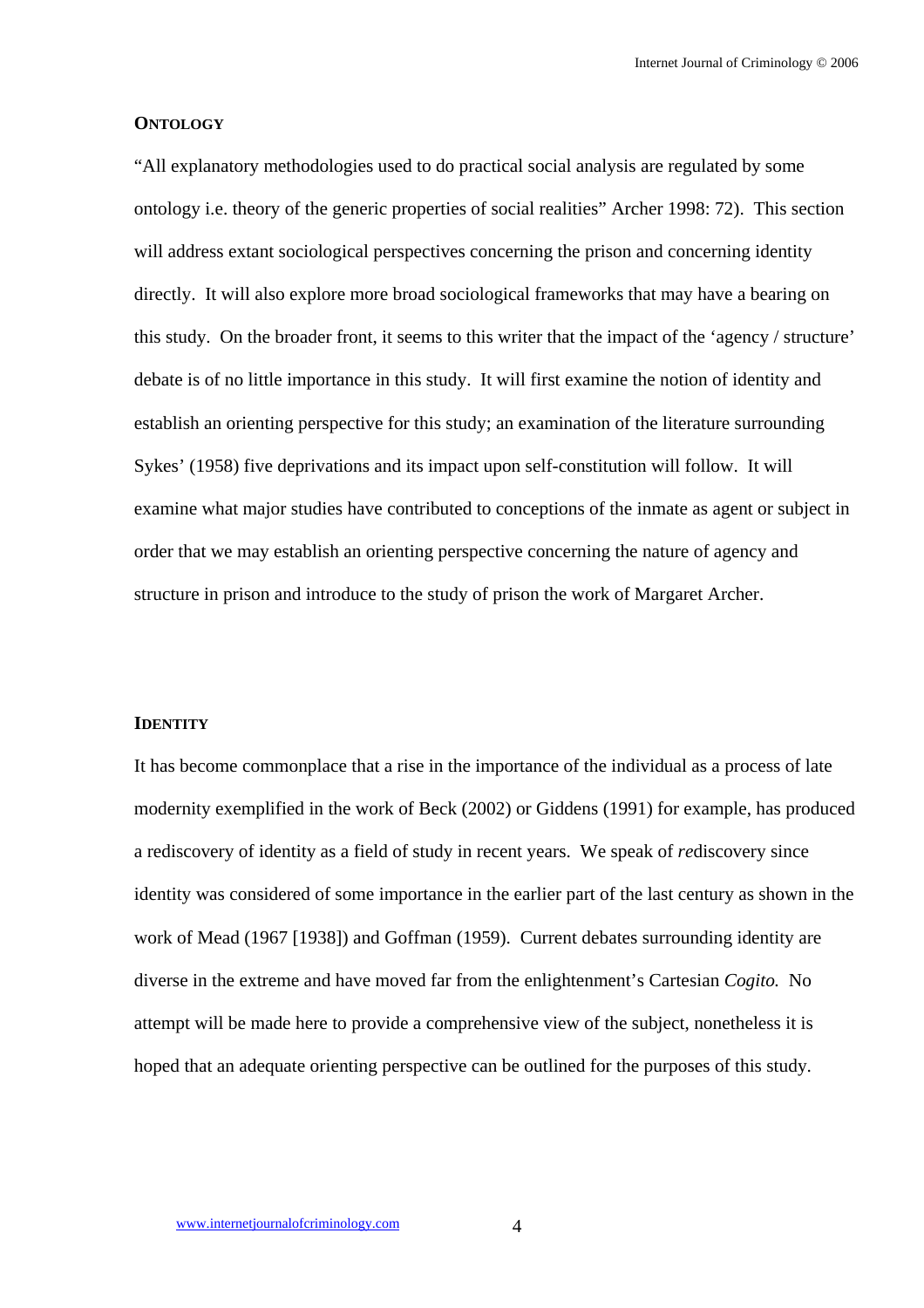## ONTOLOGY

"All explanatory methodologies used to do practical social analysis are regulated by some ontology i.e. theory of the generic properties of social realities" Archer 1998: 72). This section will address extant sociological perspectives concerning the prison and concerning identity directly. It will also explore more broad sociological frameworks that may have a bearing on this study. On the broader front, it seems to this writer that the impact of the 'agency / structure' debate is of no little importance in this study. It will first examine the notion of identity and establish an orienting perspective for this study; an examination of the literature surrounding Sykes' (1958) five deprivations and its impact upon self-constitution will follow. It will examine what major studies have contributed to conceptions of the inmate as agent or subject in order that we may establish an orienting perspective concerning the nature of agency and structure in prison and introduce to the study of prison the work of Margaret Archer.

## IDENTITY

It has become commonplace that a rise in the importance of the individual as a process of late modernity exemplified in the work of Beck (2002) or Giddens (1991) for example, has produced a rediscovery of identity as a field of study in recent years. We speak of *re*discovery since identity was considered of some importance in the earlier part of the last century as shown in the work of Mead (1967 [1938]) and Goffman (1959). Current debates surrounding identity are diverse in the extreme and have moved far from the enlightenment's Cartesian *Cogito.* No attempt will be made here to provide a comprehensive view of the subject, nonetheless it is hoped that an adequate orienting perspective can be outlined for the purposes of this study.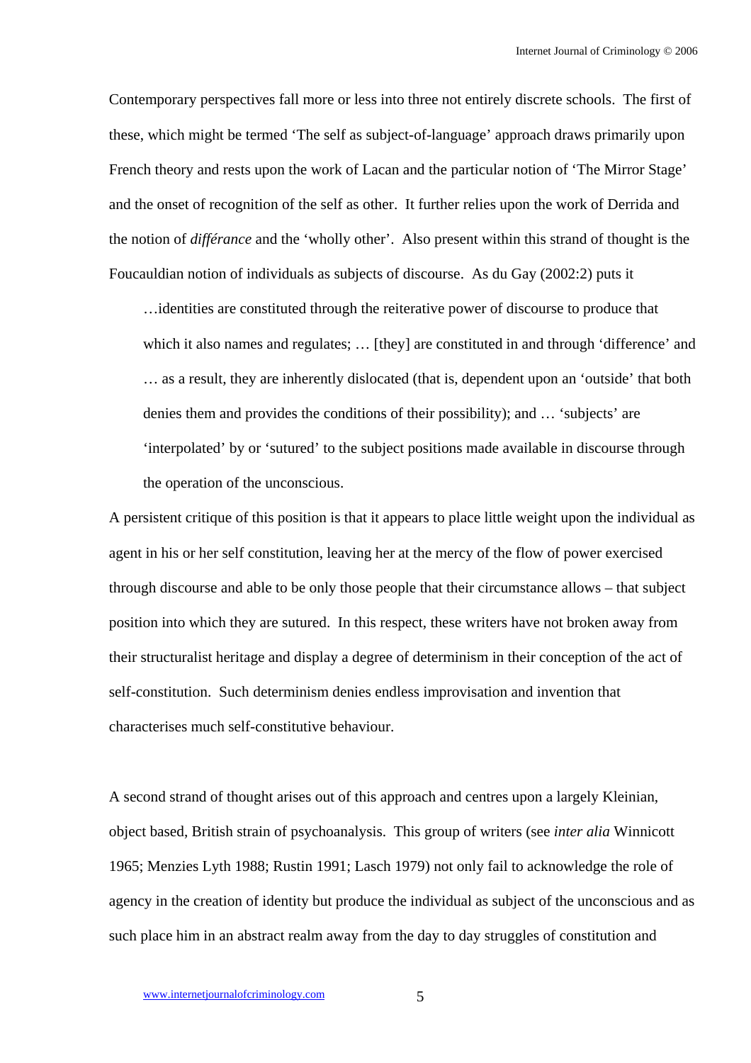Contemporary perspectives fall more or less into three not entirely discrete schools. The first of these, which might be termed 'The self as subject-of-language' approach draws primarily upon French theory and rests upon the work of Lacan and the particular notion of 'The Mirror Stage' and the onset of recognition of the self as other. It further relies upon the work of Derrida and the notion of *différance* and the 'wholly other'. Also present within this strand of thought is the Foucauldian notion of individuals as subjects of discourse. As du Gay (2002:2) puts it

> …identities are constituted through the reiterative power of discourse to produce that which it also names and regulates; … [they] are constituted in and through 'difference' and … as a result, they are inherently dislocated (that is, dependent upon an 'outside' that both denies them and provides the conditions of their possibility); and … 'subjects' are 'interpolated' by or 'sutured' to the subject positions made available in discourse through the operation of the unconscious.

A persistent critique of this position is that it appears to place little weight upon the individual as agent in his or her self constitution, leaving her at the mercy of the flow of power exercised through discourse and able to be only those people that their circumstance allows – that subject position into which they are sutured. In this respect, these writers have not broken away from their structuralist heritage and display a degree of determinism in their conception of the act of self-constitution. Such determinism denies endless improvisation and invention that characterises much self-constitutive behaviour.

A second strand of thought arises out of this approach and centres upon a largely Kleinian, object based, British strain of psychoanalysis. This group of writers (see *inter alia* Winnicott 1965; Menzies Lyth 1988; Rustin 1991; Lasch 1979) not only fail to acknowledge the role of agency in the creation of identity but produce the individual as subject of the unconscious and as such place him in an abstract realm away from the day to day struggles of constitution and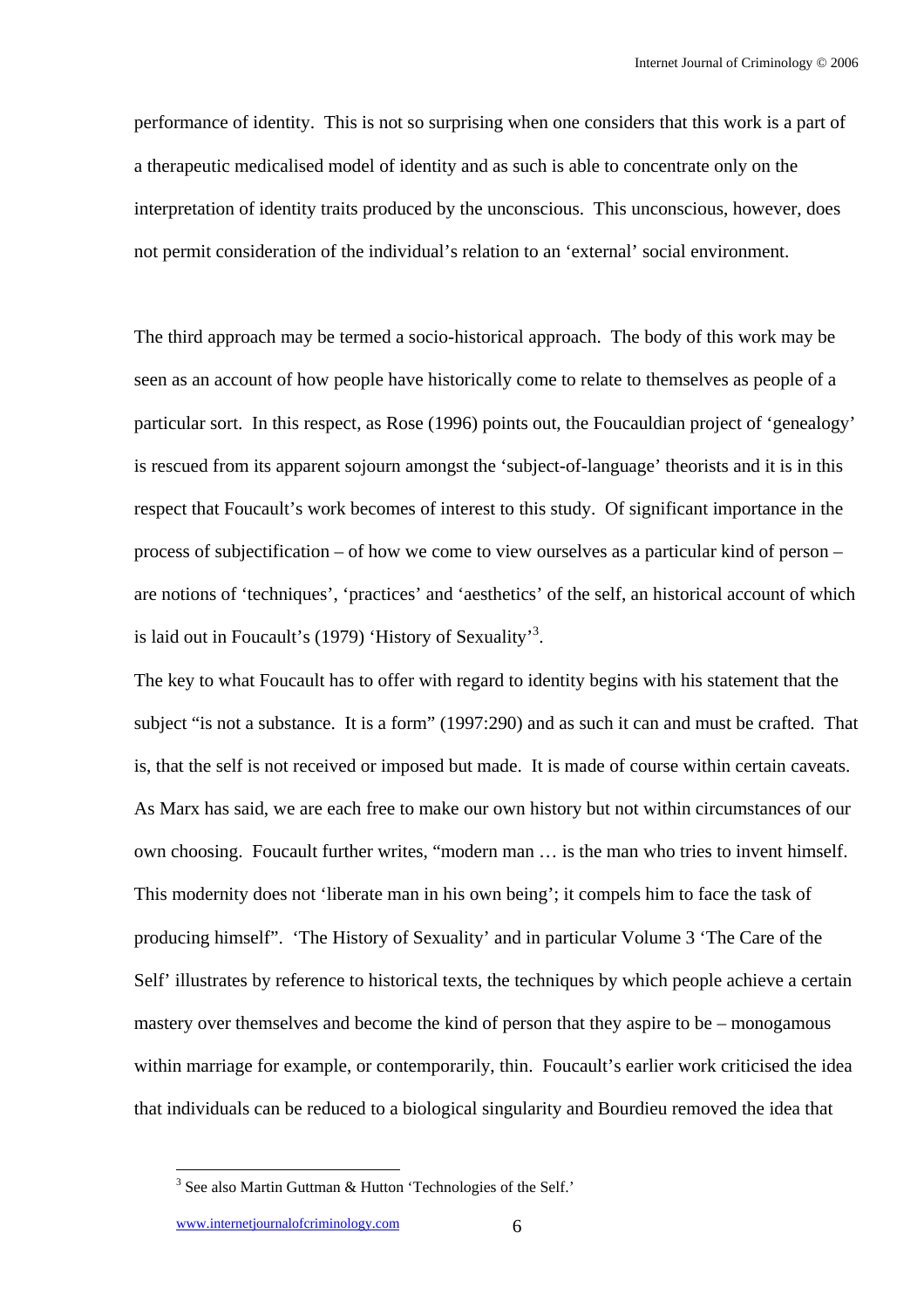performance of identity. This is not so surprising when one considers that this work is a part of a therapeutic medicalised model of identity and as such is able to concentrate only on the interpretation of identity traits produced by the unconscious. This unconscious, however, does not permit consideration of the individual's relation to an 'external' social environment.

The third approach may be termed a socio-historical approach. The body of this work may be seen as an account of how people have historically come to relate to themselves as people of a particular sort. In this respect, as Rose (1996) points out, the Foucauldian project of 'genealogy' is rescued from its apparent sojourn amongst the 'subject-of-language' theorists and it is in this respect that Foucault's work becomes of interest to this study. Of significant importance in the process of subjectification – of how we come to view ourselves as a particular kind of person – are notions of 'techniques', 'practices' and 'aesthetics' of the self, an historical account of which is laid out in Foucault's (1979) 'History of Sexuality'[3].

The key to what Foucault has to offer with regard to identity begins with his statement that the subject "is not a substance. It is a form" (1997:290) and as such it can and must be crafted. That is, that the self is not received or imposed but made. It is made of course within certain caveats. As Marx has said, we are each free to make our own history but not within circumstances of our own choosing. Foucault further writes, "modern man … is the man who tries to invent himself. This modernity does not 'liberate man in his own being'; it compels him to face the task of producing himself". 'The History of Sexuality' and in particular Volume 3 'The Care of the Self' illustrates by reference to historical texts, the techniques by which people achieve a certain mastery over themselves and become the kind of person that they aspire to be – monogamous within marriage for example, or contemporarily, thin. Foucault's earlier work criticised the idea that individuals can be reduced to a biological singularity and Bourdieu removed the idea that

[3] See also Martin Guttman & Hutton 'Technologies of the Self.'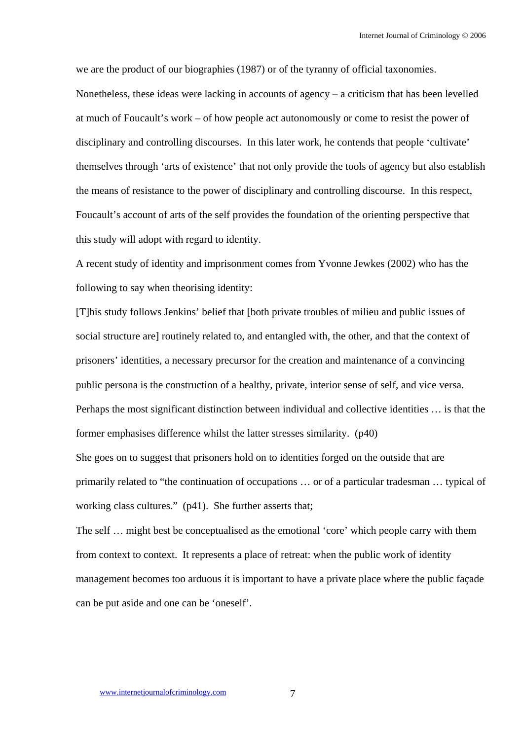we are the product of our biographies (1987) or of the tyranny of official taxonomies. Nonetheless, these ideas were lacking in accounts of agency – a criticism that has been levelled at much of Foucault's work – of how people act autonomously or come to resist the power of disciplinary and controlling discourses. In this later work, he contends that people 'cultivate' themselves through 'arts of existence' that not only provide the tools of agency but also establish the means of resistance to the power of disciplinary and controlling discourse. In this respect, Foucault's account of arts of the self provides the foundation of the orienting perspective that this study will adopt with regard to identity.

A recent study of identity and imprisonment comes from Yvonne Jewkes (2002) who has the following to say when theorising identity:

[T]his study follows Jenkins' belief that [both private troubles of milieu and public issues of social structure are] routinely related to, and entangled with, the other, and that the context of prisoners' identities, a necessary precursor for the creation and maintenance of a convincing public persona is the construction of a healthy, private, interior sense of self, and vice versa. Perhaps the most significant distinction between individual and collective identities … is that the former emphasises difference whilst the latter stresses similarity. (p40)

She goes on to suggest that prisoners hold on to identities forged on the outside that are primarily related to "the continuation of occupations … or of a particular tradesman … typical of working class cultures." (p41). She further asserts that;

The self … might best be conceptualised as the emotional 'core' which people carry with them from context to context. It represents a place of retreat: when the public work of identity management becomes too arduous it is important to have a private place where the public façade can be put aside and one can be 'oneself'.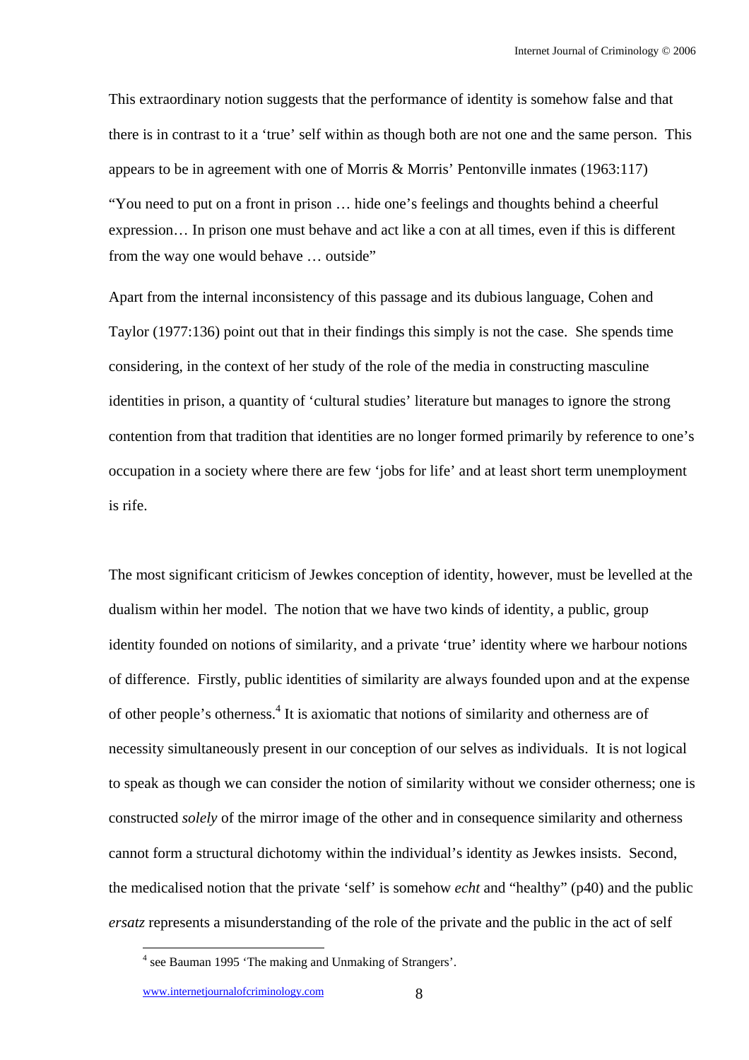This extraordinary notion suggests that the performance of identity is somehow false and that there is in contrast to it a 'true' self within as though both are not one and the same person. This appears to be in agreement with one of Morris & Morris' Pentonville inmates (1963:117)

"You need to put on a front in prison … hide one's feelings and thoughts behind a cheerful expression… In prison one must behave and act like a con at all times, even if this is different from the way one would behave … outside"

Apart from the internal inconsistency of this passage and its dubious language, Cohen and Taylor (1977:136) point out that in their findings this simply is not the case. She spends time considering, in the context of her study of the role of the media in constructing masculine identities in prison, a quantity of 'cultural studies' literature but manages to ignore the strong contention from that tradition that identities are no longer formed primarily by reference to one's occupation in a society where there are few 'jobs for life' and at least short term unemployment is rife.

The most significant criticism of Jewkes conception of identity, however, must be levelled at the dualism within her model. The notion that we have two kinds of identity, a public, group identity founded on notions of similarity, and a private 'true' identity where we harbour notions of difference. Firstly, public identities of similarity are always founded upon and at the expense of other people's otherness.[4] It is axiomatic that notions of similarity and otherness are of necessity simultaneously present in our conception of our selves as individuals. It is not logical to speak as though we can consider the notion of similarity without we consider otherness; one is constructed *solely* of the mirror image of the other and in consequence similarity and otherness cannot form a structural dichotomy within the individual's identity as Jewkes insists. Second, the medicalised notion that the private 'self' is somehow *echt* and "healthy" (p40) and the public *ersatz* represents a misunderstanding of the role of the private and the public in the act of self

[4] see Bauman 1995 'The making and Unmaking of Strangers'.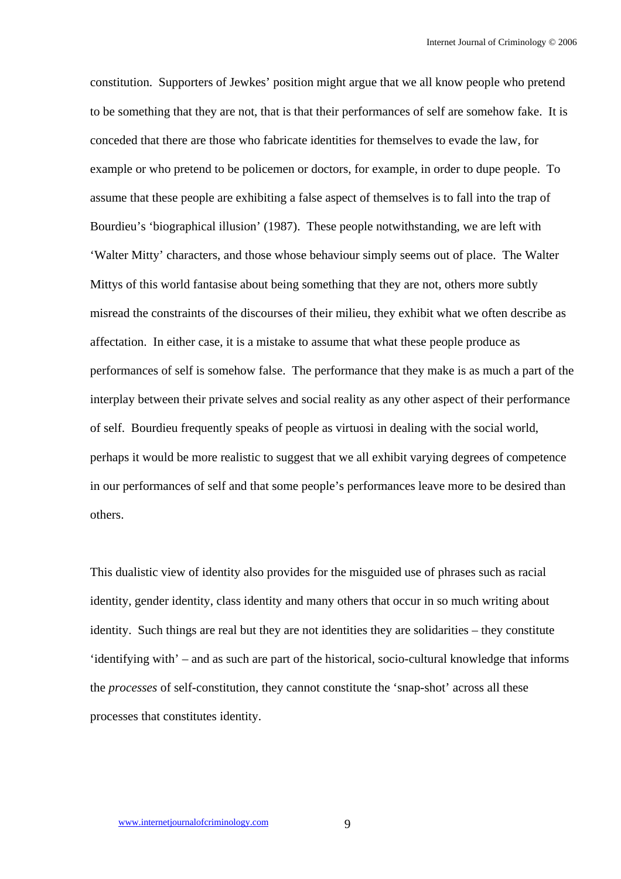constitution. Supporters of Jewkes' position might argue that we all know people who pretend to be something that they are not, that is that their performances of self are somehow fake. It is conceded that there are those who fabricate identities for themselves to evade the law, for example or who pretend to be policemen or doctors, for example, in order to dupe people. To assume that these people are exhibiting a false aspect of themselves is to fall into the trap of Bourdieu's 'biographical illusion' (1987). These people notwithstanding, we are left with 'Walter Mitty' characters, and those whose behaviour simply seems out of place. The Walter Mittys of this world fantasise about being something that they are not, others more subtly misread the constraints of the discourses of their milieu, they exhibit what we often describe as affectation. In either case, it is a mistake to assume that what these people produce as performances of self is somehow false. The performance that they make is as much a part of the interplay between their private selves and social reality as any other aspect of their performance of self. Bourdieu frequently speaks of people as virtuosi in dealing with the social world, perhaps it would be more realistic to suggest that we all exhibit varying degrees of competence in our performances of self and that some people's performances leave more to be desired than others.

This dualistic view of identity also provides for the misguided use of phrases such as racial identity, gender identity, class identity and many others that occur in so much writing about identity. Such things are real but they are not identities they are solidarities – they constitute 'identifying with' – and as such are part of the historical, socio-cultural knowledge that informs the *processes* of self-constitution, they cannot constitute the 'snap-shot' across all these processes that constitutes identity.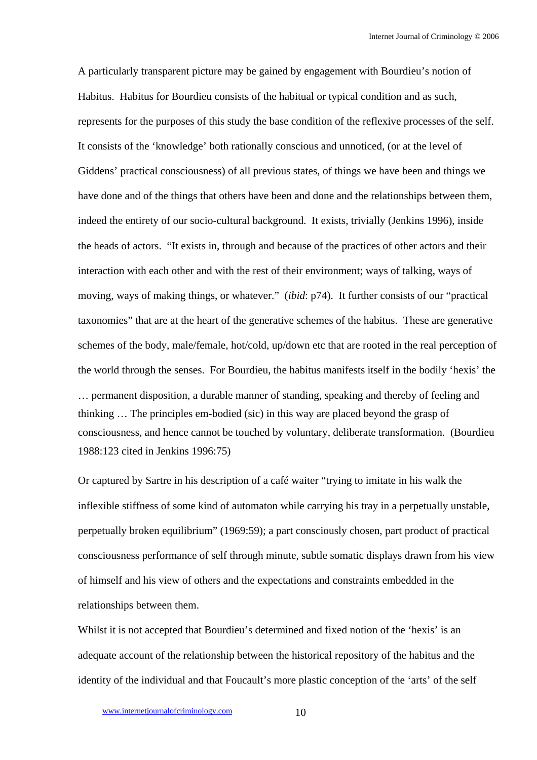A particularly transparent picture may be gained by engagement with Bourdieu's notion of Habitus. Habitus for Bourdieu consists of the habitual or typical condition and as such, represents for the purposes of this study the base condition of the reflexive processes of the self. It consists of the 'knowledge' both rationally conscious and unnoticed, (or at the level of Giddens' practical consciousness) of all previous states, of things we have been and things we have done and of the things that others have been and done and the relationships between them, indeed the entirety of our socio-cultural background. It exists, trivially (Jenkins 1996), inside the heads of actors. "It exists in, through and because of the practices of other actors and their interaction with each other and with the rest of their environment; ways of talking, ways of moving, ways of making things, or whatever." (*ibid*: p74). It further consists of our "practical taxonomies" that are at the heart of the generative schemes of the habitus. These are generative schemes of the body, male/female, hot/cold, up/down etc that are rooted in the real perception of the world through the senses. For Bourdieu, the habitus manifests itself in the bodily 'hexis' the

> … permanent disposition, a durable manner of standing, speaking and thereby of feeling and thinking … The principles em-bodied (sic) in this way are placed beyond the grasp of consciousness, and hence cannot be touched by voluntary, deliberate transformation. (Bourdieu 1988:123 cited in Jenkins 1996:75)

Or captured by Sartre in his description of a café waiter "trying to imitate in his walk the inflexible stiffness of some kind of automaton while carrying his tray in a perpetually unstable, perpetually broken equilibrium" (1969:59); a part consciously chosen, part product of practical consciousness performance of self through minute, subtle somatic displays drawn from his view of himself and his view of others and the expectations and constraints embedded in the relationships between them.

Whilst it is not accepted that Bourdieu's determined and fixed notion of the 'hexis' is an adequate account of the relationship between the historical repository of the habitus and the identity of the individual and that Foucault's more plastic conception of the 'arts' of the self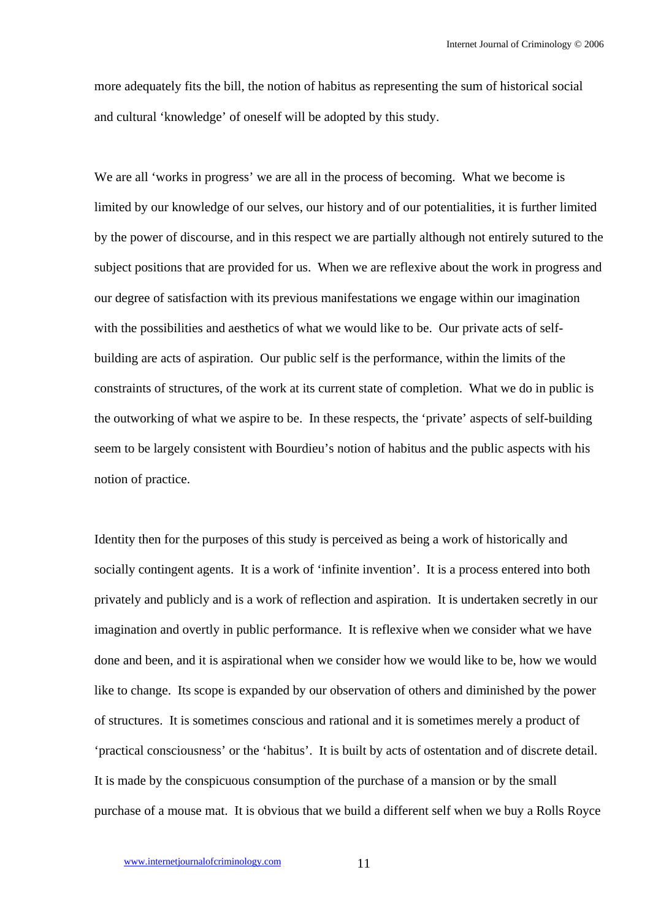more adequately fits the bill, the notion of habitus as representing the sum of historical social and cultural 'knowledge' of oneself will be adopted by this study.

We are all 'works in progress' we are all in the process of becoming. What we become is limited by our knowledge of our selves, our history and of our potentialities, it is further limited by the power of discourse, and in this respect we are partially although not entirely sutured to the subject positions that are provided for us. When we are reflexive about the work in progress and our degree of satisfaction with its previous manifestations we engage within our imagination with the possibilities and aesthetics of what we would like to be. Our private acts of self-building are acts of aspiration. Our public self is the performance, within the limits of the constraints of structures, of the work at its current state of completion. What we do in public is the outworking of what we aspire to be. In these respects, the 'private' aspects of self-building seem to be largely consistent with Bourdieu's notion of habitus and the public aspects with his notion of practice.

Identity then for the purposes of this study is perceived as being a work of historically and socially contingent agents. It is a work of 'infinite invention'. It is a process entered into both privately and publicly and is a work of reflection and aspiration. It is undertaken secretly in our imagination and overtly in public performance. It is reflexive when we consider what we have done and been, and it is aspirational when we consider how we would like to be, how we would like to change. Its scope is expanded by our observation of others and diminished by the power of structures. It is sometimes conscious and rational and it is sometimes merely a product of 'practical consciousness' or the 'habitus'. It is built by acts of ostentation and of discrete detail. It is made by the conspicuous consumption of the purchase of a mansion or by the small purchase of a mouse mat. It is obvious that we build a different self when we buy a Rolls Royce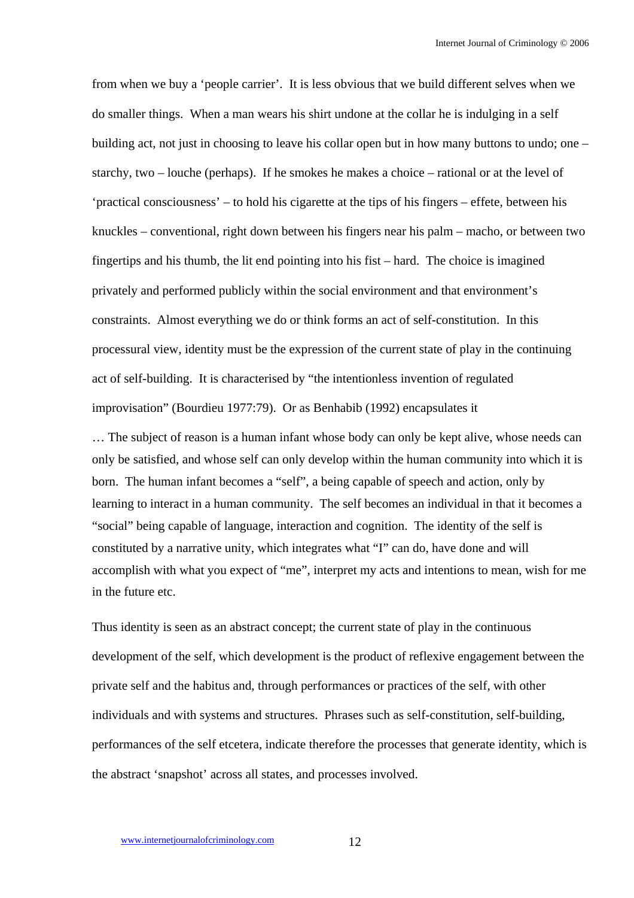from when we buy a 'people carrier'. It is less obvious that we build different selves when we do smaller things. When a man wears his shirt undone at the collar he is indulging in a self building act, not just in choosing to leave his collar open but in how many buttons to undo; one – starchy, two – louche (perhaps). If he smokes he makes a choice – rational or at the level of 'practical consciousness' – to hold his cigarette at the tips of his fingers – effete, between his knuckles – conventional, right down between his fingers near his palm – macho, or between two fingertips and his thumb, the lit end pointing into his fist – hard. The choice is imagined privately and performed publicly within the social environment and that environment's constraints. Almost everything we do or think forms an act of self-constitution. In this processural view, identity must be the expression of the current state of play in the continuing act of self-building. It is characterised by "the intentionless invention of regulated improvisation" (Bourdieu 1977:79). Or as Benhabib (1992) encapsulates it

> … The subject of reason is a human infant whose body can only be kept alive, whose needs can only be satisfied, and whose self can only develop within the human community into which it is born. The human infant becomes a "self", a being capable of speech and action, only by learning to interact in a human community. The self becomes an individual in that it becomes a "social" being capable of language, interaction and cognition. The identity of the self is constituted by a narrative unity, which integrates what "I" can do, have done and will accomplish with what you expect of "me", interpret my acts and intentions to mean, wish for me in the future etc.

Thus identity is seen as an abstract concept; the current state of play in the continuous development of the self, which development is the product of reflexive engagement between the private self and the habitus and, through performances or practices of the self, with other individuals and with systems and structures. Phrases such as self-constitution, self-building, performances of the self etcetera, indicate therefore the processes that generate identity, which is the abstract 'snapshot' across all states, and processes involved.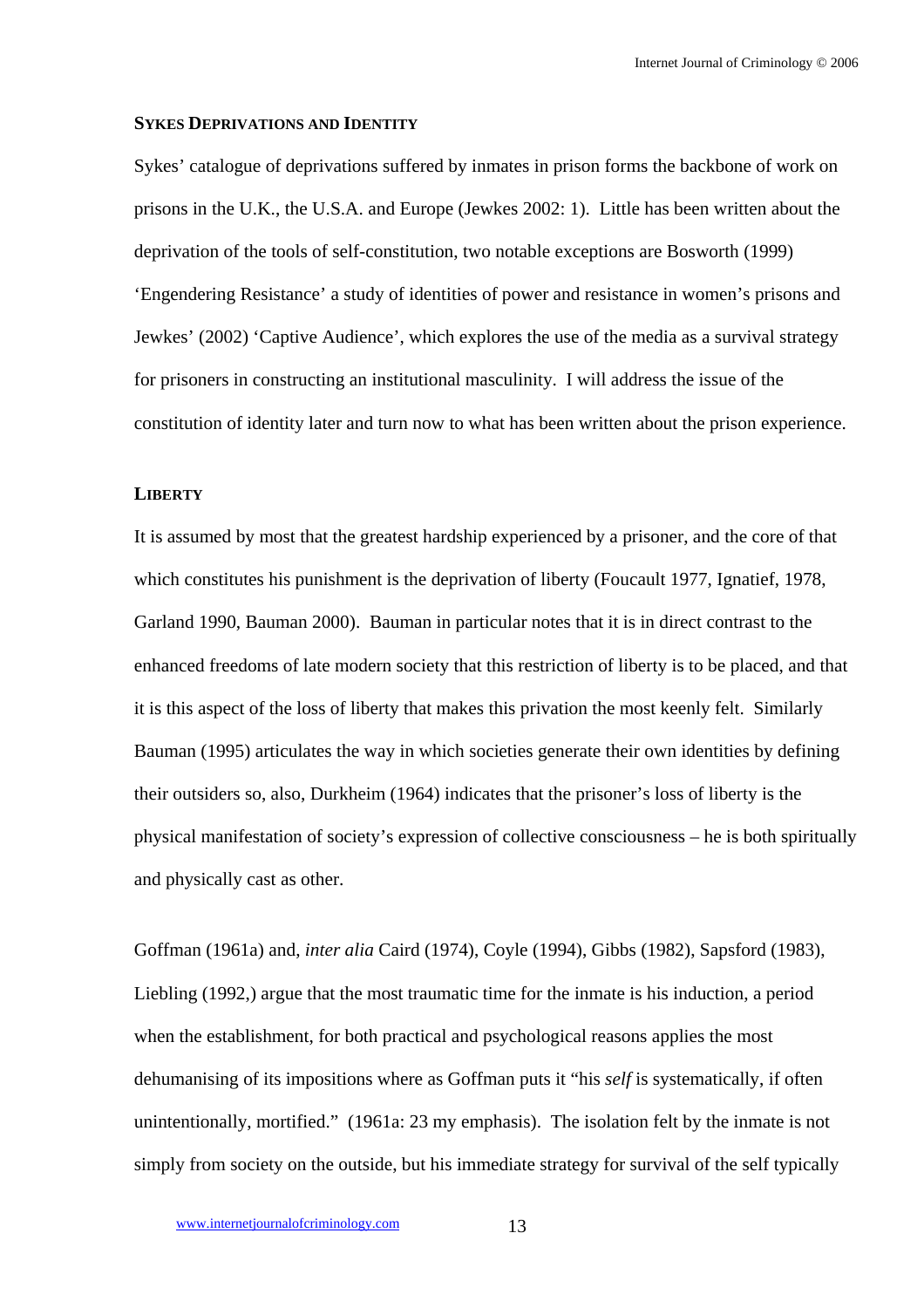### SYKES DEPRIVATIONS AND IDENTITY

Sykes' catalogue of deprivations suffered by inmates in prison forms the backbone of work on prisons in the U.K., the U.S.A. and Europe (Jewkes 2002: 1). Little has been written about the deprivation of the tools of self-constitution, two notable exceptions are Bosworth (1999) 'Engendering Resistance' a study of identities of power and resistance in women's prisons and Jewkes' (2002) 'Captive Audience', which explores the use of the media as a survival strategy for prisoners in constructing an institutional masculinity. I will address the issue of the constitution of identity later and turn now to what has been written about the prison experience.

### LIBERTY

It is assumed by most that the greatest hardship experienced by a prisoner, and the core of that which constitutes his punishment is the deprivation of liberty (Foucault 1977, Ignatief, 1978, Garland 1990, Bauman 2000). Bauman in particular notes that it is in direct contrast to the enhanced freedoms of late modern society that this restriction of liberty is to be placed, and that it is this aspect of the loss of liberty that makes this privation the most keenly felt. Similarly Bauman (1995) articulates the way in which societies generate their own identities by defining their outsiders so, also, Durkheim (1964) indicates that the prisoner's loss of liberty is the physical manifestation of society's expression of collective consciousness – he is both spiritually and physically cast as other.

Goffman (1961a) and, *inter alia* Caird (1974), Coyle (1994), Gibbs (1982), Sapsford (1983), Liebling (1992,) argue that the most traumatic time for the inmate is his induction, a period when the establishment, for both practical and psychological reasons applies the most dehumanising of its impositions where as Goffman puts it "his *self* is systematically, if often unintentionally, mortified." (1961a: 23 my emphasis). The isolation felt by the inmate is not simply from society on the outside, but his immediate strategy for survival of the self typically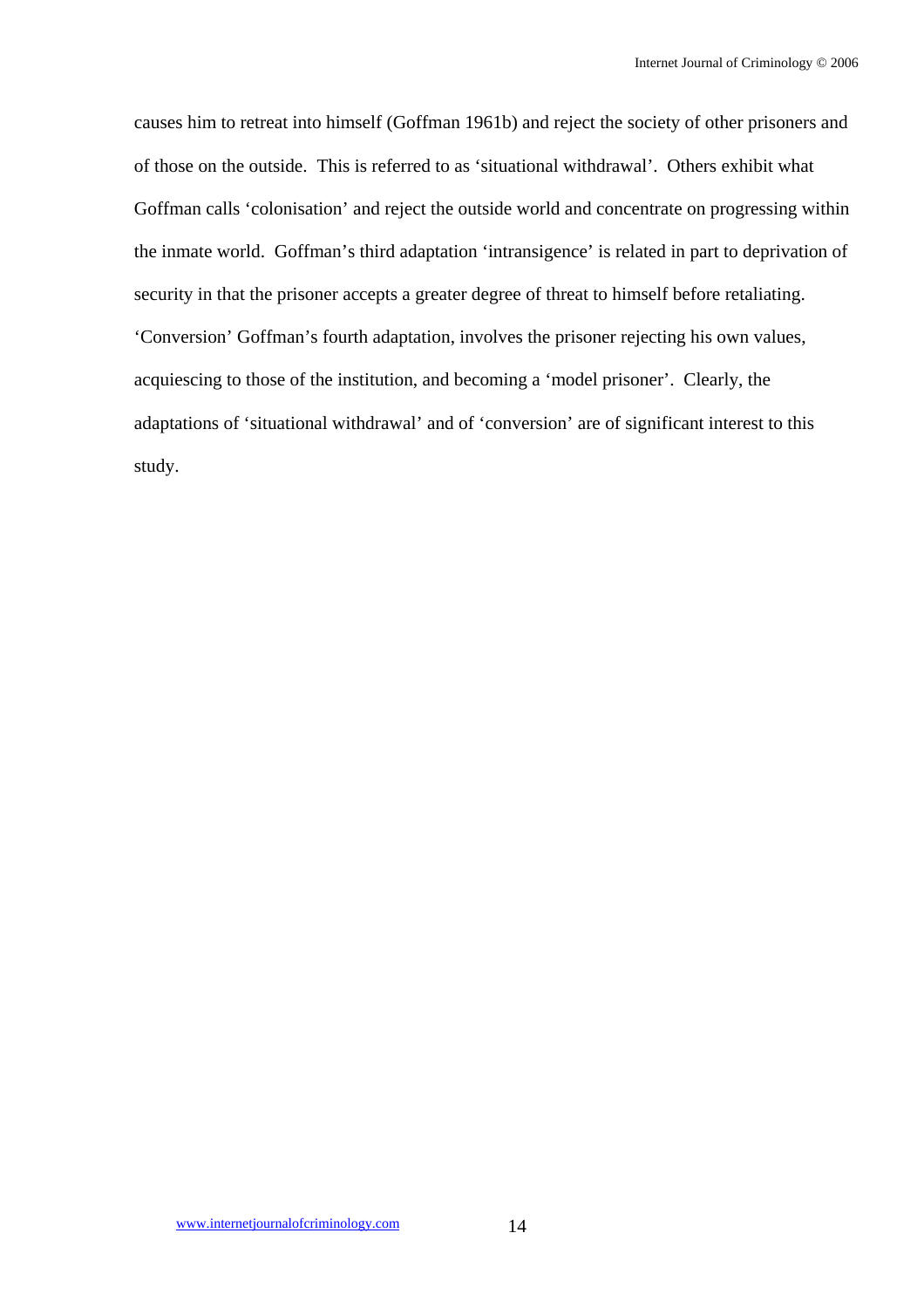causes him to retreat into himself (Goffman 1961b) and reject the society of other prisoners and of those on the outside. This is referred to as 'situational withdrawal'. Others exhibit what Goffman calls 'colonisation' and reject the outside world and concentrate on progressing within the inmate world. Goffman's third adaptation 'intransigence' is related in part to deprivation of security in that the prisoner accepts a greater degree of threat to himself before retaliating. 'Conversion' Goffman's fourth adaptation, involves the prisoner rejecting his own values, acquiescing to those of the institution, and becoming a 'model prisoner'. Clearly, the adaptations of 'situational withdrawal' and of 'conversion' are of significant interest to this study.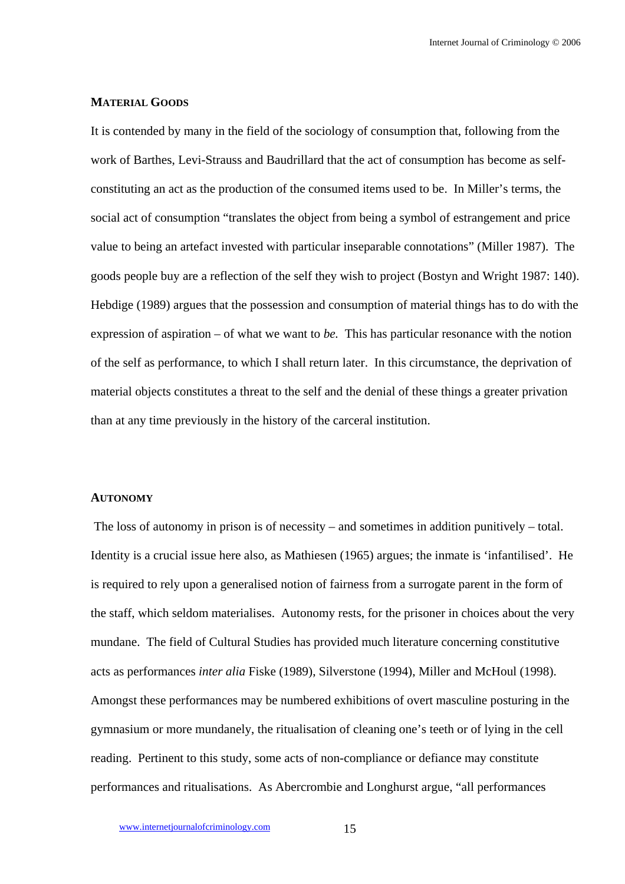## Material Goods

It is contended by many in the field of the sociology of consumption that, following from the work of Barthes, Levi-Strauss and Baudrillard that the act of consumption has become as self-constituting an act as the production of the consumed items used to be. In Miller's terms, the social act of consumption "translates the object from being a symbol of estrangement and price value to being an artefact invested with particular inseparable connotations" (Miller 1987). The goods people buy are a reflection of the self they wish to project (Bostyn and Wright 1987: 140). Hebdige (1989) argues that the possession and consumption of material things has to do with the expression of aspiration – of what we want to *be.* This has particular resonance with the notion of the self as performance, to which I shall return later. In this circumstance, the deprivation of material objects constitutes a threat to the self and the denial of these things a greater privation than at any time previously in the history of the carceral institution.

## Autonomy

The loss of autonomy in prison is of necessity – and sometimes in addition punitively – total. Identity is a crucial issue here also, as Mathiesen (1965) argues; the inmate is 'infantilised'. He is required to rely upon a generalised notion of fairness from a surrogate parent in the form of the staff, which seldom materialises. Autonomy rests, for the prisoner in choices about the very mundane. The field of Cultural Studies has provided much literature concerning constitutive acts as performances *inter alia* Fiske (1989), Silverstone (1994), Miller and McHoul (1998). Amongst these performances may be numbered exhibitions of overt masculine posturing in the gymnasium or more mundanely, the ritualisation of cleaning one's teeth or of lying in the cell reading. Pertinent to this study, some acts of non-compliance or defiance may constitute performances and ritualisations. As Abercrombie and Longhurst argue, "all performances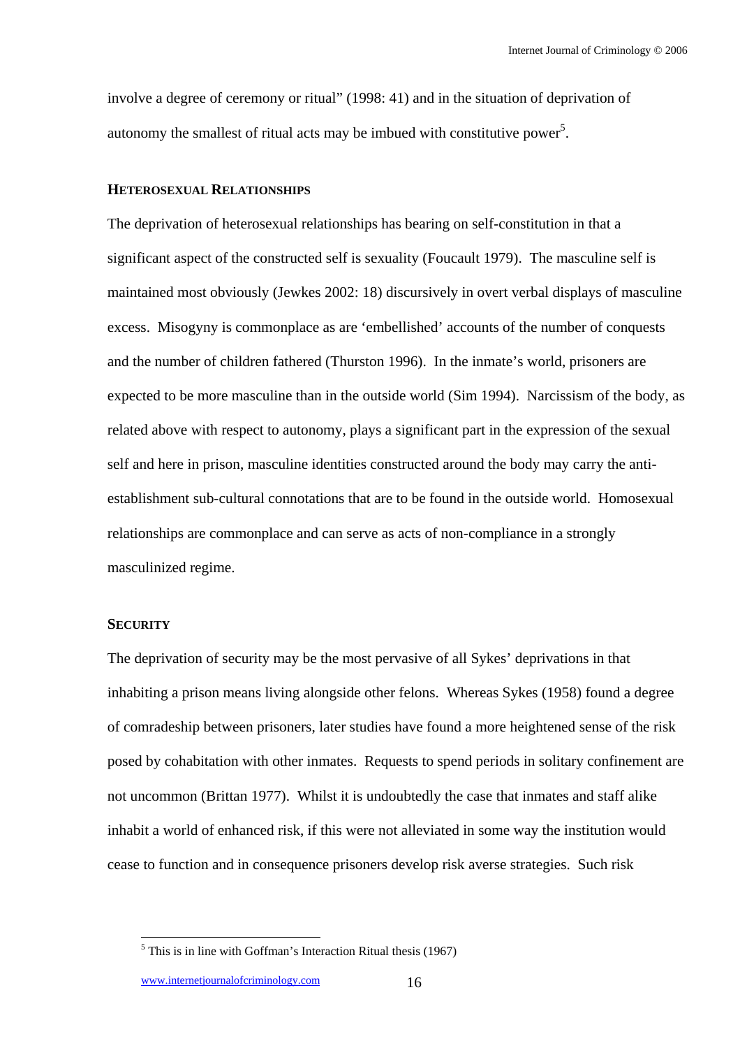involve a degree of ceremony or ritual" (1998: 41) and in the situation of deprivation of autonomy the smallest of ritual acts may be imbued with constitutive power[5].

### Heterosexual Relationships

The deprivation of heterosexual relationships has bearing on self-constitution in that a significant aspect of the constructed self is sexuality (Foucault 1979). The masculine self is maintained most obviously (Jewkes 2002: 18) discursively in overt verbal displays of masculine excess. Misogyny is commonplace as are 'embellished' accounts of the number of conquests and the number of children fathered (Thurston 1996). In the inmate's world, prisoners are expected to be more masculine than in the outside world (Sim 1994). Narcissism of the body, as related above with respect to autonomy, plays a significant part in the expression of the sexual self and here in prison, masculine identities constructed around the body may carry the anti-establishment sub-cultural connotations that are to be found in the outside world. Homosexual relationships are commonplace and can serve as acts of non-compliance in a strongly masculinized regime.

### Security

The deprivation of security may be the most pervasive of all Sykes' deprivations in that inhabiting a prison means living alongside other felons. Whereas Sykes (1958) found a degree of comradeship between prisoners, later studies have found a more heightened sense of the risk posed by cohabitation with other inmates. Requests to spend periods in solitary confinement are not uncommon (Brittan 1977). Whilst it is undoubtedly the case that inmates and staff alike inhabit a world of enhanced risk, if this were not alleviated in some way the institution would cease to function and in consequence prisoners develop risk averse strategies. Such risk

---

[5] This is in line with Goffman's Interaction Ritual thesis (1967)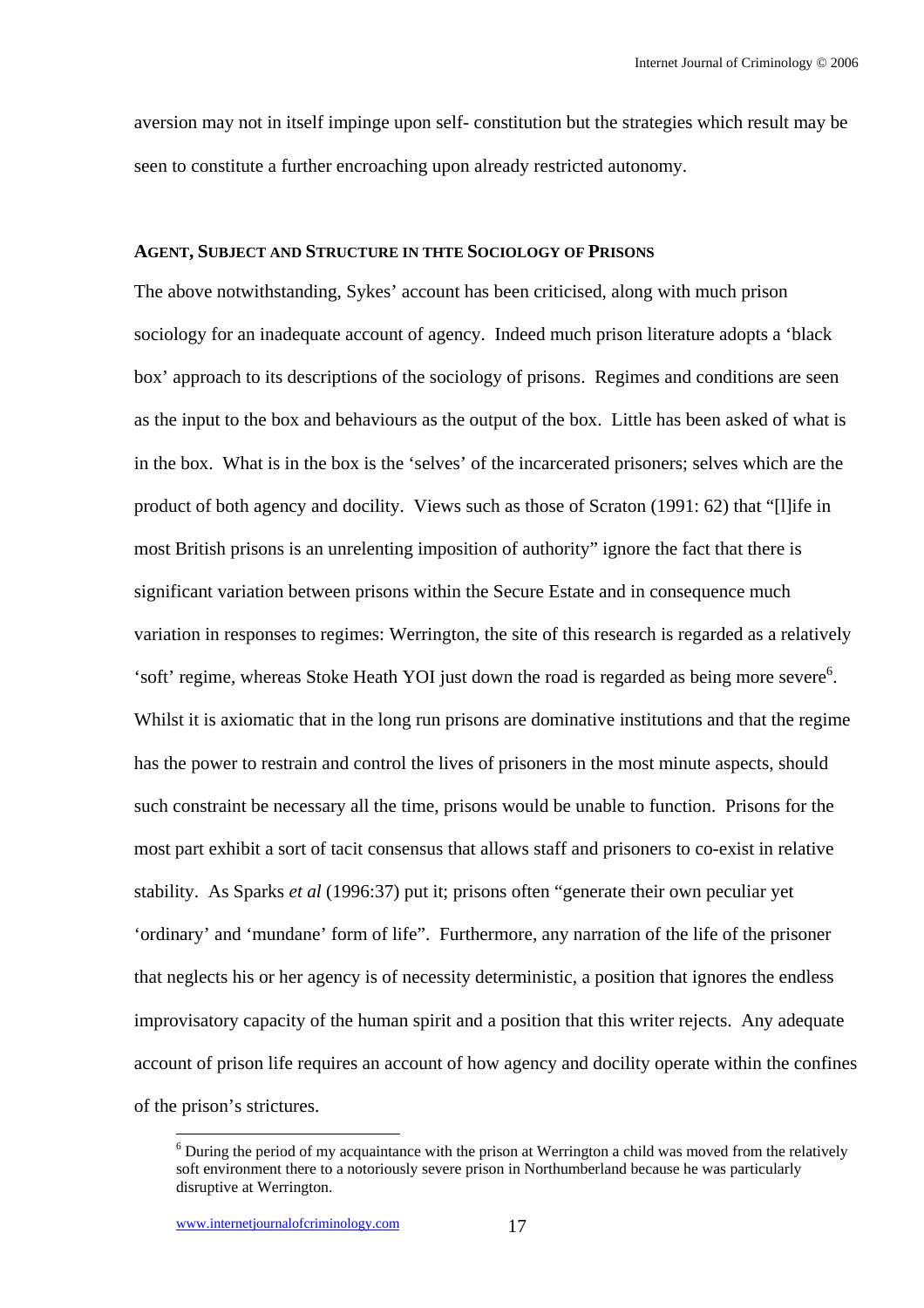aversion may not in itself impinge upon self- constitution but the strategies which result may be seen to constitute a further encroaching upon already restricted autonomy.

### AGENT, SUBJECT AND STRUCTURE IN THTE SOCIOLOGY OF PRISONS

The above notwithstanding, Sykes' account has been criticised, along with much prison sociology for an inadequate account of agency. Indeed much prison literature adopts a 'black box' approach to its descriptions of the sociology of prisons. Regimes and conditions are seen as the input to the box and behaviours as the output of the box. Little has been asked of what is in the box. What is in the box is the 'selves' of the incarcerated prisoners; selves which are the product of both agency and docility. Views such as those of Scraton (1991: 62) that "[l]ife in most British prisons is an unrelenting imposition of authority" ignore the fact that there is significant variation between prisons within the Secure Estate and in consequence much variation in responses to regimes: Werrington, the site of this research is regarded as a relatively 'soft' regime, whereas Stoke Heath YOI just down the road is regarded as being more severe[6]. Whilst it is axiomatic that in the long run prisons are dominative institutions and that the regime has the power to restrain and control the lives of prisoners in the most minute aspects, should such constraint be necessary all the time, prisons would be unable to function. Prisons for the most part exhibit a sort of tacit consensus that allows staff and prisoners to co-exist in relative stability. As Sparks *et al* (1996:37) put it; prisons often "generate their own peculiar yet 'ordinary' and 'mundane' form of life". Furthermore, any narration of the life of the prisoner that neglects his or her agency is of necessity deterministic, a position that ignores the endless improvisatory capacity of the human spirit and a position that this writer rejects. Any adequate account of prison life requires an account of how agency and docility operate within the confines of the prison's strictures.

[6] During the period of my acquaintance with the prison at Werrington a child was moved from the relatively soft environment there to a notoriously severe prison in Northumberland because he was particularly disruptive at Werrington.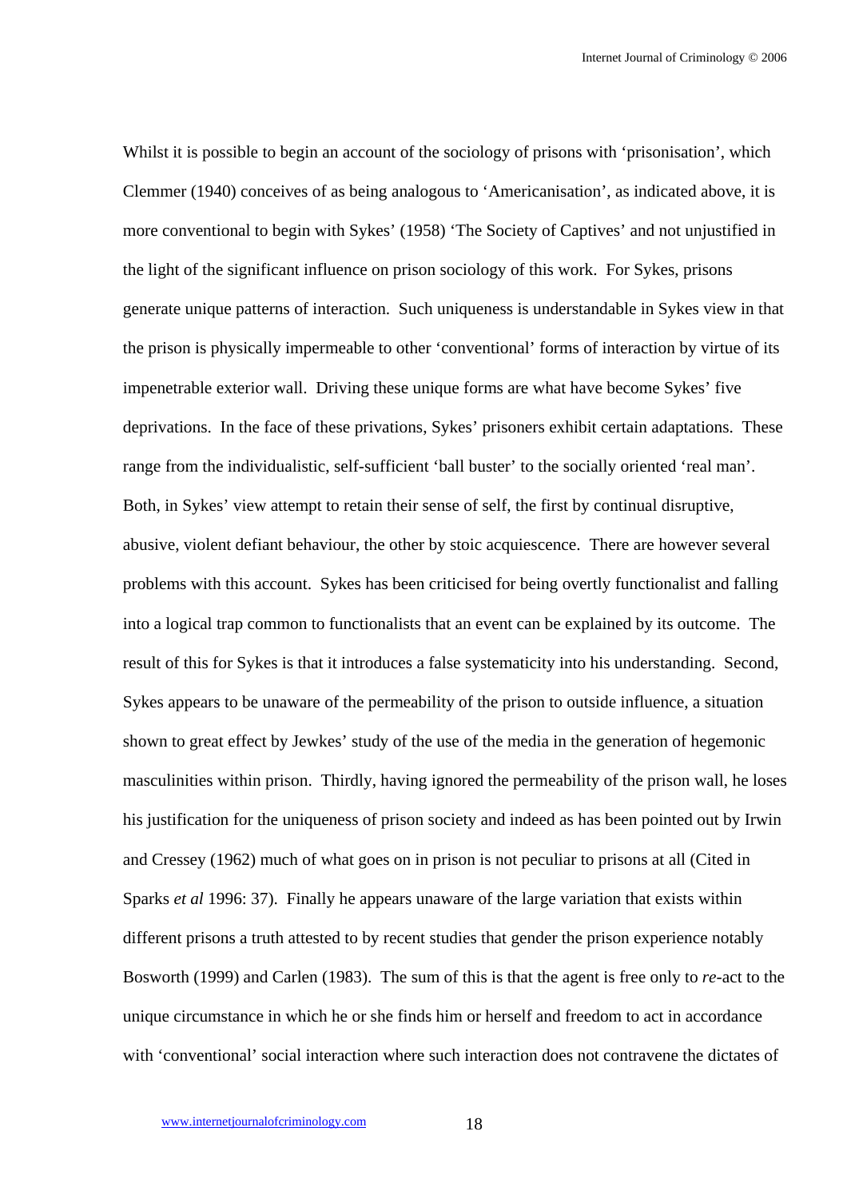Whilst it is possible to begin an account of the sociology of prisons with 'prisonisation', which Clemmer (1940) conceives of as being analogous to 'Americanisation', as indicated above, it is more conventional to begin with Sykes' (1958) 'The Society of Captives' and not unjustified in the light of the significant influence on prison sociology of this work. For Sykes, prisons generate unique patterns of interaction. Such uniqueness is understandable in Sykes view in that the prison is physically impermeable to other 'conventional' forms of interaction by virtue of its impenetrable exterior wall. Driving these unique forms are what have become Sykes' five deprivations. In the face of these privations, Sykes' prisoners exhibit certain adaptations. These range from the individualistic, self-sufficient 'ball buster' to the socially oriented 'real man'. Both, in Sykes' view attempt to retain their sense of self, the first by continual disruptive, abusive, violent defiant behaviour, the other by stoic acquiescence. There are however several problems with this account. Sykes has been criticised for being overtly functionalist and falling into a logical trap common to functionalists that an event can be explained by its outcome. The result of this for Sykes is that it introduces a false systematicity into his understanding. Second, Sykes appears to be unaware of the permeability of the prison to outside influence, a situation shown to great effect by Jewkes' study of the use of the media in the generation of hegemonic masculinities within prison. Thirdly, having ignored the permeability of the prison wall, he loses his justification for the uniqueness of prison society and indeed as has been pointed out by Irwin and Cressey (1962) much of what goes on in prison is not peculiar to prisons at all (Cited in Sparks *et al* 1996: 37). Finally he appears unaware of the large variation that exists within different prisons a truth attested to by recent studies that gender the prison experience notably Bosworth (1999) and Carlen (1983). The sum of this is that the agent is free only to *re*-act to the unique circumstance in which he or she finds him or herself and freedom to act in accordance with 'conventional' social interaction where such interaction does not contravene the dictates of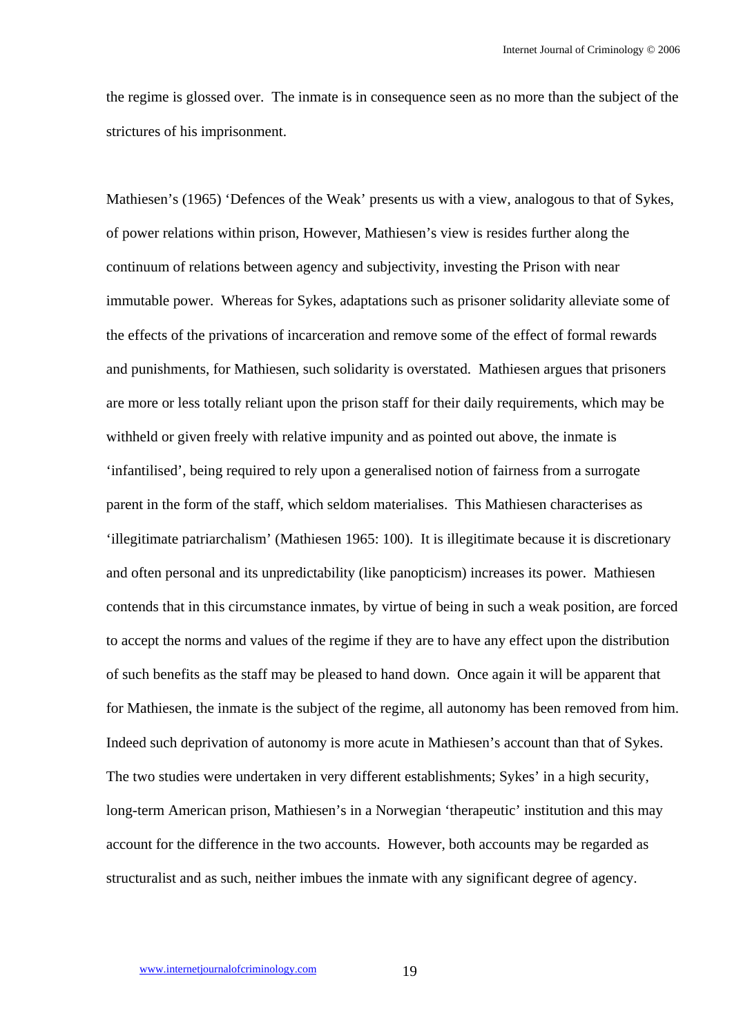the regime is glossed over. The inmate is in consequence seen as no more than the subject of the strictures of his imprisonment.

Mathiesen's (1965) 'Defences of the Weak' presents us with a view, analogous to that of Sykes, of power relations within prison, However, Mathiesen's view is resides further along the continuum of relations between agency and subjectivity, investing the Prison with near immutable power. Whereas for Sykes, adaptations such as prisoner solidarity alleviate some of the effects of the privations of incarceration and remove some of the effect of formal rewards and punishments, for Mathiesen, such solidarity is overstated. Mathiesen argues that prisoners are more or less totally reliant upon the prison staff for their daily requirements, which may be withheld or given freely with relative impunity and as pointed out above, the inmate is 'infantilised', being required to rely upon a generalised notion of fairness from a surrogate parent in the form of the staff, which seldom materialises. This Mathiesen characterises as 'illegitimate patriarchalism' (Mathiesen 1965: 100). It is illegitimate because it is discretionary and often personal and its unpredictability (like panopticism) increases its power. Mathiesen contends that in this circumstance inmates, by virtue of being in such a weak position, are forced to accept the norms and values of the regime if they are to have any effect upon the distribution of such benefits as the staff may be pleased to hand down. Once again it will be apparent that for Mathiesen, the inmate is the subject of the regime, all autonomy has been removed from him. Indeed such deprivation of autonomy is more acute in Mathiesen's account than that of Sykes. The two studies were undertaken in very different establishments; Sykes' in a high security, long-term American prison, Mathiesen's in a Norwegian 'therapeutic' institution and this may account for the difference in the two accounts. However, both accounts may be regarded as structuralist and as such, neither imbues the inmate with any significant degree of agency.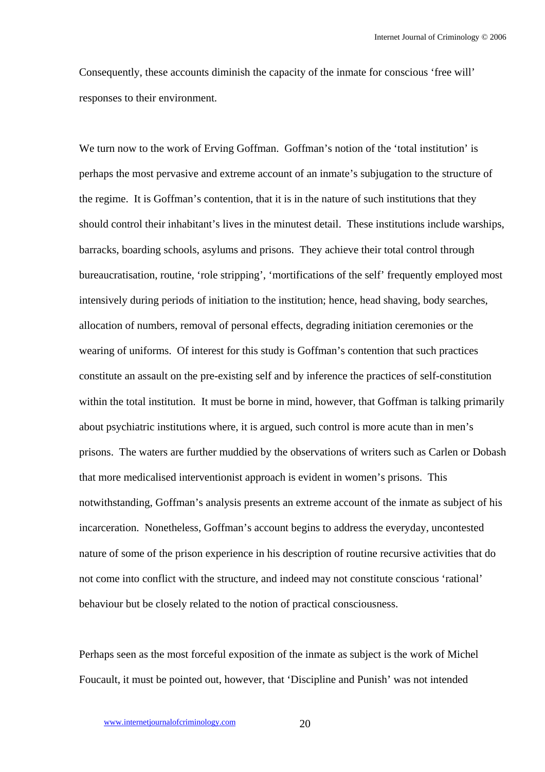Consequently, these accounts diminish the capacity of the inmate for conscious 'free will' responses to their environment.

We turn now to the work of Erving Goffman. Goffman's notion of the 'total institution' is perhaps the most pervasive and extreme account of an inmate's subjugation to the structure of the regime. It is Goffman's contention, that it is in the nature of such institutions that they should control their inhabitant's lives in the minutest detail. These institutions include warships, barracks, boarding schools, asylums and prisons. They achieve their total control through bureaucratisation, routine, 'role stripping', 'mortifications of the self' frequently employed most intensively during periods of initiation to the institution; hence, head shaving, body searches, allocation of numbers, removal of personal effects, degrading initiation ceremonies or the wearing of uniforms. Of interest for this study is Goffman's contention that such practices constitute an assault on the pre-existing self and by inference the practices of self-constitution within the total institution. It must be borne in mind, however, that Goffman is talking primarily about psychiatric institutions where, it is argued, such control is more acute than in men's prisons. The waters are further muddied by the observations of writers such as Carlen or Dobash that more medicalised interventionist approach is evident in women's prisons. This notwithstanding, Goffman's analysis presents an extreme account of the inmate as subject of his incarceration. Nonetheless, Goffman's account begins to address the everyday, uncontested nature of some of the prison experience in his description of routine recursive activities that do not come into conflict with the structure, and indeed may not constitute conscious 'rational' behaviour but be closely related to the notion of practical consciousness.

Perhaps seen as the most forceful exposition of the inmate as subject is the work of Michel Foucault, it must be pointed out, however, that 'Discipline and Punish' was not intended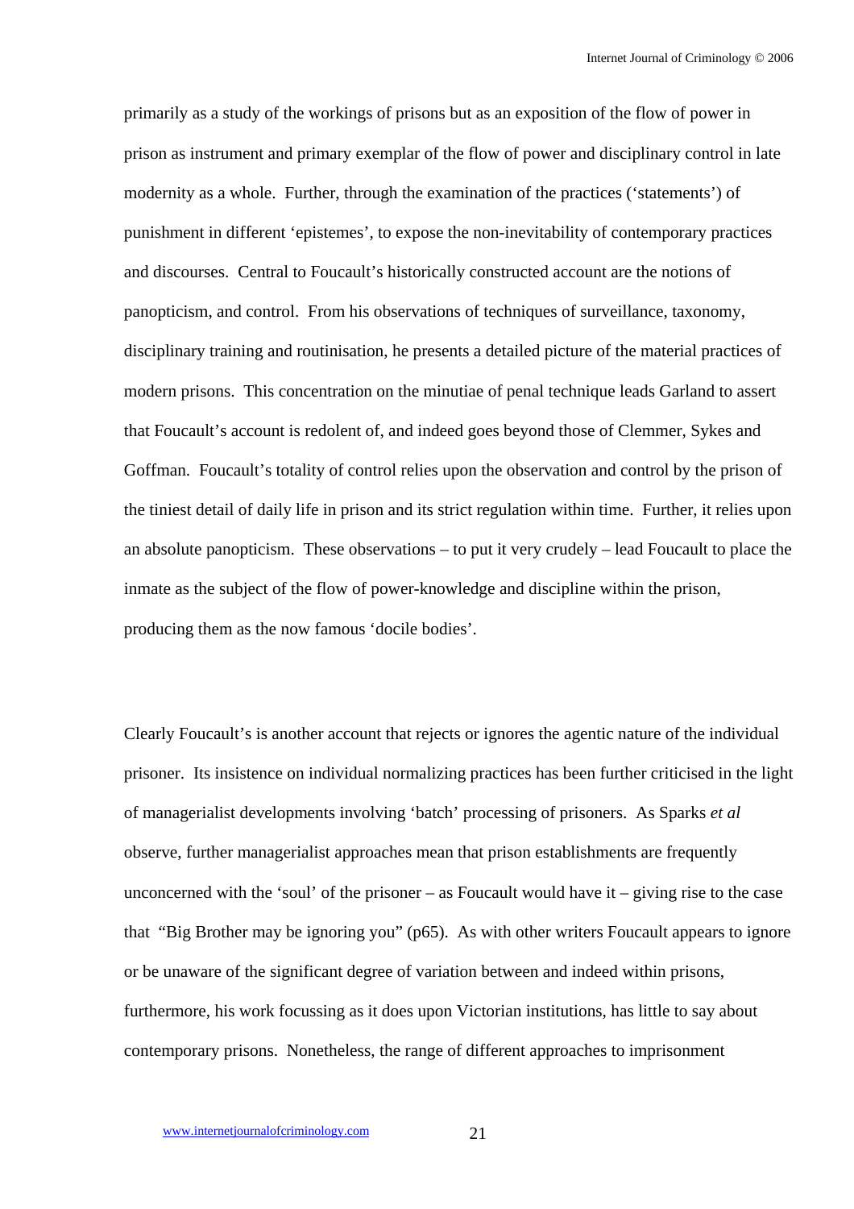primarily as a study of the workings of prisons but as an exposition of the flow of power in prison as instrument and primary exemplar of the flow of power and disciplinary control in late modernity as a whole. Further, through the examination of the practices ('statements') of punishment in different 'epistemes', to expose the non-inevitability of contemporary practices and discourses. Central to Foucault's historically constructed account are the notions of panopticism, and control. From his observations of techniques of surveillance, taxonomy, disciplinary training and routinisation, he presents a detailed picture of the material practices of modern prisons. This concentration on the minutiae of penal technique leads Garland to assert that Foucault's account is redolent of, and indeed goes beyond those of Clemmer, Sykes and Goffman. Foucault's totality of control relies upon the observation and control by the prison of the tiniest detail of daily life in prison and its strict regulation within time. Further, it relies upon an absolute panopticism. These observations – to put it very crudely – lead Foucault to place the inmate as the subject of the flow of power-knowledge and discipline within the prison, producing them as the now famous 'docile bodies'.

Clearly Foucault's is another account that rejects or ignores the agentic nature of the individual prisoner. Its insistence on individual normalizing practices has been further criticised in the light of managerialist developments involving 'batch' processing of prisoners. As Sparks *et al* observe, further managerialist approaches mean that prison establishments are frequently unconcerned with the 'soul' of the prisoner – as Foucault would have it – giving rise to the case that "Big Brother may be ignoring you" (p65). As with other writers Foucault appears to ignore or be unaware of the significant degree of variation between and indeed within prisons, furthermore, his work focussing as it does upon Victorian institutions, has little to say about contemporary prisons. Nonetheless, the range of different approaches to imprisonment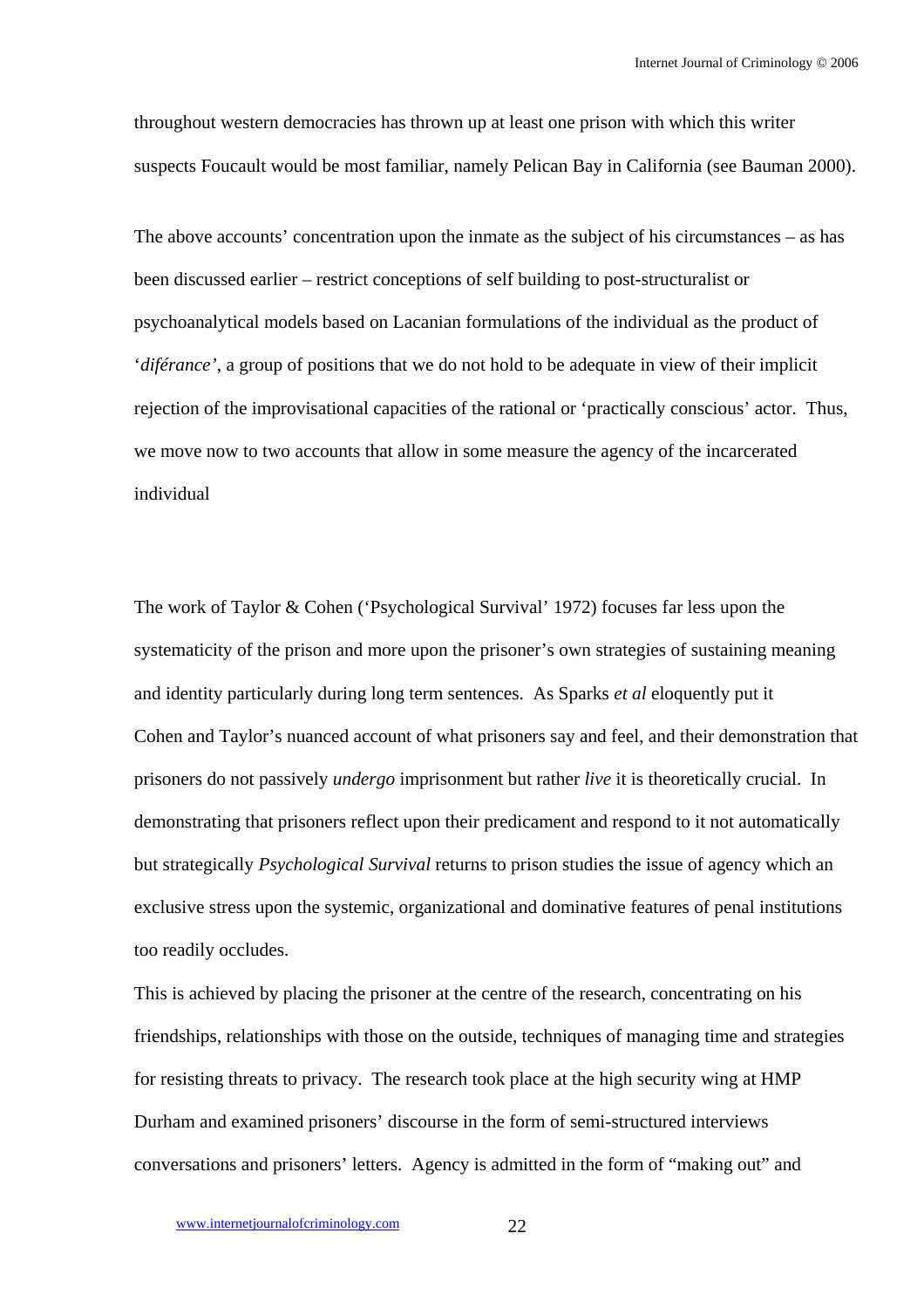throughout western democracies has thrown up at least one prison with which this writer suspects Foucault would be most familiar, namely Pelican Bay in California (see Bauman 2000).

The above accounts' concentration upon the inmate as the subject of his circumstances – as has been discussed earlier – restrict conceptions of self building to post-structuralist or psychoanalytical models based on Lacanian formulations of the individual as the product of '*diférance*', a group of positions that we do not hold to be adequate in view of their implicit rejection of the improvisational capacities of the rational or 'practically conscious' actor. Thus, we move now to two accounts that allow in some measure the agency of the incarcerated individual

The work of Taylor & Cohen ('Psychological Survival' 1972) focuses far less upon the systematicity of the prison and more upon the prisoner's own strategies of sustaining meaning and identity particularly during long term sentences. As Sparks *et al* eloquently put it

Cohen and Taylor's nuanced account of what prisoners say and feel, and their demonstration that prisoners do not passively *undergo* imprisonment but rather *live* it is theoretically crucial. In demonstrating that prisoners reflect upon their predicament and respond to it not automatically but strategically *Psychological Survival* returns to prison studies the issue of agency which an exclusive stress upon the systemic, organizational and dominative features of penal institutions too readily occludes.

This is achieved by placing the prisoner at the centre of the research, concentrating on his friendships, relationships with those on the outside, techniques of managing time and strategies for resisting threats to privacy. The research took place at the high security wing at HMP Durham and examined prisoners' discourse in the form of semi-structured interviews conversations and prisoners' letters. Agency is admitted in the form of "making out" and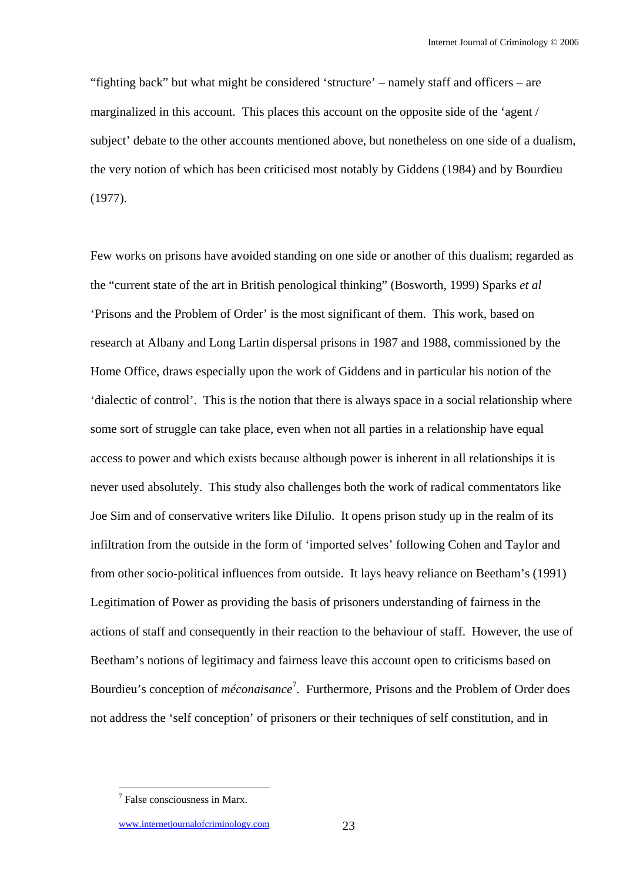"fighting back" but what might be considered 'structure' – namely staff and officers – are marginalized in this account. This places this account on the opposite side of the 'agent / subject' debate to the other accounts mentioned above, but nonetheless on one side of a dualism, the very notion of which has been criticised most notably by Giddens (1984) and by Bourdieu (1977).

Few works on prisons have avoided standing on one side or another of this dualism; regarded as the "current state of the art in British penological thinking" (Bosworth, 1999) Sparks *et al* 'Prisons and the Problem of Order' is the most significant of them. This work, based on research at Albany and Long Lartin dispersal prisons in 1987 and 1988, commissioned by the Home Office, draws especially upon the work of Giddens and in particular his notion of the 'dialectic of control'. This is the notion that there is always space in a social relationship where some sort of struggle can take place, even when not all parties in a relationship have equal access to power and which exists because although power is inherent in all relationships it is never used absolutely. This study also challenges both the work of radical commentators like Joe Sim and of conservative writers like DiIulio. It opens prison study up in the realm of its infiltration from the outside in the form of 'imported selves' following Cohen and Taylor and from other socio-political influences from outside. It lays heavy reliance on Beetham's (1991) Legitimation of Power as providing the basis of prisoners understanding of fairness in the actions of staff and consequently in their reaction to the behaviour of staff. However, the use of Beetham's notions of legitimacy and fairness leave this account open to criticisms based on Bourdieu's conception of *méconaisance*[7]. Furthermore, Prisons and the Problem of Order does not address the 'self conception' of prisoners or their techniques of self constitution, and in

[7] False consciousness in Marx.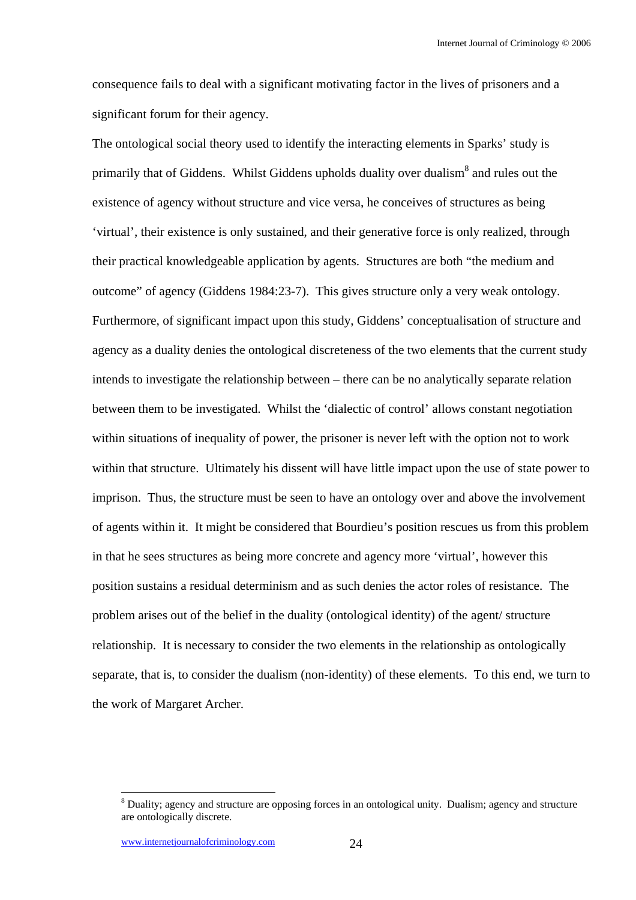consequence fails to deal with a significant motivating factor in the lives of prisoners and a significant forum for their agency.

The ontological social theory used to identify the interacting elements in Sparks' study is primarily that of Giddens. Whilst Giddens upholds duality over dualism[8] and rules out the existence of agency without structure and vice versa, he conceives of structures as being 'virtual', their existence is only sustained, and their generative force is only realized, through their practical knowledgeable application by agents. Structures are both "the medium and outcome" of agency (Giddens 1984:23-7). This gives structure only a very weak ontology. Furthermore, of significant impact upon this study, Giddens' conceptualisation of structure and agency as a duality denies the ontological discreteness of the two elements that the current study intends to investigate the relationship between – there can be no analytically separate relation between them to be investigated. Whilst the 'dialectic of control' allows constant negotiation within situations of inequality of power, the prisoner is never left with the option not to work within that structure. Ultimately his dissent will have little impact upon the use of state power to imprison. Thus, the structure must be seen to have an ontology over and above the involvement of agents within it. It might be considered that Bourdieu's position rescues us from this problem in that he sees structures as being more concrete and agency more 'virtual', however this position sustains a residual determinism and as such denies the actor roles of resistance. The problem arises out of the belief in the duality (ontological identity) of the agent/ structure relationship. It is necessary to consider the two elements in the relationship as ontologically separate, that is, to consider the dualism (non-identity) of these elements. To this end, we turn to the work of Margaret Archer.

[8] Duality; agency and structure are opposing forces in an ontological unity. Dualism; agency and structure are ontologically discrete.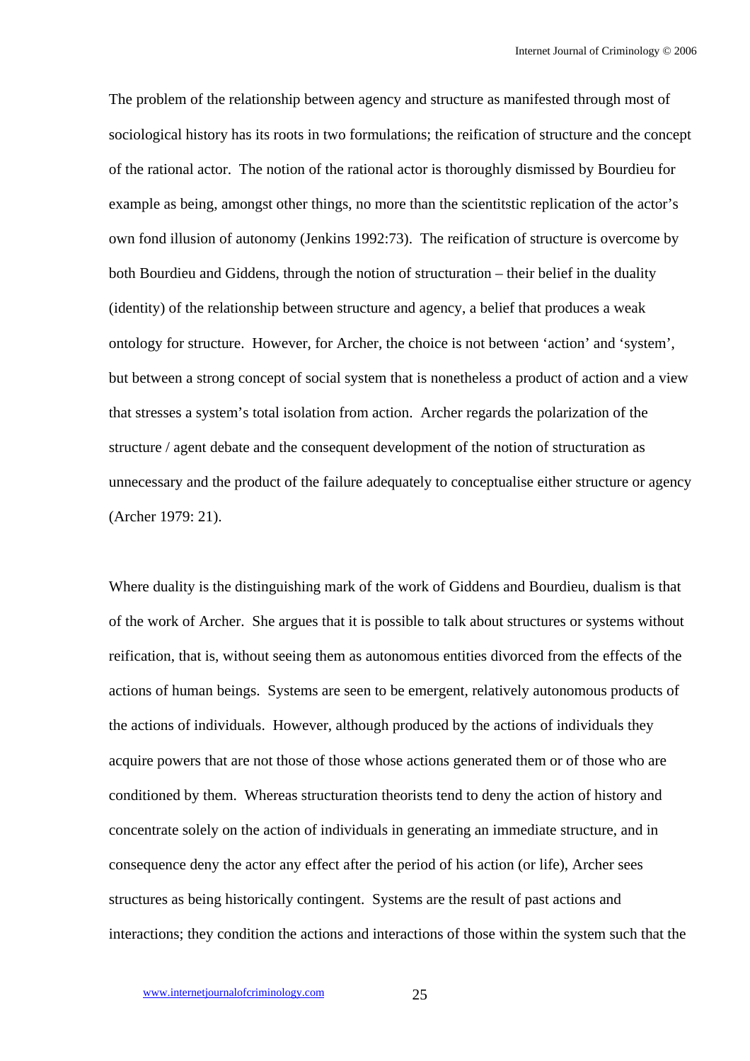The problem of the relationship between agency and structure as manifested through most of sociological history has its roots in two formulations; the reification of structure and the concept of the rational actor. The notion of the rational actor is thoroughly dismissed by Bourdieu for example as being, amongst other things, no more than the scientitstic replication of the actor's own fond illusion of autonomy (Jenkins 1992:73). The reification of structure is overcome by both Bourdieu and Giddens, through the notion of structuration – their belief in the duality (identity) of the relationship between structure and agency, a belief that produces a weak ontology for structure. However, for Archer, the choice is not between 'action' and 'system', but between a strong concept of social system that is nonetheless a product of action and a view that stresses a system's total isolation from action. Archer regards the polarization of the structure / agent debate and the consequent development of the notion of structuration as unnecessary and the product of the failure adequately to conceptualise either structure or agency (Archer 1979: 21).

Where duality is the distinguishing mark of the work of Giddens and Bourdieu, dualism is that of the work of Archer. She argues that it is possible to talk about structures or systems without reification, that is, without seeing them as autonomous entities divorced from the effects of the actions of human beings. Systems are seen to be emergent, relatively autonomous products of the actions of individuals. However, although produced by the actions of individuals they acquire powers that are not those of those whose actions generated them or of those who are conditioned by them. Whereas structuration theorists tend to deny the action of history and concentrate solely on the action of individuals in generating an immediate structure, and in consequence deny the actor any effect after the period of his action (or life), Archer sees structures as being historically contingent. Systems are the result of past actions and interactions; they condition the actions and interactions of those within the system such that the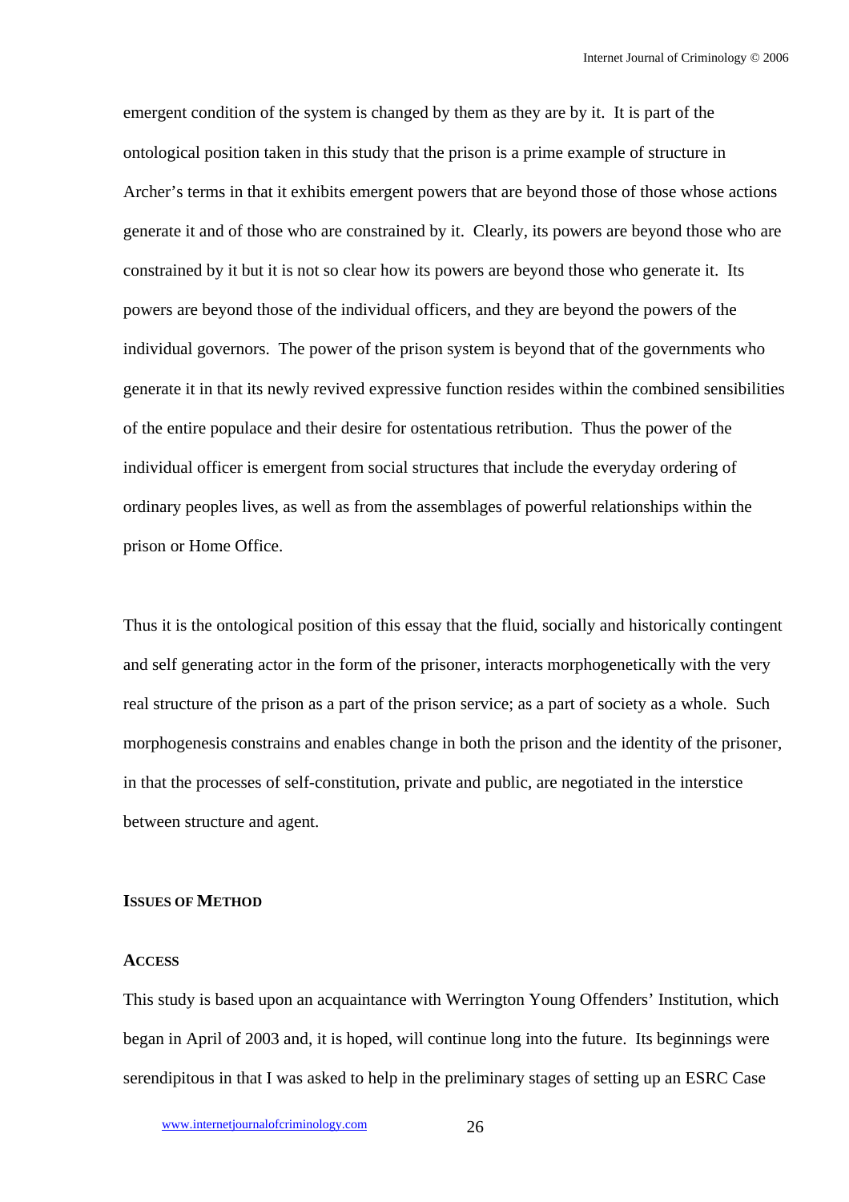emergent condition of the system is changed by them as they are by it. It is part of the ontological position taken in this study that the prison is a prime example of structure in Archer's terms in that it exhibits emergent powers that are beyond those of those whose actions generate it and of those who are constrained by it. Clearly, its powers are beyond those who are constrained by it but it is not so clear how its powers are beyond those who generate it. Its powers are beyond those of the individual officers, and they are beyond the powers of the individual governors. The power of the prison system is beyond that of the governments who generate it in that its newly revived expressive function resides within the combined sensibilities of the entire populace and their desire for ostentatious retribution. Thus the power of the individual officer is emergent from social structures that include the everyday ordering of ordinary peoples lives, as well as from the assemblages of powerful relationships within the prison or Home Office.

Thus it is the ontological position of this essay that the fluid, socially and historically contingent and self generating actor in the form of the prisoner, interacts morphogenetically with the very real structure of the prison as a part of the prison service; as a part of society as a whole. Such morphogenesis constrains and enables change in both the prison and the identity of the prisoner, in that the processes of self-constitution, private and public, are negotiated in the interstice between structure and agent.

## Issues of Method

### Access

This study is based upon an acquaintance with Werrington Young Offenders' Institution, which began in April of 2003 and, it is hoped, will continue long into the future. Its beginnings were serendipitous in that I was asked to help in the preliminary stages of setting up an ESRC Case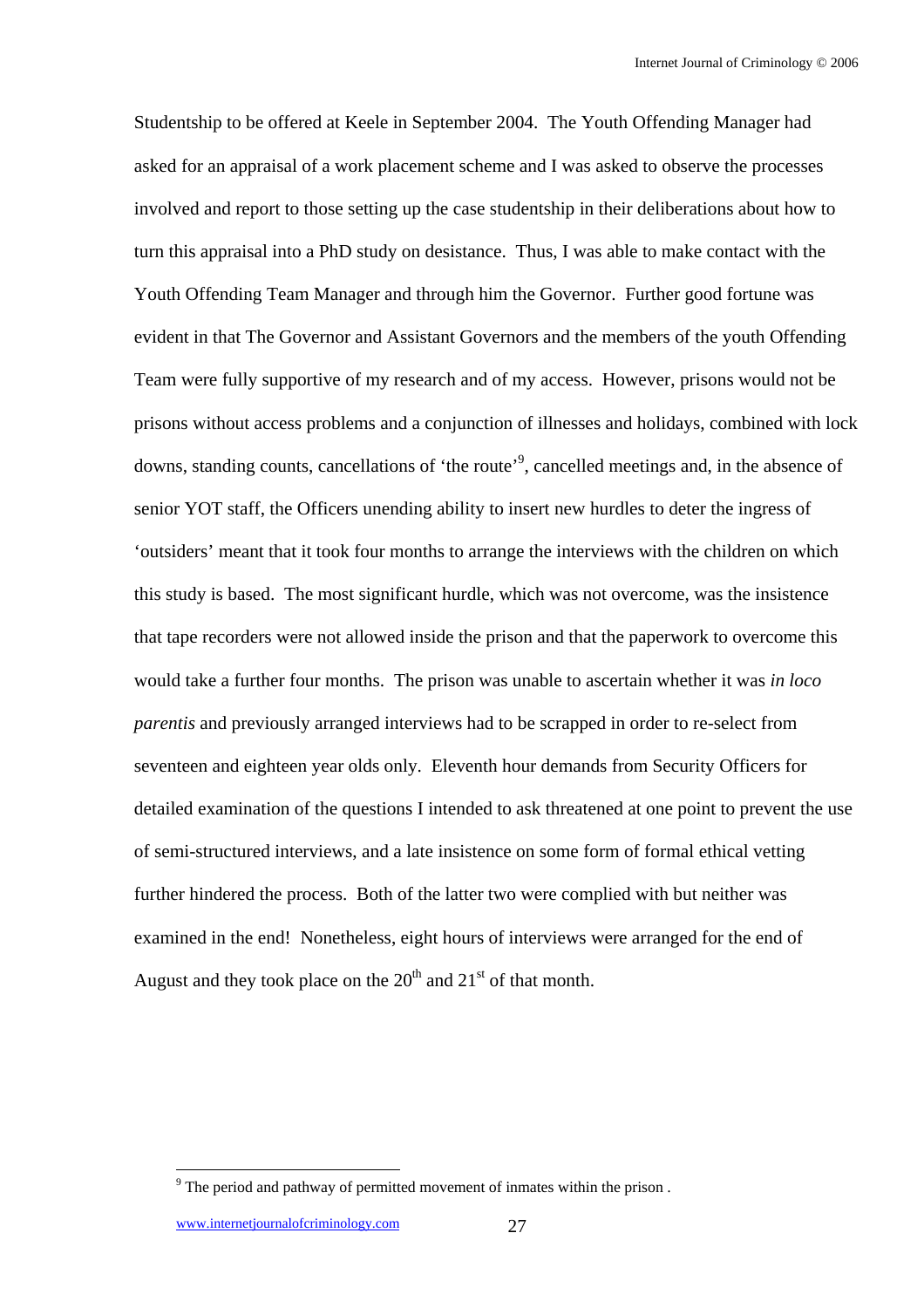Studentship to be offered at Keele in September 2004. The Youth Offending Manager had asked for an appraisal of a work placement scheme and I was asked to observe the processes involved and report to those setting up the case studentship in their deliberations about how to turn this appraisal into a PhD study on desistance. Thus, I was able to make contact with the Youth Offending Team Manager and through him the Governor. Further good fortune was evident in that The Governor and Assistant Governors and the members of the youth Offending Team were fully supportive of my research and of my access. However, prisons would not be prisons without access problems and a conjunction of illnesses and holidays, combined with lock downs, standing counts, cancellations of 'the route'[9], cancelled meetings and, in the absence of senior YOT staff, the Officers unending ability to insert new hurdles to deter the ingress of 'outsiders' meant that it took four months to arrange the interviews with the children on which this study is based. The most significant hurdle, which was not overcome, was the insistence that tape recorders were not allowed inside the prison and that the paperwork to overcome this would take a further four months. The prison was unable to ascertain whether it was *in loco parentis* and previously arranged interviews had to be scrapped in order to re-select from seventeen and eighteen year olds only. Eleventh hour demands from Security Officers for detailed examination of the questions I intended to ask threatened at one point to prevent the use of semi-structured interviews, and a late insistence on some form of formal ethical vetting further hindered the process. Both of the latter two were complied with but neither was examined in the end! Nonetheless, eight hours of interviews were arranged for the end of August and they took place on the 20th and 21st of that month.

[9] The period and pathway of permitted movement of inmates within the prison .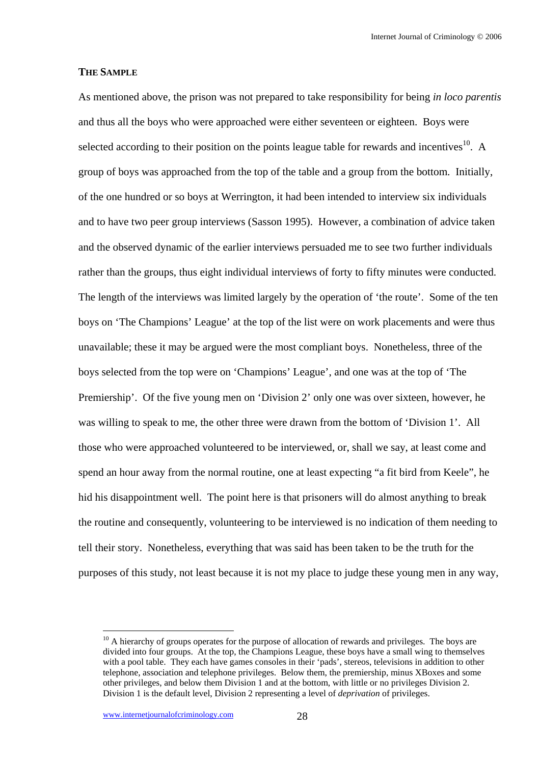**THE SAMPLE**

As mentioned above, the prison was not prepared to take responsibility for being *in loco parentis* and thus all the boys who were approached were either seventeen or eighteen. Boys were selected according to their position on the points league table for rewards and incentives[10]. A group of boys was approached from the top of the table and a group from the bottom. Initially, of the one hundred or so boys at Werrington, it had been intended to interview six individuals and to have two peer group interviews (Sasson 1995). However, a combination of advice taken and the observed dynamic of the earlier interviews persuaded me to see two further individuals rather than the groups, thus eight individual interviews of forty to fifty minutes were conducted. The length of the interviews was limited largely by the operation of 'the route'. Some of the ten boys on 'The Champions' League' at the top of the list were on work placements and were thus unavailable; these it may be argued were the most compliant boys. Nonetheless, three of the boys selected from the top were on 'Champions' League', and one was at the top of 'The Premiership'. Of the five young men on 'Division 2' only one was over sixteen, however, he was willing to speak to me, the other three were drawn from the bottom of 'Division 1'. All those who were approached volunteered to be interviewed, or, shall we say, at least come and spend an hour away from the normal routine, one at least expecting "a fit bird from Keele", he hid his disappointment well. The point here is that prisoners will do almost anything to break the routine and consequently, volunteering to be interviewed is no indication of them needing to tell their story. Nonetheless, everything that was said has been taken to be the truth for the purposes of this study, not least because it is not my place to judge these young men in any way,

---

[10] A hierarchy of groups operates for the purpose of allocation of rewards and privileges. The boys are divided into four groups. At the top, the Champions League, these boys have a small wing to themselves with a pool table. They each have games consoles in their 'pads', stereos, televisions in addition to other telephone, association and telephone privileges. Below them, the premiership, minus XBoxes and some other privileges, and below them Division 1 and at the bottom, with little or no privileges Division 2. Division 1 is the default level, Division 2 representing a level of *deprivation* of privileges.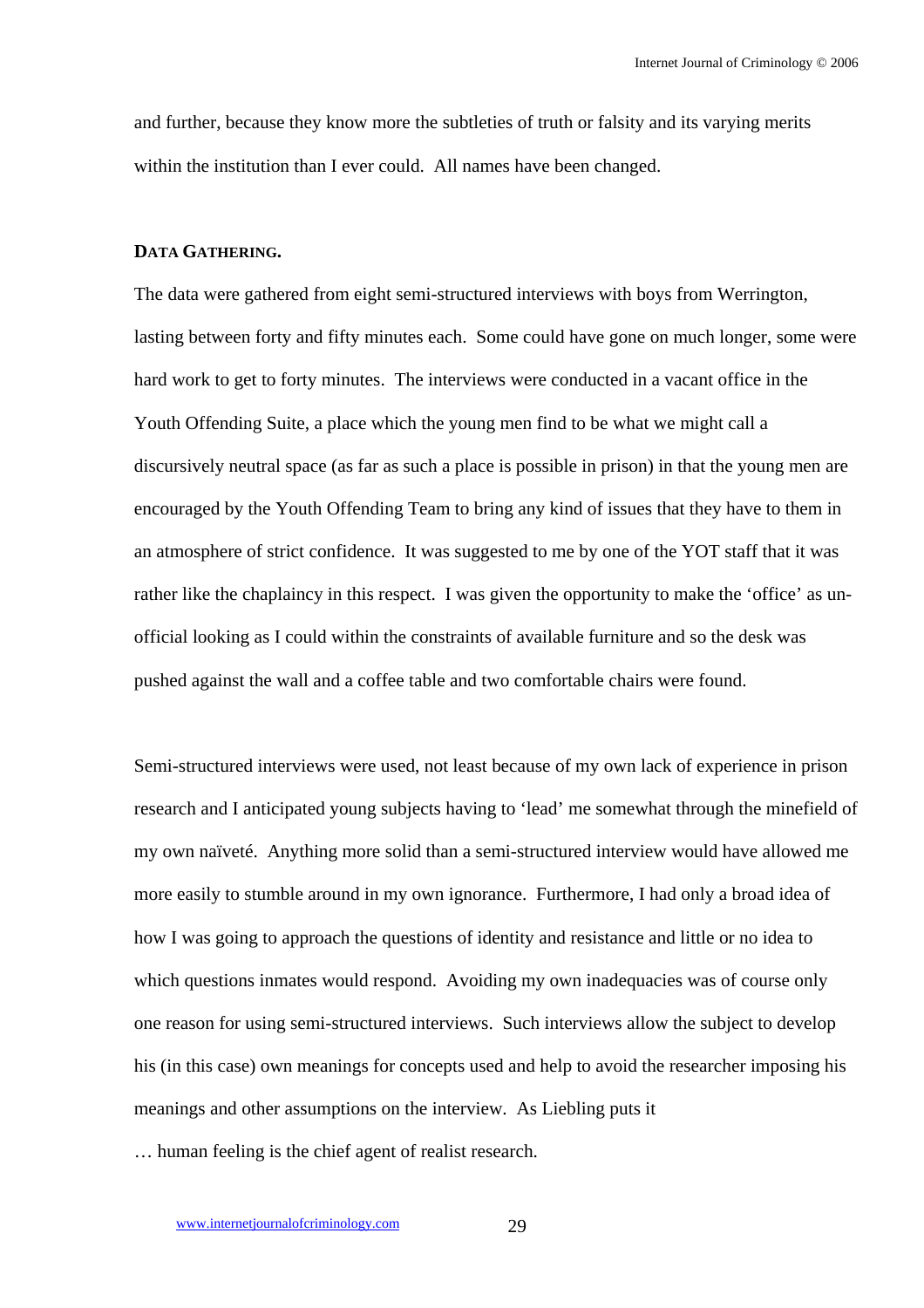and further, because they know more the subtleties of truth or falsity and its varying merits within the institution than I ever could. All names have been changed.

## DATA GATHERING.

The data were gathered from eight semi-structured interviews with boys from Werrington, lasting between forty and fifty minutes each. Some could have gone on much longer, some were hard work to get to forty minutes. The interviews were conducted in a vacant office in the Youth Offending Suite, a place which the young men find to be what we might call a discursively neutral space (as far as such a place is possible in prison) in that the young men are encouraged by the Youth Offending Team to bring any kind of issues that they have to them in an atmosphere of strict confidence. It was suggested to me by one of the YOT staff that it was rather like the chaplaincy in this respect. I was given the opportunity to make the 'office' as un-official looking as I could within the constraints of available furniture and so the desk was pushed against the wall and a coffee table and two comfortable chairs were found.

Semi-structured interviews were used, not least because of my own lack of experience in prison research and I anticipated young subjects having to 'lead' me somewhat through the minefield of my own naïveté. Anything more solid than a semi-structured interview would have allowed me more easily to stumble around in my own ignorance. Furthermore, I had only a broad idea of how I was going to approach the questions of identity and resistance and little or no idea to which questions inmates would respond. Avoiding my own inadequacies was of course only one reason for using semi-structured interviews. Such interviews allow the subject to develop his (in this case) own meanings for concepts used and help to avoid the researcher imposing his meanings and other assumptions on the interview. As Liebling puts it

… human feeling is the chief agent of realist research.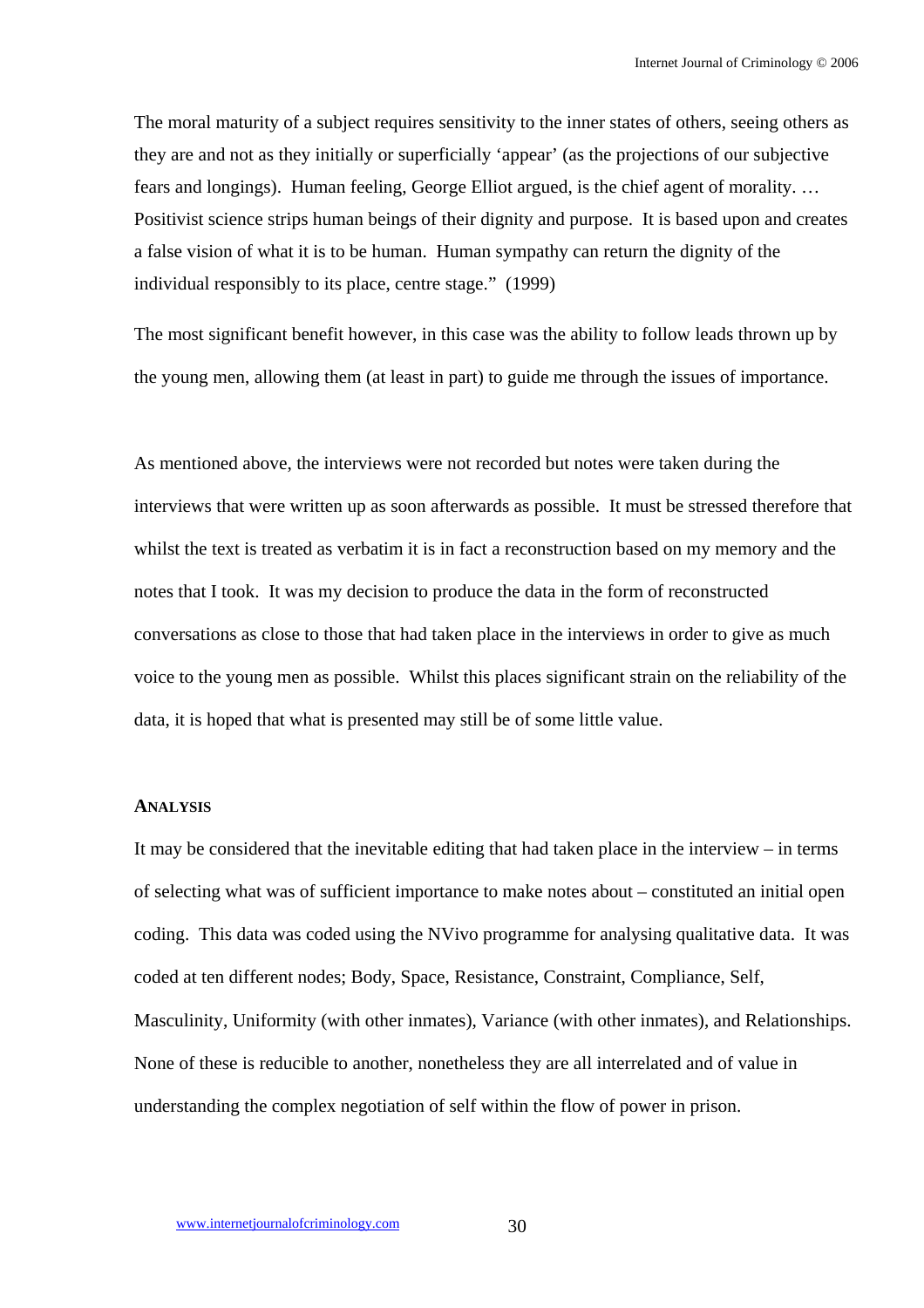The moral maturity of a subject requires sensitivity to the inner states of others, seeing others as they are and not as they initially or superficially 'appear' (as the projections of our subjective fears and longings). Human feeling, George Elliot argued, is the chief agent of morality. … Positivist science strips human beings of their dignity and purpose. It is based upon and creates a false vision of what it is to be human. Human sympathy can return the dignity of the individual responsibly to its place, centre stage." (1999)

The most significant benefit however, in this case was the ability to follow leads thrown up by the young men, allowing them (at least in part) to guide me through the issues of importance.

As mentioned above, the interviews were not recorded but notes were taken during the interviews that were written up as soon afterwards as possible. It must be stressed therefore that whilst the text is treated as verbatim it is in fact a reconstruction based on my memory and the notes that I took. It was my decision to produce the data in the form of reconstructed conversations as close to those that had taken place in the interviews in order to give as much voice to the young men as possible. Whilst this places significant strain on the reliability of the data, it is hoped that what is presented may still be of some little value.

### Analysis

It may be considered that the inevitable editing that had taken place in the interview – in terms of selecting what was of sufficient importance to make notes about – constituted an initial open coding. This data was coded using the NVivo programme for analysing qualitative data. It was coded at ten different nodes; Body, Space, Resistance, Constraint, Compliance, Self, Masculinity, Uniformity (with other inmates), Variance (with other inmates), and Relationships. None of these is reducible to another, nonetheless they are all interrelated and of value in understanding the complex negotiation of self within the flow of power in prison.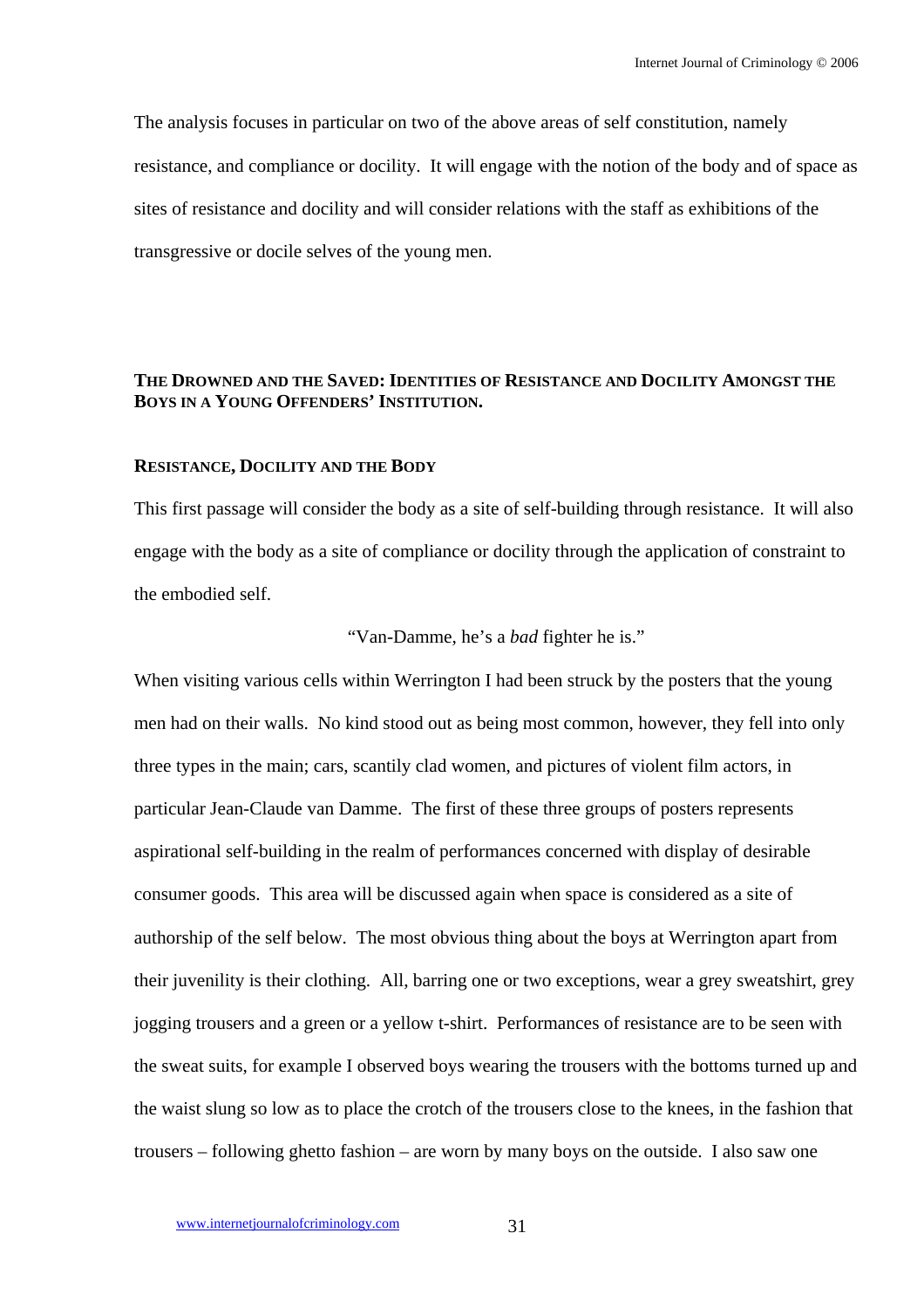The analysis focuses in particular on two of the above areas of self constitution, namely resistance, and compliance or docility. It will engage with the notion of the body and of space as sites of resistance and docility and will consider relations with the staff as exhibitions of the transgressive or docile selves of the young men.

## THE DROWNED AND THE SAVED: IDENTITIES OF RESISTANCE AND DOCILITY AMONGST THE BOYS IN A YOUNG OFFENDERS' INSTITUTION.

### RESISTANCE, DOCILITY AND THE BODY

This first passage will consider the body as a site of self-building through resistance. It will also engage with the body as a site of compliance or docility through the application of constraint to the embodied self.

"Van-Damme, he's a *bad* fighter he is."

When visiting various cells within Werrington I had been struck by the posters that the young men had on their walls. No kind stood out as being most common, however, they fell into only three types in the main; cars, scantily clad women, and pictures of violent film actors, in particular Jean-Claude van Damme. The first of these three groups of posters represents aspirational self-building in the realm of performances concerned with display of desirable consumer goods. This area will be discussed again when space is considered as a site of authorship of the self below. The most obvious thing about the boys at Werrington apart from their juvenility is their clothing. All, barring one or two exceptions, wear a grey sweatshirt, grey jogging trousers and a green or a yellow t-shirt. Performances of resistance are to be seen with the sweat suits, for example I observed boys wearing the trousers with the bottoms turned up and the waist slung so low as to place the crotch of the trousers close to the knees, in the fashion that trousers – following ghetto fashion – are worn by many boys on the outside. I also saw one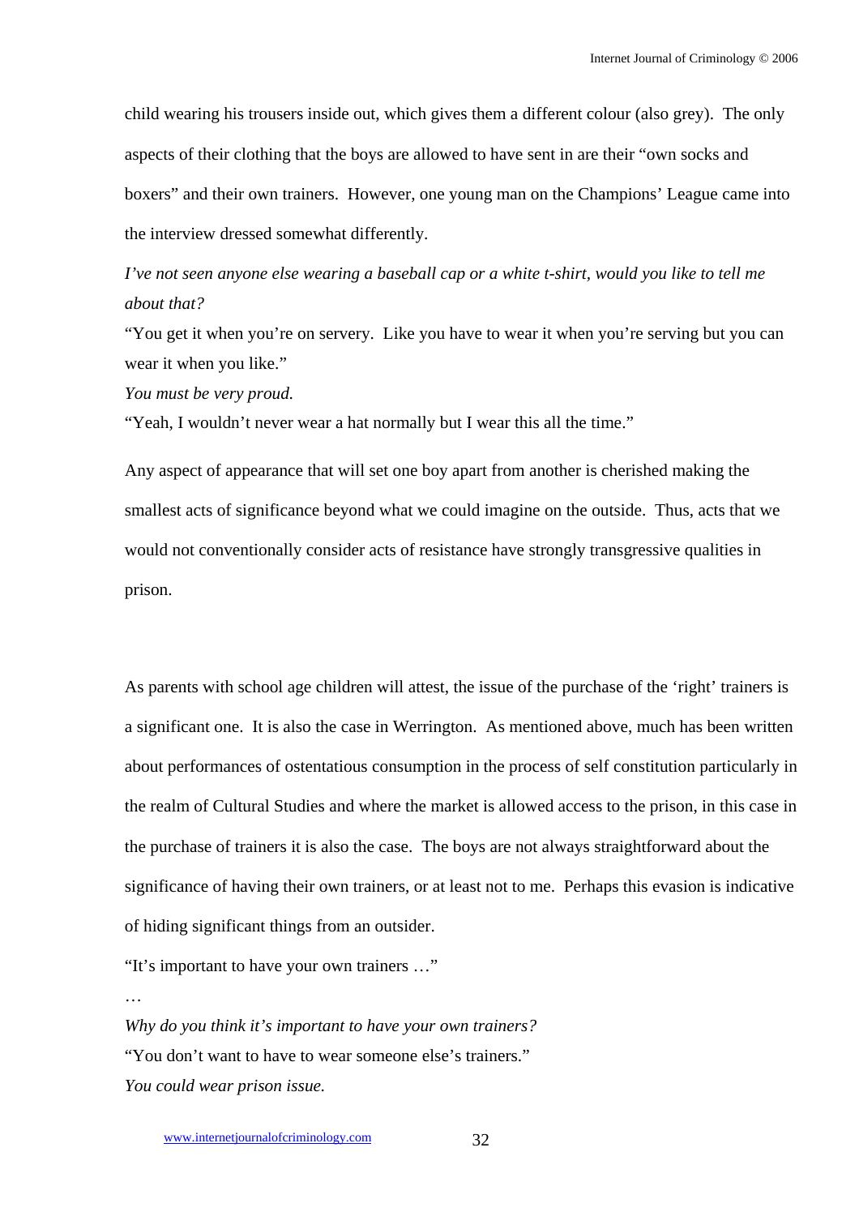child wearing his trousers inside out, which gives them a different colour (also grey). The only aspects of their clothing that the boys are allowed to have sent in are their "own socks and boxers" and their own trainers. However, one young man on the Champions' League came into the interview dressed somewhat differently.

*I've not seen anyone else wearing a baseball cap or a white t-shirt, would you like to tell me about that?*

"You get it when you're on servery. Like you have to wear it when you're serving but you can wear it when you like."

*You must be very proud.*

"Yeah, I wouldn't never wear a hat normally but I wear this all the time."

Any aspect of appearance that will set one boy apart from another is cherished making the smallest acts of significance beyond what we could imagine on the outside. Thus, acts that we would not conventionally consider acts of resistance have strongly transgressive qualities in prison.

As parents with school age children will attest, the issue of the purchase of the 'right' trainers is a significant one. It is also the case in Werrington. As mentioned above, much has been written about performances of ostentatious consumption in the process of self constitution particularly in the realm of Cultural Studies and where the market is allowed access to the prison, in this case in the purchase of trainers it is also the case. The boys are not always straightforward about the significance of having their own trainers, or at least not to me. Perhaps this evasion is indicative of hiding significant things from an outsider.

"It's important to have your own trainers …"

…

*Why do you think it's important to have your own trainers?*

"You don't want to have to wear someone else's trainers."

*You could wear prison issue.*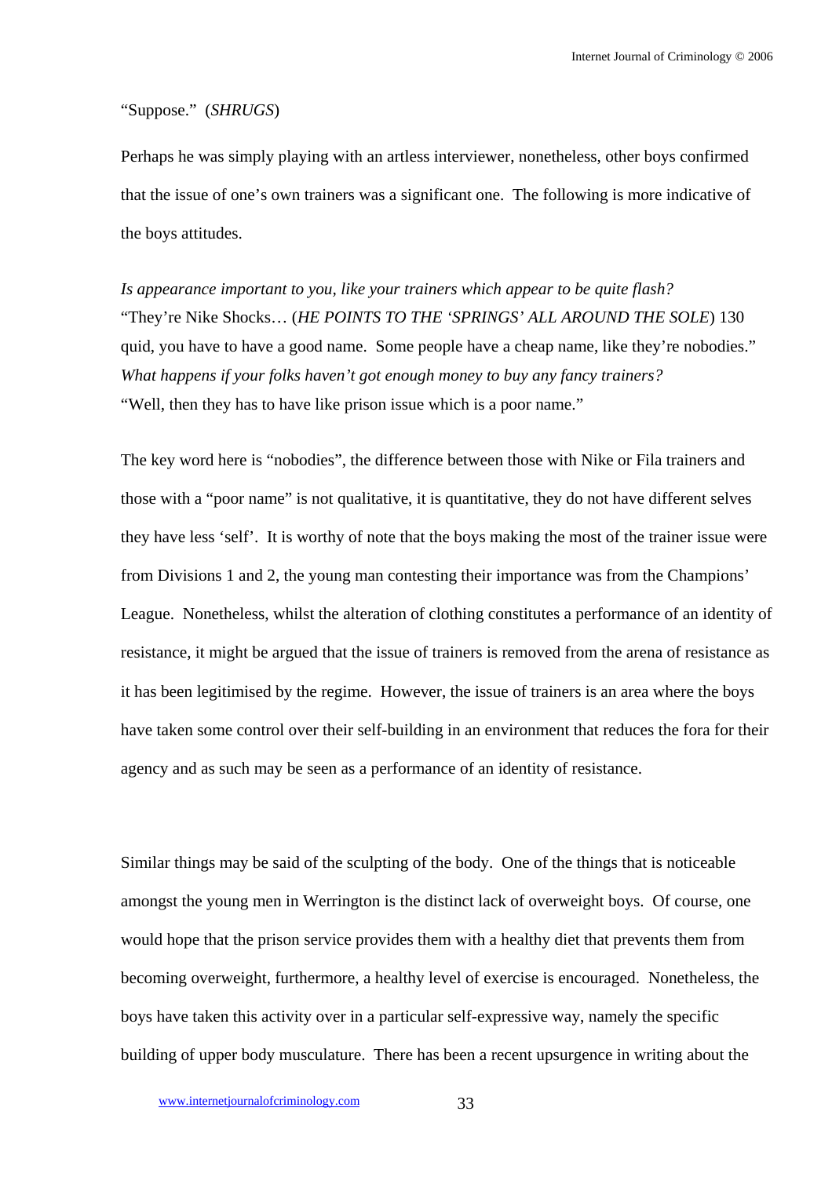"Suppose." (*SHRUGS*)

Perhaps he was simply playing with an artless interviewer, nonetheless, other boys confirmed that the issue of one's own trainers was a significant one. The following is more indicative of the boys attitudes.

*Is appearance important to you, like your trainers which appear to be quite flash?*
"They're Nike Shocks… (*HE POINTS TO THE 'SPRINGS' ALL AROUND THE SOLE*) 130 quid, you have to have a good name. Some people have a cheap name, like they're nobodies."
*What happens if your folks haven't got enough money to buy any fancy trainers?*
"Well, then they has to have like prison issue which is a poor name."

The key word here is "nobodies", the difference between those with Nike or Fila trainers and those with a "poor name" is not qualitative, it is quantitative, they do not have different selves they have less 'self'. It is worthy of note that the boys making the most of the trainer issue were from Divisions 1 and 2, the young man contesting their importance was from the Champions' League. Nonetheless, whilst the alteration of clothing constitutes a performance of an identity of resistance, it might be argued that the issue of trainers is removed from the arena of resistance as it has been legitimised by the regime. However, the issue of trainers is an area where the boys have taken some control over their self-building in an environment that reduces the fora for their agency and as such may be seen as a performance of an identity of resistance.

Similar things may be said of the sculpting of the body. One of the things that is noticeable amongst the young men in Werrington is the distinct lack of overweight boys. Of course, one would hope that the prison service provides them with a healthy diet that prevents them from becoming overweight, furthermore, a healthy level of exercise is encouraged. Nonetheless, the boys have taken this activity over in a particular self-expressive way, namely the specific building of upper body musculature. There has been a recent upsurgence in writing about the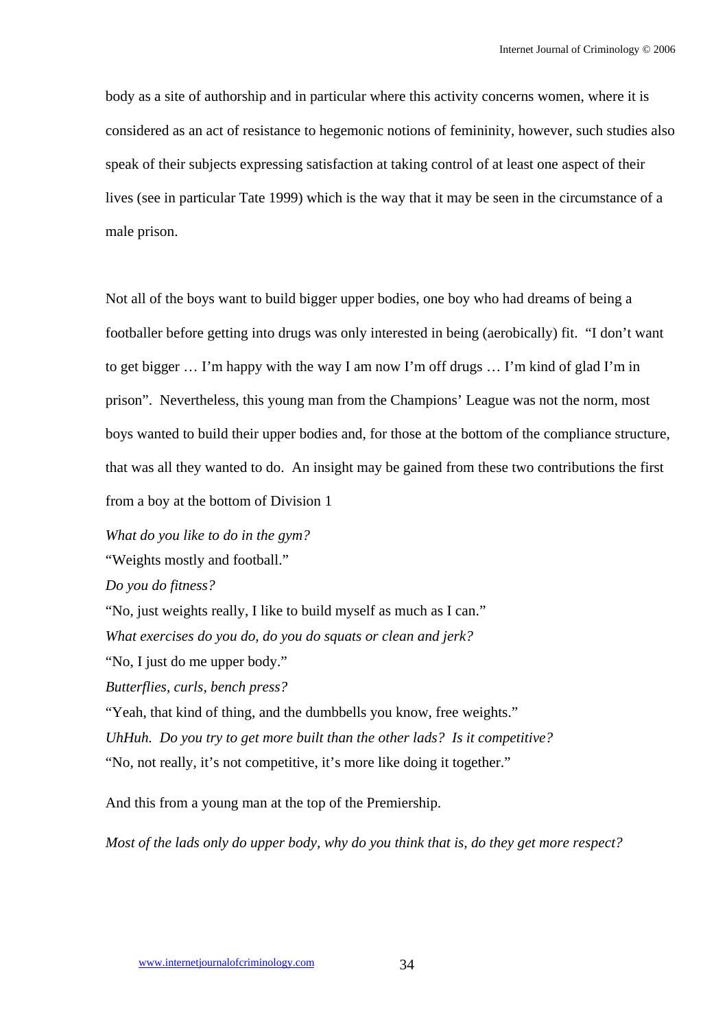body as a site of authorship and in particular where this activity concerns women, where it is considered as an act of resistance to hegemonic notions of femininity, however, such studies also speak of their subjects expressing satisfaction at taking control of at least one aspect of their lives (see in particular Tate 1999) which is the way that it may be seen in the circumstance of a male prison.

Not all of the boys want to build bigger upper bodies, one boy who had dreams of being a footballer before getting into drugs was only interested in being (aerobically) fit. "I don't want to get bigger … I'm happy with the way I am now I'm off drugs … I'm kind of glad I'm in prison". Nevertheless, this young man from the Champions' League was not the norm, most boys wanted to build their upper bodies and, for those at the bottom of the compliance structure, that was all they wanted to do. An insight may be gained from these two contributions the first from a boy at the bottom of Division 1

*What do you like to do in the gym?*
"Weights mostly and football."
*Do you do fitness?*
"No, just weights really, I like to build myself as much as I can."
*What exercises do you do, do you do squats or clean and jerk?*
"No, I just do me upper body."
*Butterflies, curls, bench press?*
"Yeah, that kind of thing, and the dumbbells you know, free weights."
*UhHuh. Do you try to get more built than the other lads? Is it competitive?*
"No, not really, it's not competitive, it's more like doing it together."

And this from a young man at the top of the Premiership.

*Most of the lads only do upper body, why do you think that is, do they get more respect?*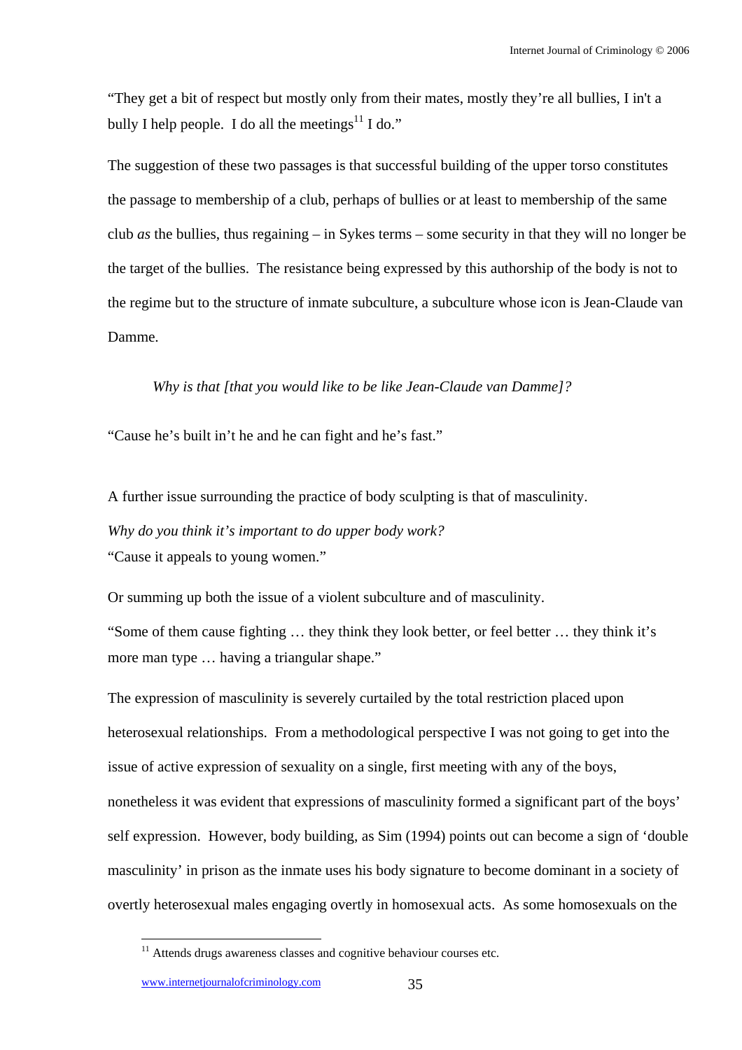"They get a bit of respect but mostly only from their mates, mostly they're all bullies, I in't a bully I help people. I do all the meetings[11] I do."

The suggestion of these two passages is that successful building of the upper torso constitutes the passage to membership of a club, perhaps of bullies or at least to membership of the same club *as* the bullies, thus regaining – in Sykes terms – some security in that they will no longer be the target of the bullies. The resistance being expressed by this authorship of the body is not to the regime but to the structure of inmate subculture, a subculture whose icon is Jean-Claude van Damme.

> *Why is that [that you would like to be like Jean-Claude van Damme]?*

"Cause he's built in't he and he can fight and he's fast."

A further issue surrounding the practice of body sculpting is that of masculinity.

*Why do you think it's important to do upper body work?*

"Cause it appeals to young women."

Or summing up both the issue of a violent subculture and of masculinity.

"Some of them cause fighting … they think they look better, or feel better … they think it's more man type … having a triangular shape."

The expression of masculinity is severely curtailed by the total restriction placed upon heterosexual relationships. From a methodological perspective I was not going to get into the issue of active expression of sexuality on a single, first meeting with any of the boys, nonetheless it was evident that expressions of masculinity formed a significant part of the boys' self expression. However, body building, as Sim (1994) points out can become a sign of 'double masculinity' in prison as the inmate uses his body signature to become dominant in a society of overtly heterosexual males engaging overtly in homosexual acts. As some homosexuals on the

[11] Attends drugs awareness classes and cognitive behaviour courses etc.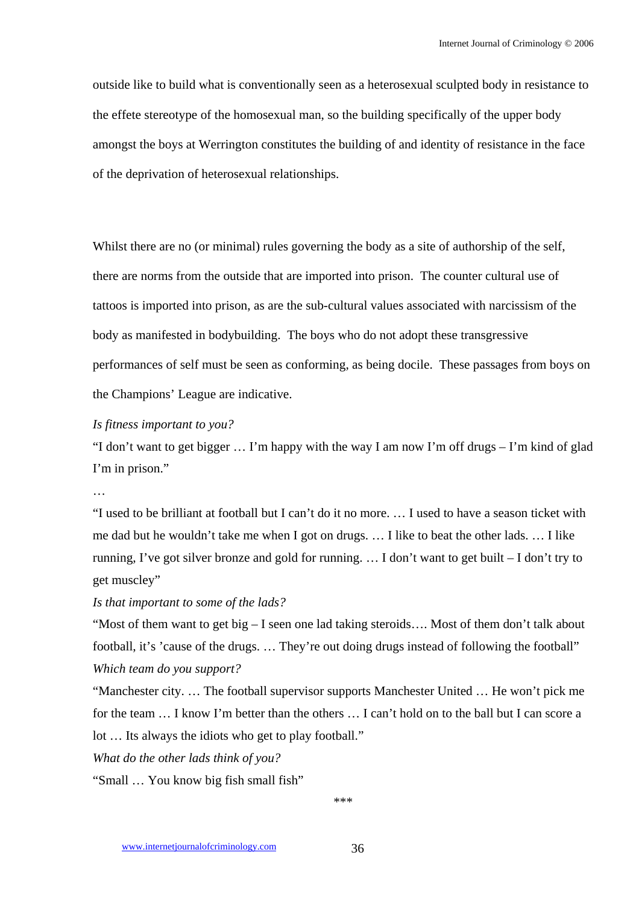outside like to build what is conventionally seen as a heterosexual sculpted body in resistance to the effete stereotype of the homosexual man, so the building specifically of the upper body amongst the boys at Werrington constitutes the building of and identity of resistance in the face of the deprivation of heterosexual relationships.

Whilst there are no (or minimal) rules governing the body as a site of authorship of the self, there are norms from the outside that are imported into prison. The counter cultural use of tattoos is imported into prison, as are the sub-cultural values associated with narcissism of the body as manifested in bodybuilding. The boys who do not adopt these transgressive performances of self must be seen as conforming, as being docile. These passages from boys on the Champions' League are indicative.

*Is fitness important to you?*

"I don't want to get bigger … I'm happy with the way I am now I'm off drugs – I'm kind of glad I'm in prison."

…

"I used to be brilliant at football but I can't do it no more. … I used to have a season ticket with me dad but he wouldn't take me when I got on drugs. … I like to beat the other lads. … I like running, I've got silver bronze and gold for running. … I don't want to get built – I don't try to get muscley"

*Is that important to some of the lads?*

"Most of them want to get big – I seen one lad taking steroids…. Most of them don't talk about football, it's 'cause of the drugs. … They're out doing drugs instead of following the football"

*Which team do you support?*

"Manchester city. … The football supervisor supports Manchester United … He won't pick me for the team … I know I'm better than the others … I can't hold on to the ball but I can score a lot … Its always the idiots who get to play football."

*What do the other lads think of you?*

"Small … You know big fish small fish"

\*\*\*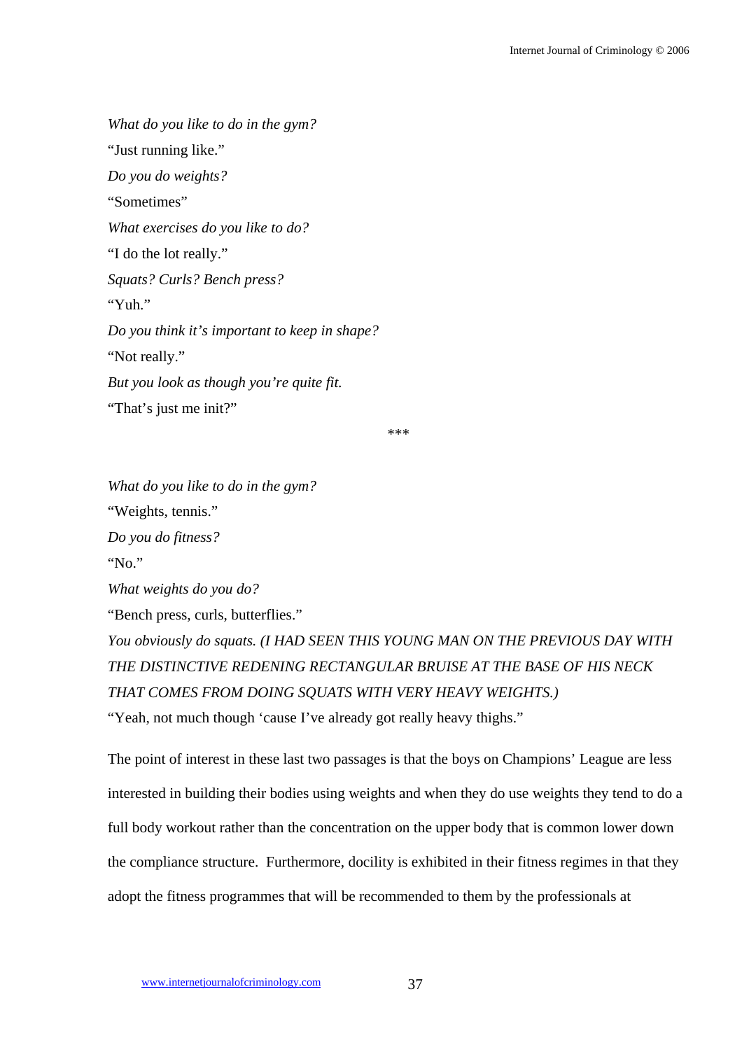*What do you like to do in the gym?*

"Just running like."

*Do you do weights?*

"Sometimes"

*What exercises do you like to do?*

"I do the lot really."

*Squats? Curls? Bench press?*

"Yuh."

*Do you think it's important to keep in shape?*

"Not really."

*But you look as though you're quite fit.*

"That's just me init?"

***

*What do you like to do in the gym?*

"Weights, tennis."

*Do you do fitness?*

"No."

*What weights do you do?*

"Bench press, curls, butterflies."

*You obviously do squats. (I HAD SEEN THIS YOUNG MAN ON THE PREVIOUS DAY WITH THE DISTINCTIVE REDENING RECTANGULAR BRUISE AT THE BASE OF HIS NECK THAT COMES FROM DOING SQUATS WITH VERY HEAVY WEIGHTS.)*

"Yeah, not much though 'cause I've already got really heavy thighs."

The point of interest in these last two passages is that the boys on Champions' League are less interested in building their bodies using weights and when they do use weights they tend to do a full body workout rather than the concentration on the upper body that is common lower down the compliance structure. Furthermore, docility is exhibited in their fitness regimes in that they adopt the fitness programmes that will be recommended to them by the professionals at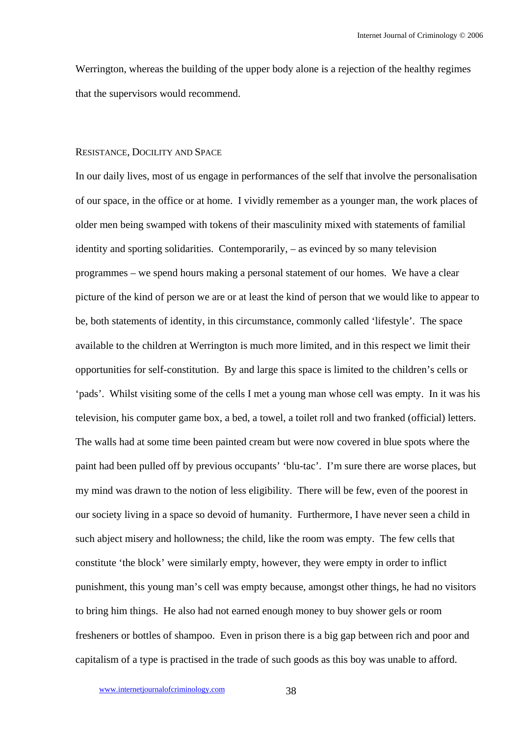Werrington, whereas the building of the upper body alone is a rejection of the healthy regimes that the supervisors would recommend.

## Resistance, Docility and Space

In our daily lives, most of us engage in performances of the self that involve the personalisation of our space, in the office or at home. I vividly remember as a younger man, the work places of older men being swamped with tokens of their masculinity mixed with statements of familial identity and sporting solidarities. Contemporarily, – as evinced by so many television programmes – we spend hours making a personal statement of our homes. We have a clear picture of the kind of person we are or at least the kind of person that we would like to appear to be, both statements of identity, in this circumstance, commonly called 'lifestyle'. The space available to the children at Werrington is much more limited, and in this respect we limit their opportunities for self-constitution. By and large this space is limited to the children's cells or 'pads'. Whilst visiting some of the cells I met a young man whose cell was empty. In it was his television, his computer game box, a bed, a towel, a toilet roll and two franked (official) letters. The walls had at some time been painted cream but were now covered in blue spots where the paint had been pulled off by previous occupants' 'blu-tac'. I'm sure there are worse places, but my mind was drawn to the notion of less eligibility. There will be few, even of the poorest in our society living in a space so devoid of humanity. Furthermore, I have never seen a child in such abject misery and hollowness; the child, like the room was empty. The few cells that constitute 'the block' were similarly empty, however, they were empty in order to inflict punishment, this young man's cell was empty because, amongst other things, he had no visitors to bring him things. He also had not earned enough money to buy shower gels or room fresheners or bottles of shampoo. Even in prison there is a big gap between rich and poor and capitalism of a type is practised in the trade of such goods as this boy was unable to afford.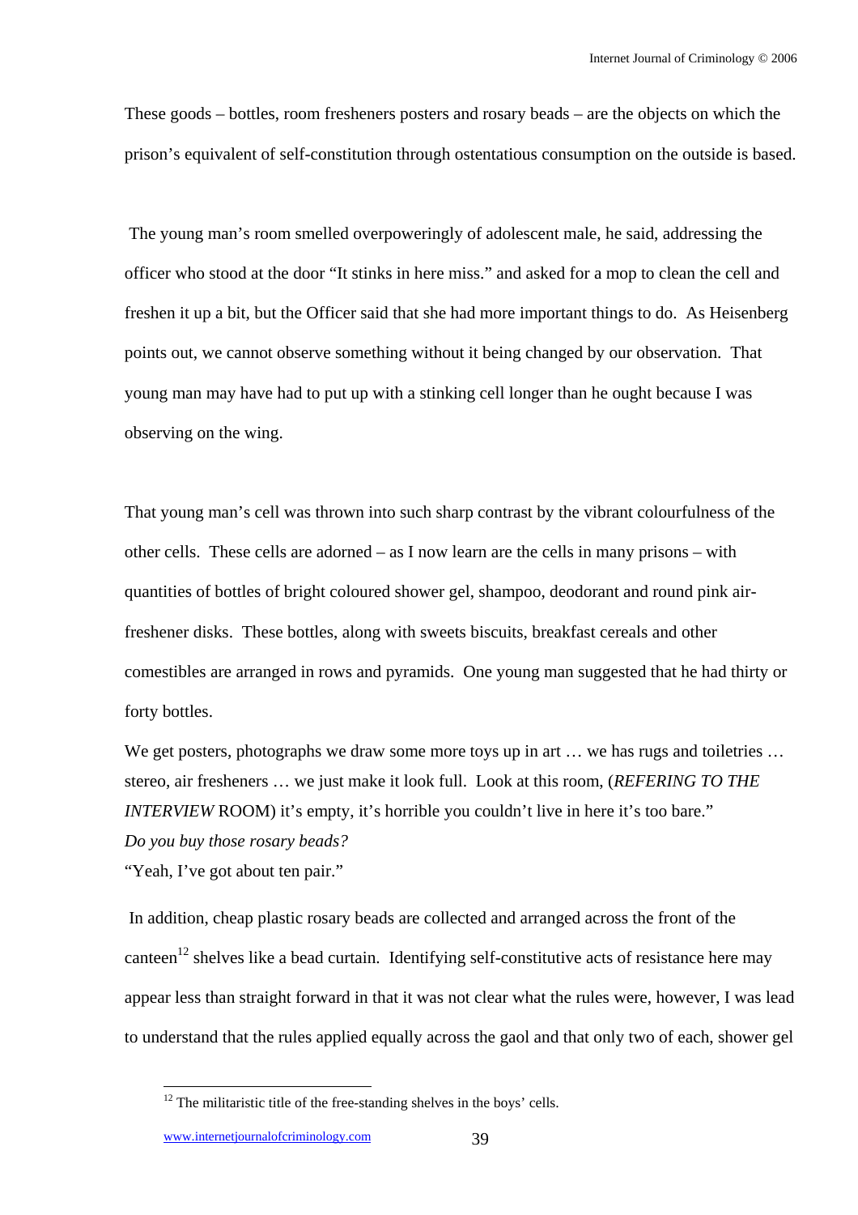These goods – bottles, room fresheners posters and rosary beads – are the objects on which the prison's equivalent of self-constitution through ostentatious consumption on the outside is based.

The young man's room smelled overpoweringly of adolescent male, he said, addressing the officer who stood at the door "It stinks in here miss." and asked for a mop to clean the cell and freshen it up a bit, but the Officer said that she had more important things to do. As Heisenberg points out, we cannot observe something without it being changed by our observation. That young man may have had to put up with a stinking cell longer than he ought because I was observing on the wing.

That young man's cell was thrown into such sharp contrast by the vibrant colourfulness of the other cells. These cells are adorned – as I now learn are the cells in many prisons – with quantities of bottles of bright coloured shower gel, shampoo, deodorant and round pink air-freshener disks. These bottles, along with sweets biscuits, breakfast cereals and other comestibles are arranged in rows and pyramids. One young man suggested that he had thirty or forty bottles.

We get posters, photographs we draw some more toys up in art … we has rugs and toiletries … stereo, air fresheners … we just make it look full. Look at this room, (*REFERING TO THE INTERVIEW* ROOM) it's empty, it's horrible you couldn't live in here it's too bare."
*Do you buy those rosary beads?*
"Yeah, I've got about ten pair."

In addition, cheap plastic rosary beads are collected and arranged across the front of the canteen[12] shelves like a bead curtain. Identifying self-constitutive acts of resistance here may appear less than straight forward in that it was not clear what the rules were, however, I was lead to understand that the rules applied equally across the gaol and that only two of each, shower gel

[12] The militaristic title of the free-standing shelves in the boys' cells.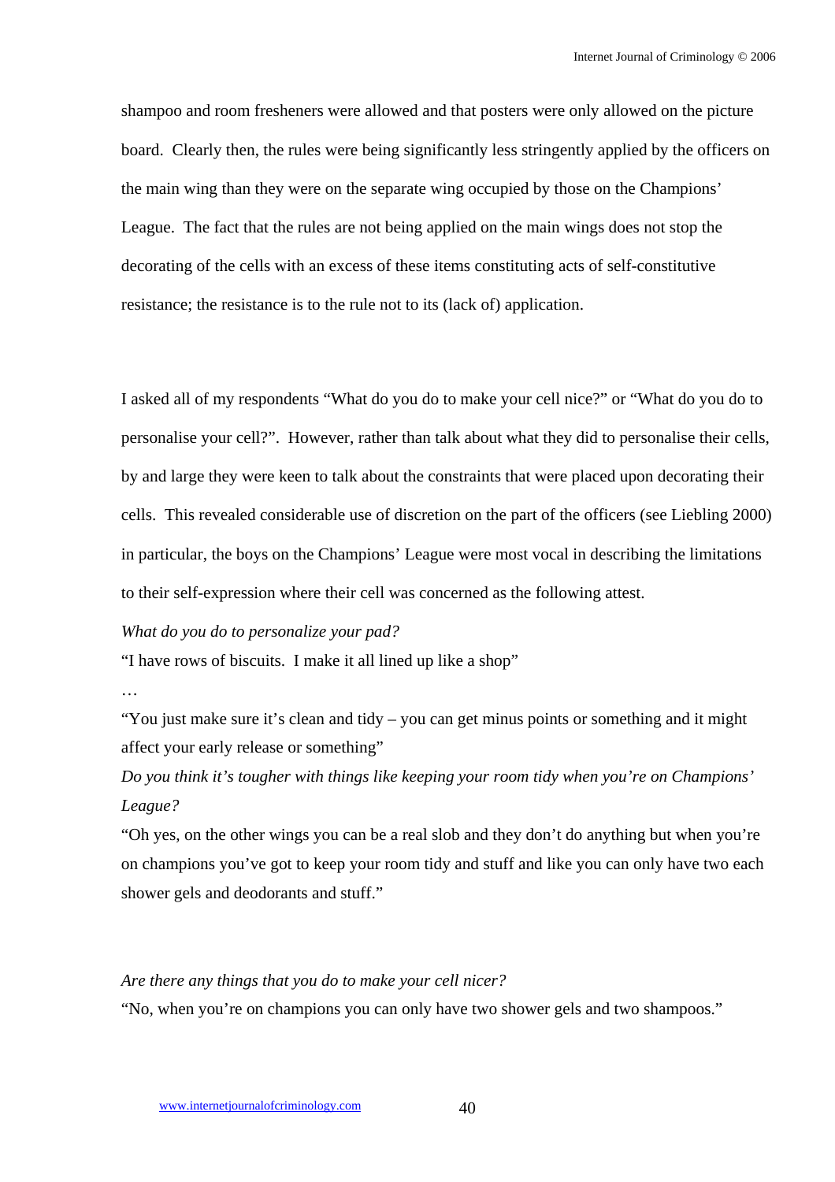shampoo and room fresheners were allowed and that posters were only allowed on the picture board. Clearly then, the rules were being significantly less stringently applied by the officers on the main wing than they were on the separate wing occupied by those on the Champions' League. The fact that the rules are not being applied on the main wings does not stop the decorating of the cells with an excess of these items constituting acts of self-constitutive resistance; the resistance is to the rule not to its (lack of) application.

I asked all of my respondents "What do you do to make your cell nice?" or "What do you do to personalise your cell?". However, rather than talk about what they did to personalise their cells, by and large they were keen to talk about the constraints that were placed upon decorating their cells. This revealed considerable use of discretion on the part of the officers (see Liebling 2000) in particular, the boys on the Champions' League were most vocal in describing the limitations to their self-expression where their cell was concerned as the following attest.

*What do you do to personalize your pad?*

"I have rows of biscuits. I make it all lined up like a shop"

…

"You just make sure it's clean and tidy – you can get minus points or something and it might affect your early release or something"

*Do you think it's tougher with things like keeping your room tidy when you're on Champions' League?*

"Oh yes, on the other wings you can be a real slob and they don't do anything but when you're on champions you've got to keep your room tidy and stuff and like you can only have two each shower gels and deodorants and stuff."

*Are there any things that you do to make your cell nicer?*

"No, when you're on champions you can only have two shower gels and two shampoos."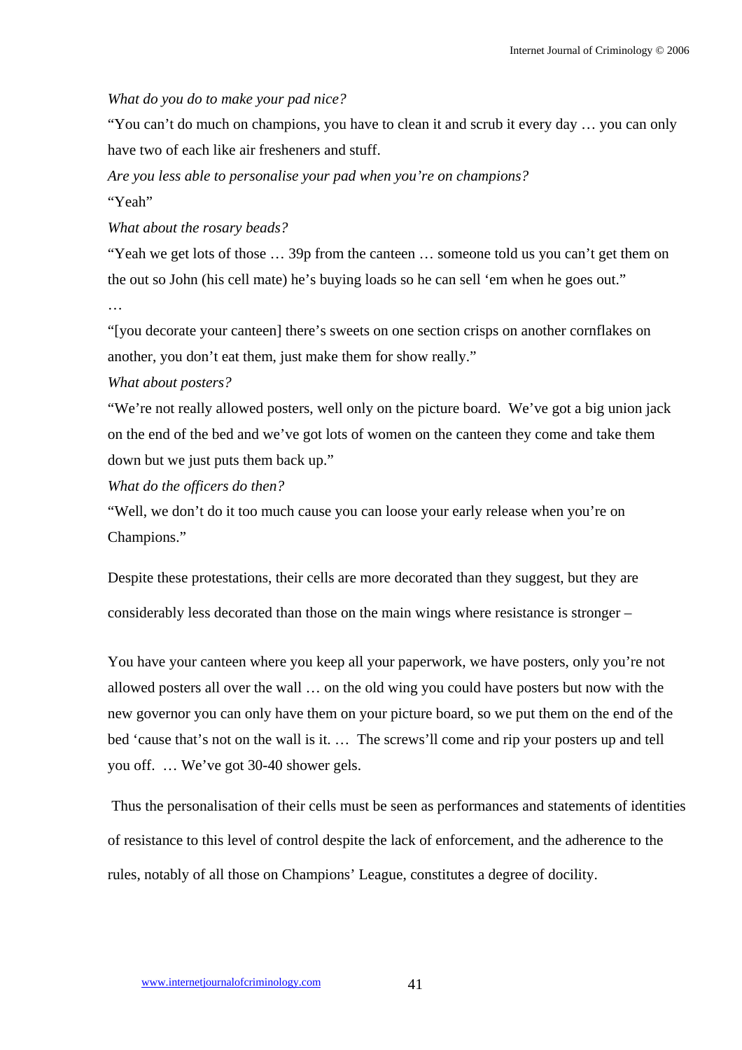*What do you do to make your pad nice?*

“You can’t do much on champions, you have to clean it and scrub it every day … you can only have two of each like air fresheners and stuff.

*Are you less able to personalise your pad when you’re on champions?*

“Yeah”

*What about the rosary beads?*

“Yeah we get lots of those … 39p from the canteen … someone told us you can’t get them on the out so John (his cell mate) he’s buying loads so he can sell ‘em when he goes out.”

…

“[you decorate your canteen] there’s sweets on one section crisps on another cornflakes on another, you don’t eat them, just make them for show really.”

*What about posters?*

“We’re not really allowed posters, well only on the picture board. We’ve got a big union jack on the end of the bed and we’ve got lots of women on the canteen they come and take them down but we just puts them back up.”

*What do the officers do then?*

“Well, we don’t do it too much cause you can loose your early release when you’re on Champions.”

Despite these protestations, their cells are more decorated than they suggest, but they are considerably less decorated than those on the main wings where resistance is stronger –

You have your canteen where you keep all your paperwork, we have posters, only you’re not allowed posters all over the wall … on the old wing you could have posters but now with the new governor you can only have them on your picture board, so we put them on the end of the bed ‘cause that’s not on the wall is it. … The screws’ll come and rip your posters up and tell you off. … We’ve got 30-40 shower gels.

Thus the personalisation of their cells must be seen as performances and statements of identities of resistance to this level of control despite the lack of enforcement, and the adherence to the rules, notably of all those on Champions’ League, constitutes a degree of docility.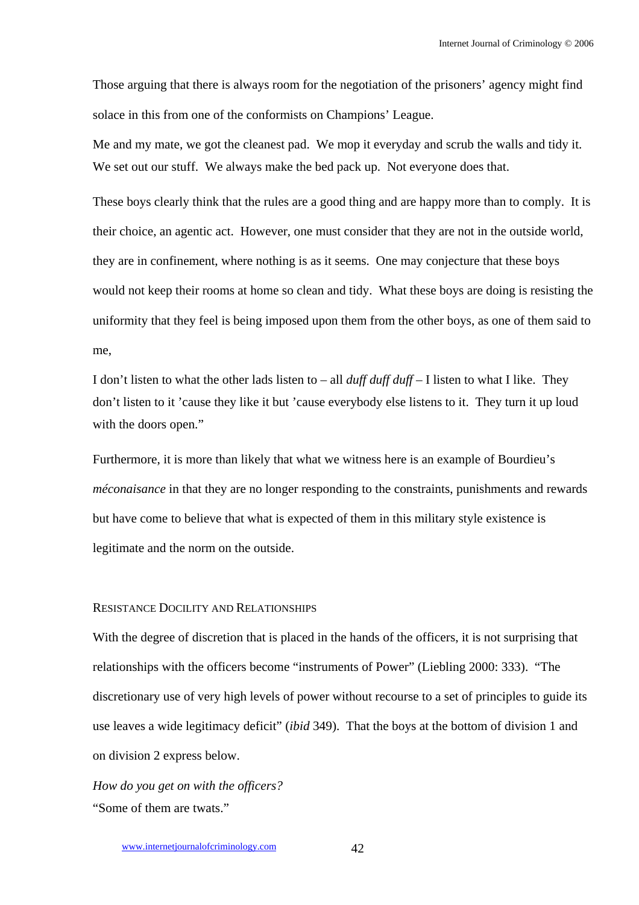Those arguing that there is always room for the negotiation of the prisoners' agency might find solace in this from one of the conformists on Champions' League.

Me and my mate, we got the cleanest pad. We mop it everyday and scrub the walls and tidy it. We set out our stuff. We always make the bed pack up. Not everyone does that.

These boys clearly think that the rules are a good thing and are happy more than to comply. It is their choice, an agentic act. However, one must consider that they are not in the outside world, they are in confinement, where nothing is as it seems. One may conjecture that these boys would not keep their rooms at home so clean and tidy. What these boys are doing is resisting the uniformity that they feel is being imposed upon them from the other boys, as one of them said to me,

I don't listen to what the other lads listen to – all *duff duff duff* – I listen to what I like. They don't listen to it 'cause they like it but 'cause everybody else listens to it. They turn it up loud with the doors open."

Furthermore, it is more than likely that what we witness here is an example of Bourdieu's *méconaisance* in that they are no longer responding to the constraints, punishments and rewards but have come to believe that what is expected of them in this military style existence is legitimate and the norm on the outside.

## Resistance Docility and Relationships

With the degree of discretion that is placed in the hands of the officers, it is not surprising that relationships with the officers become "instruments of Power" (Liebling 2000: 333). "The discretionary use of very high levels of power without recourse to a set of principles to guide its use leaves a wide legitimacy deficit" (*ibid* 349). That the boys at the bottom of division 1 and on division 2 express below.

*How do you get on with the officers?*
"Some of them are twats."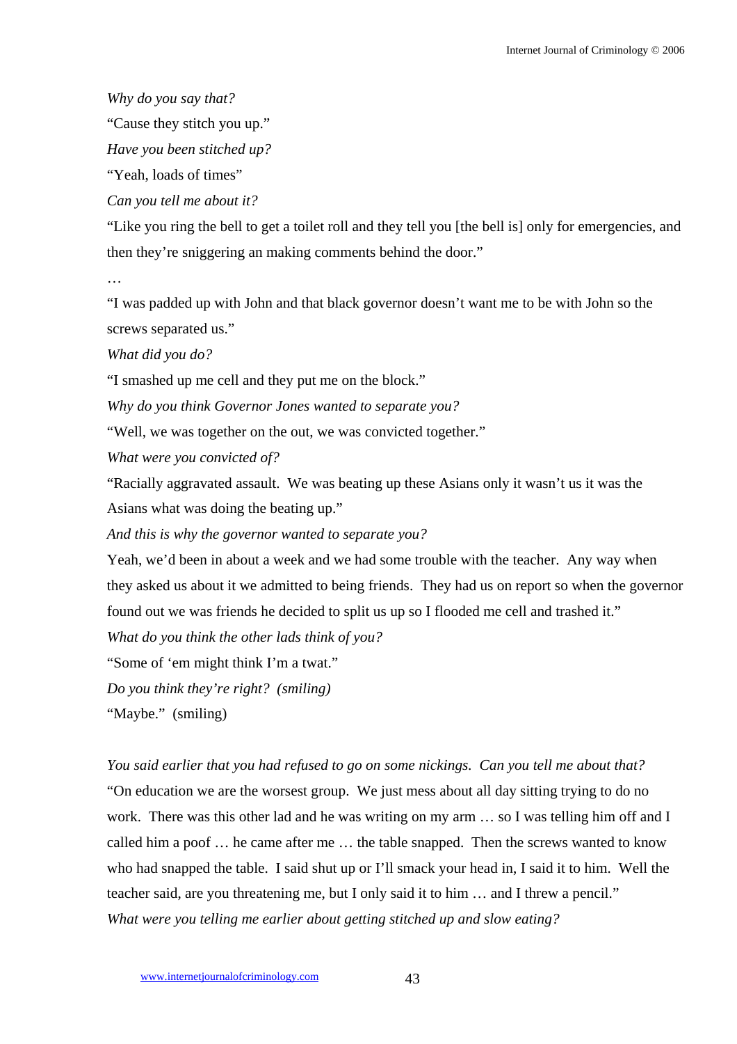*Why do you say that?*

"Cause they stitch you up."

*Have you been stitched up?*

"Yeah, loads of times"

*Can you tell me about it?*

"Like you ring the bell to get a toilet roll and they tell you [the bell is] only for emergencies, and then they're sniggering an making comments behind the door."

…

"I was padded up with John and that black governor doesn't want me to be with John so the screws separated us."

*What did you do?*

"I smashed up me cell and they put me on the block."

*Why do you think Governor Jones wanted to separate you?*

"Well, we was together on the out, we was convicted together."

*What were you convicted of?*

"Racially aggravated assault. We was beating up these Asians only it wasn't us it was the Asians what was doing the beating up."

*And this is why the governor wanted to separate you?*

Yeah, we'd been in about a week and we had some trouble with the teacher. Any way when they asked us about it we admitted to being friends. They had us on report so when the governor found out we was friends he decided to split us up so I flooded me cell and trashed it."

*What do you think the other lads think of you?*

"Some of 'em might think I'm a twat."

*Do you think they're right? (smiling)*

"Maybe." (smiling)

*You said earlier that you had refused to go on some nickings. Can you tell me about that?*

"On education we are the worsest group. We just mess about all day sitting trying to do no work. There was this other lad and he was writing on my arm … so I was telling him off and I called him a poof … he came after me … the table snapped. Then the screws wanted to know who had snapped the table. I said shut up or I'll smack your head in, I said it to him. Well the teacher said, are you threatening me, but I only said it to him … and I threw a pencil."

*What were you telling me earlier about getting stitched up and slow eating?*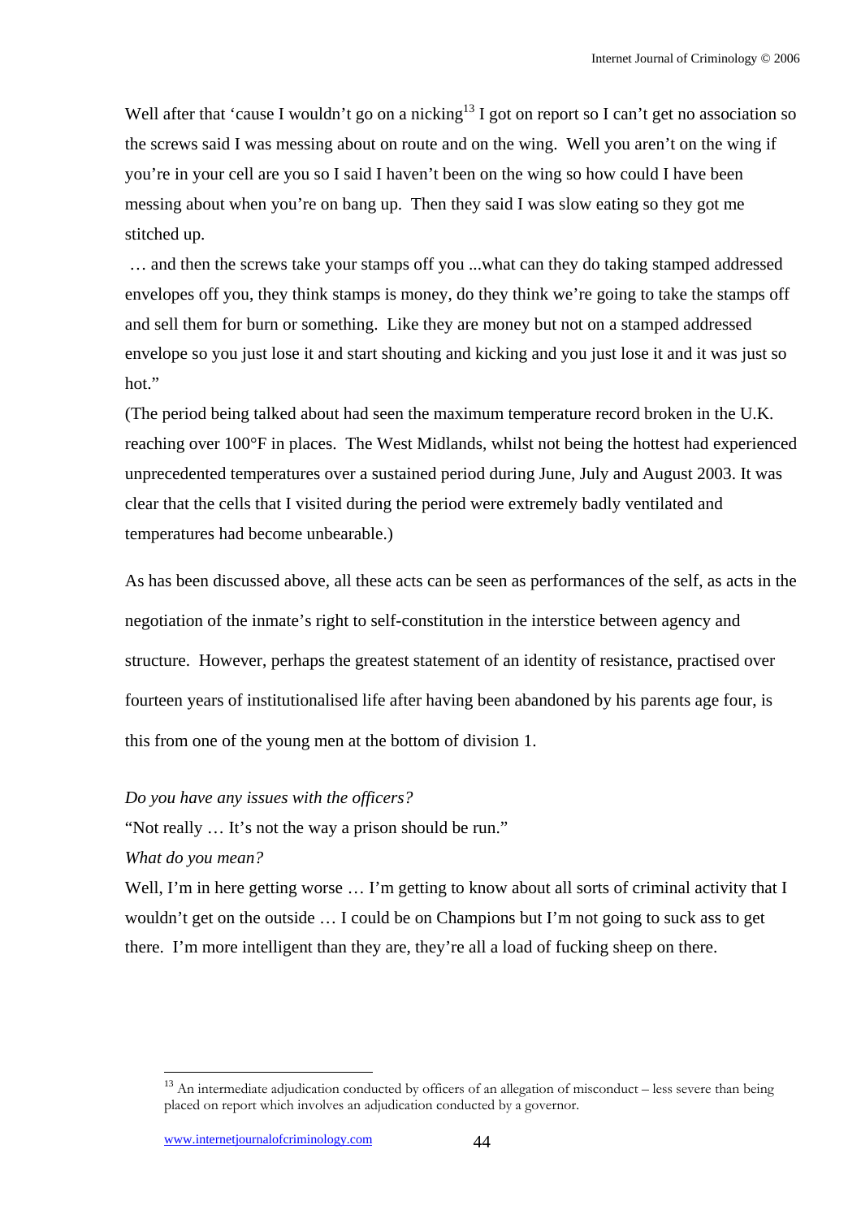Well after that 'cause I wouldn't go on a nicking[13] I got on report so I can't get no association so the screws said I was messing about on route and on the wing. Well you aren't on the wing if you're in your cell are you so I said I haven't been on the wing so how could I have been messing about when you're on bang up. Then they said I was slow eating so they got me stitched up.

… and then the screws take your stamps off you ...what can they do taking stamped addressed envelopes off you, they think stamps is money, do they think we're going to take the stamps off and sell them for burn or something. Like they are money but not on a stamped addressed envelope so you just lose it and start shouting and kicking and you just lose it and it was just so hot."

(The period being talked about had seen the maximum temperature record broken in the U.K. reaching over 100°F in places. The West Midlands, whilst not being the hottest had experienced unprecedented temperatures over a sustained period during June, July and August 2003. It was clear that the cells that I visited during the period were extremely badly ventilated and temperatures had become unbearable.)

As has been discussed above, all these acts can be seen as performances of the self, as acts in the negotiation of the inmate's right to self-constitution in the interstice between agency and structure. However, perhaps the greatest statement of an identity of resistance, practised over fourteen years of institutionalised life after having been abandoned by his parents age four, is this from one of the young men at the bottom of division 1.

*Do you have any issues with the officers?*

"Not really … It's not the way a prison should be run."

*What do you mean?*

Well, I'm in here getting worse … I'm getting to know about all sorts of criminal activity that I wouldn't get on the outside … I could be on Champions but I'm not going to suck ass to get there. I'm more intelligent than they are, they're all a load of fucking sheep on there.

---

[13] An intermediate adjudication conducted by officers of an allegation of misconduct – less severe than being placed on report which involves an adjudication conducted by a governor.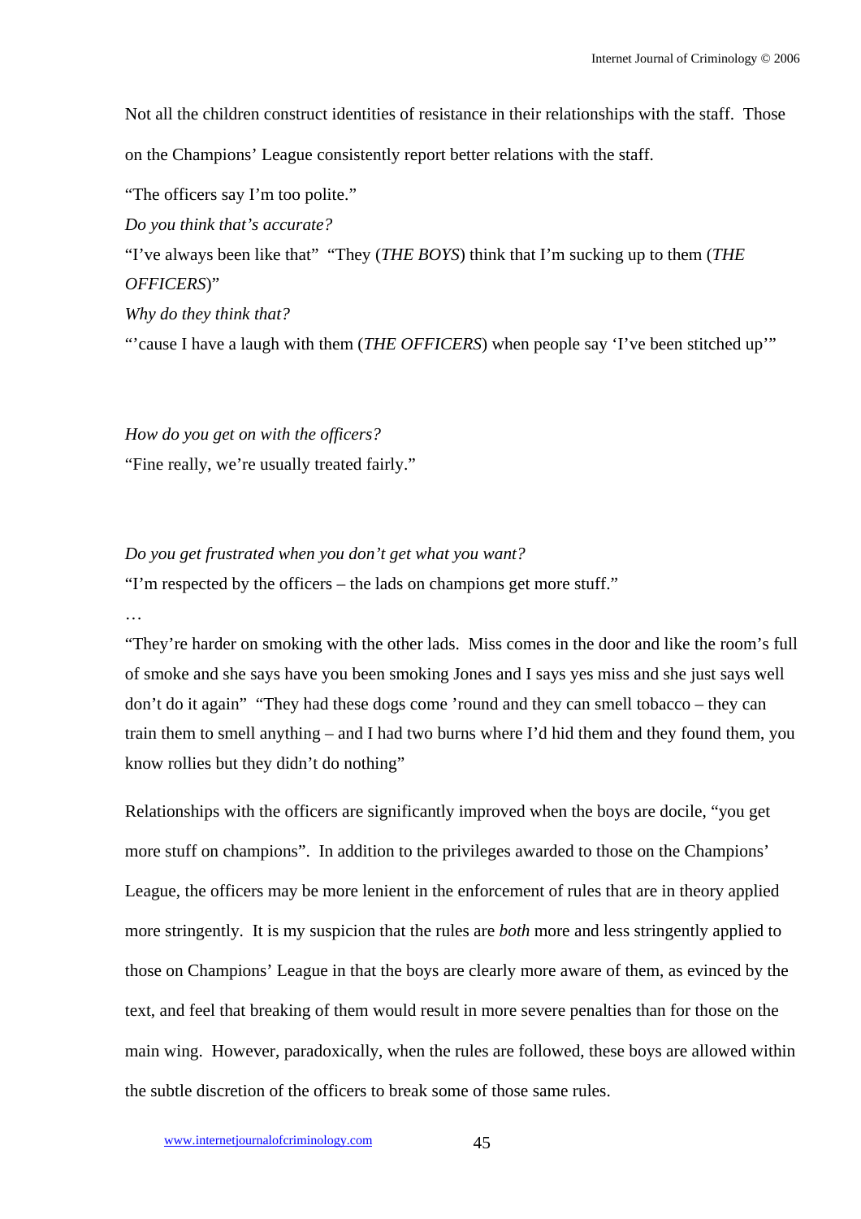Not all the children construct identities of resistance in their relationships with the staff. Those on the Champions' League consistently report better relations with the staff.

"The officers say I'm too polite."

*Do you think that's accurate?*

"I've always been like that" "They (*THE BOYS*) think that I'm sucking up to them (*THE OFFICERS*)"

*Why do they think that?*

"'cause I have a laugh with them (*THE OFFICERS*) when people say 'I've been stitched up'"

*How do you get on with the officers?*

"Fine really, we're usually treated fairly."

*Do you get frustrated when you don't get what you want?*

"I'm respected by the officers – the lads on champions get more stuff."

…

"They're harder on smoking with the other lads. Miss comes in the door and like the room's full of smoke and she says have you been smoking Jones and I says yes miss and she just says well don't do it again" "They had these dogs come 'round and they can smell tobacco – they can train them to smell anything – and I had two burns where I'd hid them and they found them, you know rollies but they didn't do nothing"

Relationships with the officers are significantly improved when the boys are docile, "you get more stuff on champions". In addition to the privileges awarded to those on the Champions' League, the officers may be more lenient in the enforcement of rules that are in theory applied more stringently. It is my suspicion that the rules are *both* more and less stringently applied to those on Champions' League in that the boys are clearly more aware of them, as evinced by the text, and feel that breaking of them would result in more severe penalties than for those on the main wing. However, paradoxically, when the rules are followed, these boys are allowed within the subtle discretion of the officers to break some of those same rules.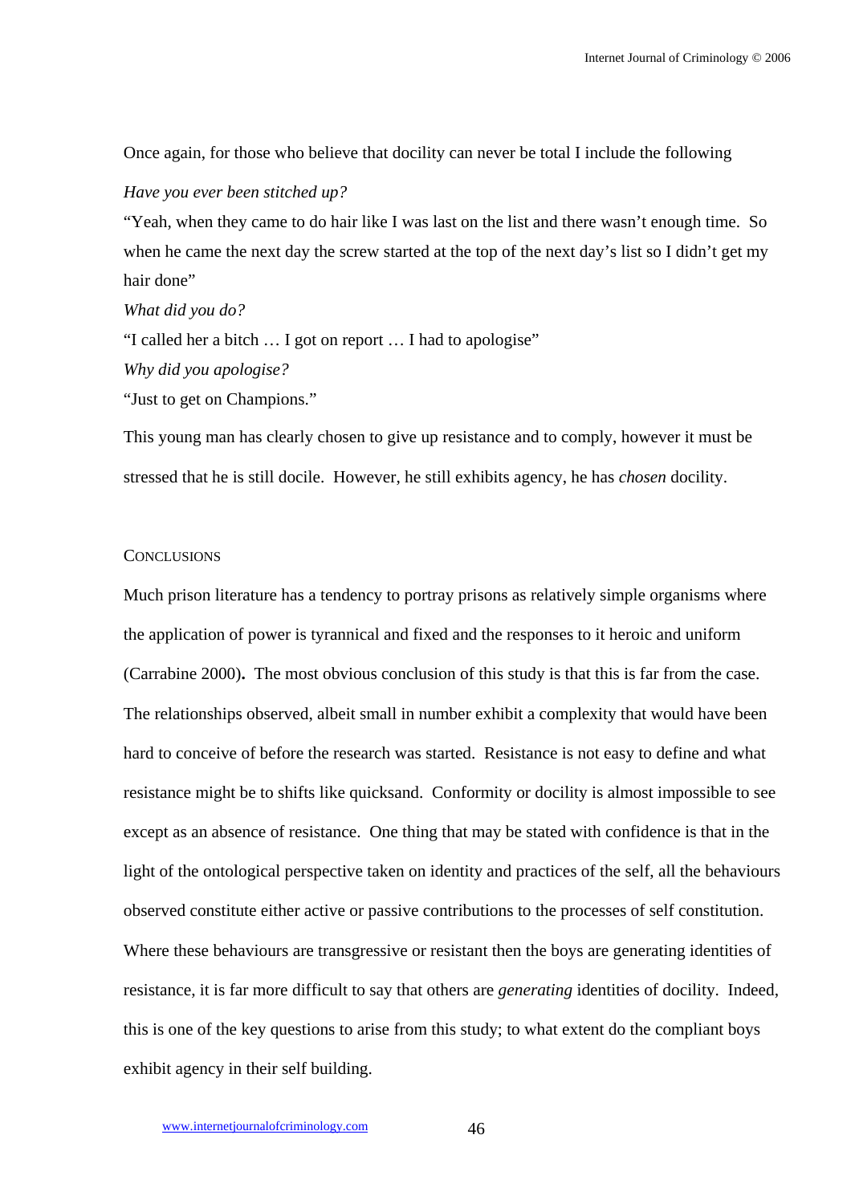Once again, for those who believe that docility can never be total I include the following

*Have you ever been stitched up?*

"Yeah, when they came to do hair like I was last on the list and there wasn't enough time. So when he came the next day the screw started at the top of the next day's list so I didn't get my hair done"

*What did you do?*

"I called her a bitch … I got on report … I had to apologise"

*Why did you apologise?*

"Just to get on Champions."

This young man has clearly chosen to give up resistance and to comply, however it must be stressed that he is still docile. However, he still exhibits agency, he has *chosen* docility.

## Conclusions

Much prison literature has a tendency to portray prisons as relatively simple organisms where the application of power is tyrannical and fixed and the responses to it heroic and uniform (Carrabine 2000)**.** The most obvious conclusion of this study is that this is far from the case. The relationships observed, albeit small in number exhibit a complexity that would have been hard to conceive of before the research was started. Resistance is not easy to define and what resistance might be to shifts like quicksand. Conformity or docility is almost impossible to see except as an absence of resistance. One thing that may be stated with confidence is that in the light of the ontological perspective taken on identity and practices of the self, all the behaviours observed constitute either active or passive contributions to the processes of self constitution. Where these behaviours are transgressive or resistant then the boys are generating identities of resistance, it is far more difficult to say that others are *generating* identities of docility. Indeed, this is one of the key questions to arise from this study; to what extent do the compliant boys exhibit agency in their self building.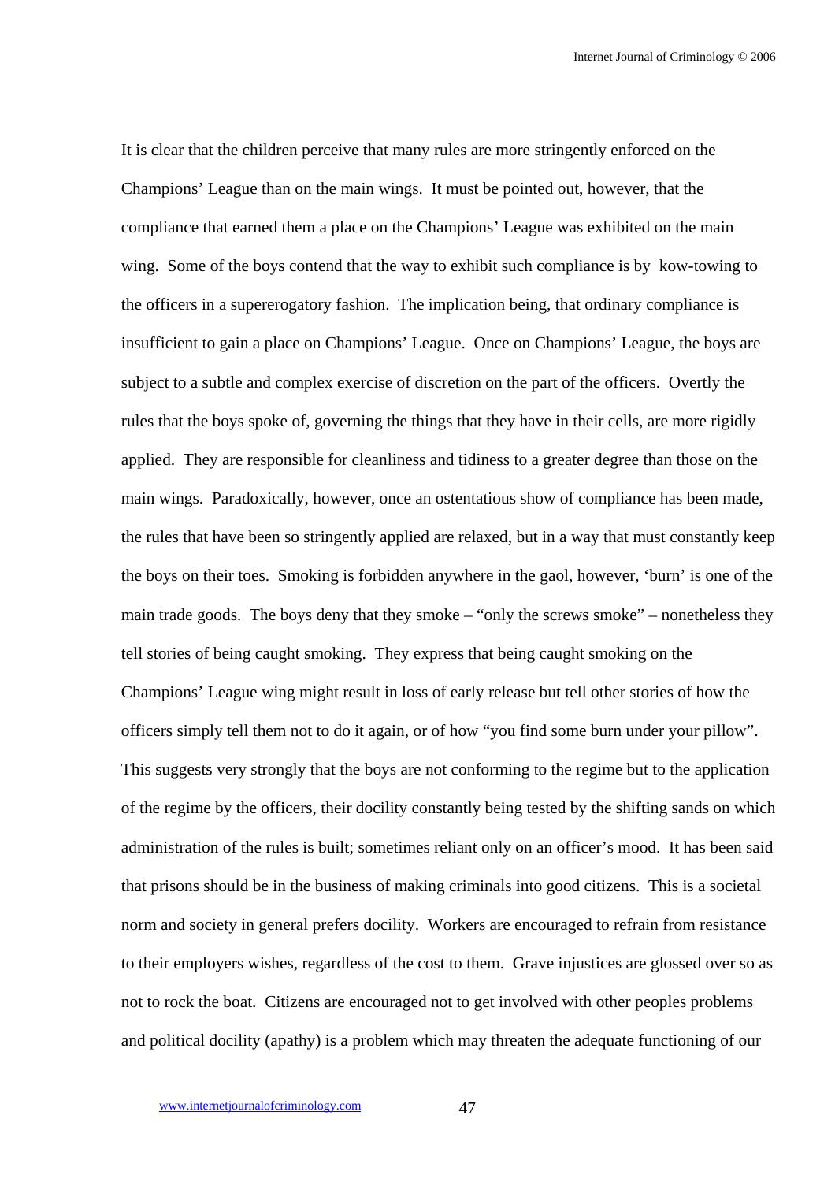It is clear that the children perceive that many rules are more stringently enforced on the Champions' League than on the main wings. It must be pointed out, however, that the compliance that earned them a place on the Champions' League was exhibited on the main wing. Some of the boys contend that the way to exhibit such compliance is by kow-towing to the officers in a supererogatory fashion. The implication being, that ordinary compliance is insufficient to gain a place on Champions' League. Once on Champions' League, the boys are subject to a subtle and complex exercise of discretion on the part of the officers. Overtly the rules that the boys spoke of, governing the things that they have in their cells, are more rigidly applied. They are responsible for cleanliness and tidiness to a greater degree than those on the main wings. Paradoxically, however, once an ostentatious show of compliance has been made, the rules that have been so stringently applied are relaxed, but in a way that must constantly keep the boys on their toes. Smoking is forbidden anywhere in the gaol, however, 'burn' is one of the main trade goods. The boys deny that they smoke – "only the screws smoke" – nonetheless they tell stories of being caught smoking. They express that being caught smoking on the Champions' League wing might result in loss of early release but tell other stories of how the officers simply tell them not to do it again, or of how "you find some burn under your pillow". This suggests very strongly that the boys are not conforming to the regime but to the application of the regime by the officers, their docility constantly being tested by the shifting sands on which administration of the rules is built; sometimes reliant only on an officer's mood. It has been said that prisons should be in the business of making criminals into good citizens. This is a societal norm and society in general prefers docility. Workers are encouraged to refrain from resistance to their employers wishes, regardless of the cost to them. Grave injustices are glossed over so as not to rock the boat. Citizens are encouraged not to get involved with other peoples problems and political docility (apathy) is a problem which may threaten the adequate functioning of our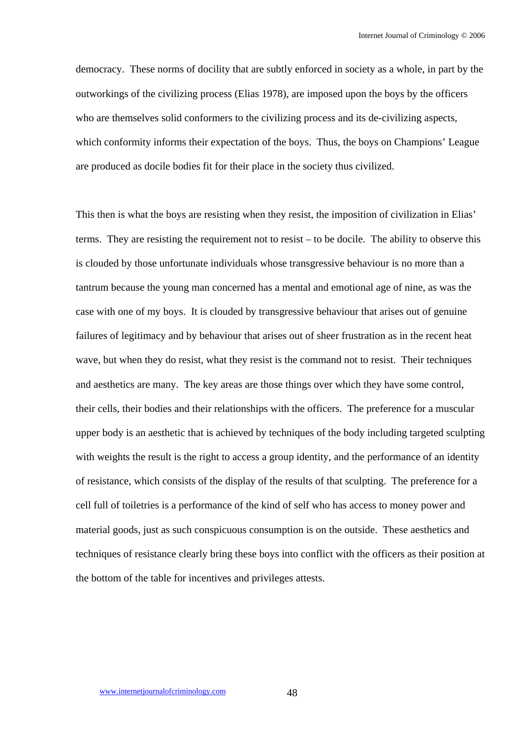democracy. These norms of docility that are subtly enforced in society as a whole, in part by the outworkings of the civilizing process (Elias 1978), are imposed upon the boys by the officers who are themselves solid conformers to the civilizing process and its de-civilizing aspects, which conformity informs their expectation of the boys. Thus, the boys on Champions' League are produced as docile bodies fit for their place in the society thus civilized.

This then is what the boys are resisting when they resist, the imposition of civilization in Elias' terms. They are resisting the requirement not to resist – to be docile. The ability to observe this is clouded by those unfortunate individuals whose transgressive behaviour is no more than a tantrum because the young man concerned has a mental and emotional age of nine, as was the case with one of my boys. It is clouded by transgressive behaviour that arises out of genuine failures of legitimacy and by behaviour that arises out of sheer frustration as in the recent heat wave, but when they do resist, what they resist is the command not to resist. Their techniques and aesthetics are many. The key areas are those things over which they have some control, their cells, their bodies and their relationships with the officers. The preference for a muscular upper body is an aesthetic that is achieved by techniques of the body including targeted sculpting with weights the result is the right to access a group identity, and the performance of an identity of resistance, which consists of the display of the results of that sculpting. The preference for a cell full of toiletries is a performance of the kind of self who has access to money power and material goods, just as such conspicuous consumption is on the outside. These aesthetics and techniques of resistance clearly bring these boys into conflict with the officers as their position at the bottom of the table for incentives and privileges attests.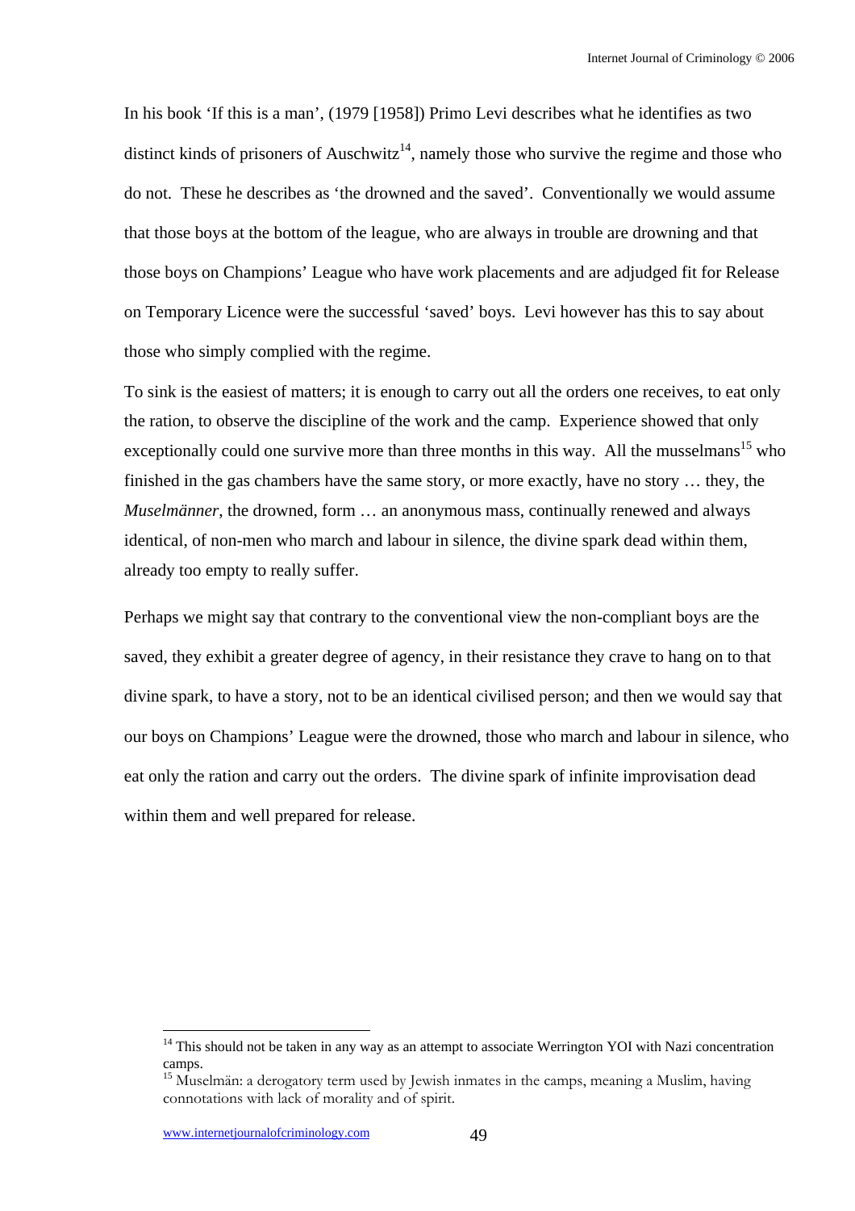In his book 'If this is a man', (1979 [1958]) Primo Levi describes what he identifies as two distinct kinds of prisoners of Auschwitz[14], namely those who survive the regime and those who do not. These he describes as 'the drowned and the saved'. Conventionally we would assume that those boys at the bottom of the league, who are always in trouble are drowning and that those boys on Champions' League who have work placements and are adjudged fit for Release on Temporary Licence were the successful 'saved' boys. Levi however has this to say about those who simply complied with the regime.

> To sink is the easiest of matters; it is enough to carry out all the orders one receives, to eat only the ration, to observe the discipline of the work and the camp. Experience showed that only exceptionally could one survive more than three months in this way. All the musselmans[15] who finished in the gas chambers have the same story, or more exactly, have no story … they, the *Muselmänner*, the drowned, form … an anonymous mass, continually renewed and always identical, of non-men who march and labour in silence, the divine spark dead within them, already too empty to really suffer.

Perhaps we might say that contrary to the conventional view the non-compliant boys are the saved, they exhibit a greater degree of agency, in their resistance they crave to hang on to that divine spark, to have a story, not to be an identical civilised person; and then we would say that our boys on Champions' League were the drowned, those who march and labour in silence, who eat only the ration and carry out the orders. The divine spark of infinite improvisation dead within them and well prepared for release.

---

[14] This should not be taken in any way as an attempt to associate Werrington YOI with Nazi concentration camps.

[15] Muselmän: a derogatory term used by Jewish inmates in the camps, meaning a Muslim, having connotations with lack of morality and of spirit.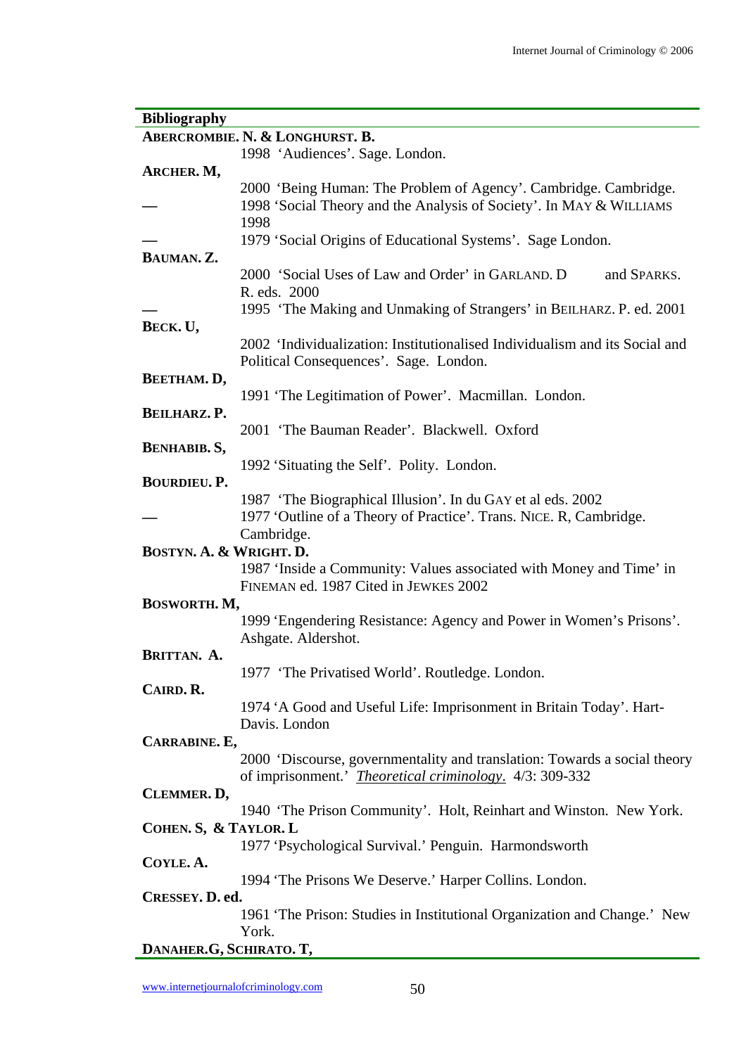## Bibliography

**ABERCROMBIE. N. & LONGHURST. B.**
1998 'Audiences'. Sage. London.

**ARCHER. M,**
2000 'Being Human: The Problem of Agency'. Cambridge. Cambridge.
— 1998 'Social Theory and the Analysis of Society'. In MAY & WILLIAMS 1998
— 1979 'Social Origins of Educational Systems'. Sage London.

**BAUMAN. Z.**
2000 'Social Uses of Law and Order' in GARLAND. D and SPARKS. R. eds. 2000
— 1995 'The Making and Unmaking of Strangers' in BEILHARZ. P. ed. 2001

**BECK. U,**
2002 'Individualization: Institutionalised Individualism and its Social and Political Consequences'. Sage. London.

**BEETHAM. D,**
1991 'The Legitimation of Power'. Macmillan. London.

**BEILHARZ. P.**
2001 'The Bauman Reader'. Blackwell. Oxford

**BENHABIB. S,**
1992 'Situating the Self'. Polity. London.

**BOURDIEU. P.**
1987 'The Biographical Illusion'. In du GAY et al eds. 2002
— 1977 'Outline of a Theory of Practice'. Trans. NICE. R, Cambridge. Cambridge.

**BOSTYN. A. & WRIGHT. D.**
1987 'Inside a Community: Values associated with Money and Time' in FINEMAN ed. 1987 Cited in JEWKES 2002

**BOSWORTH. M,**
1999 'Engendering Resistance: Agency and Power in Women's Prisons'. Ashgate. Aldershot.

**BRITTAN. A.**
1977 'The Privatised World'. Routledge. London.

**CAIRD. R.**
1974 'A Good and Useful Life: Imprisonment in Britain Today'. Hart-Davis. London

**CARRABINE. E,**
2000 'Discourse, governmentality and translation: Towards a social theory of imprisonment.' *Theoretical criminology.* 4/3: 309-332

**CLEMMER. D,**
1940 'The Prison Community'. Holt, Reinhart and Winston. New York.

**COHEN. S, & TAYLOR. L**
1977 'Psychological Survival.' Penguin. Harmondsworth

**COYLE. A.**
1994 'The Prisons We Deserve.' Harper Collins. London.

**CRESSEY. D. ed.**
1961 'The Prison: Studies in Institutional Organization and Change.' New York.

**DANAHER.G, SCHIRATO. T,**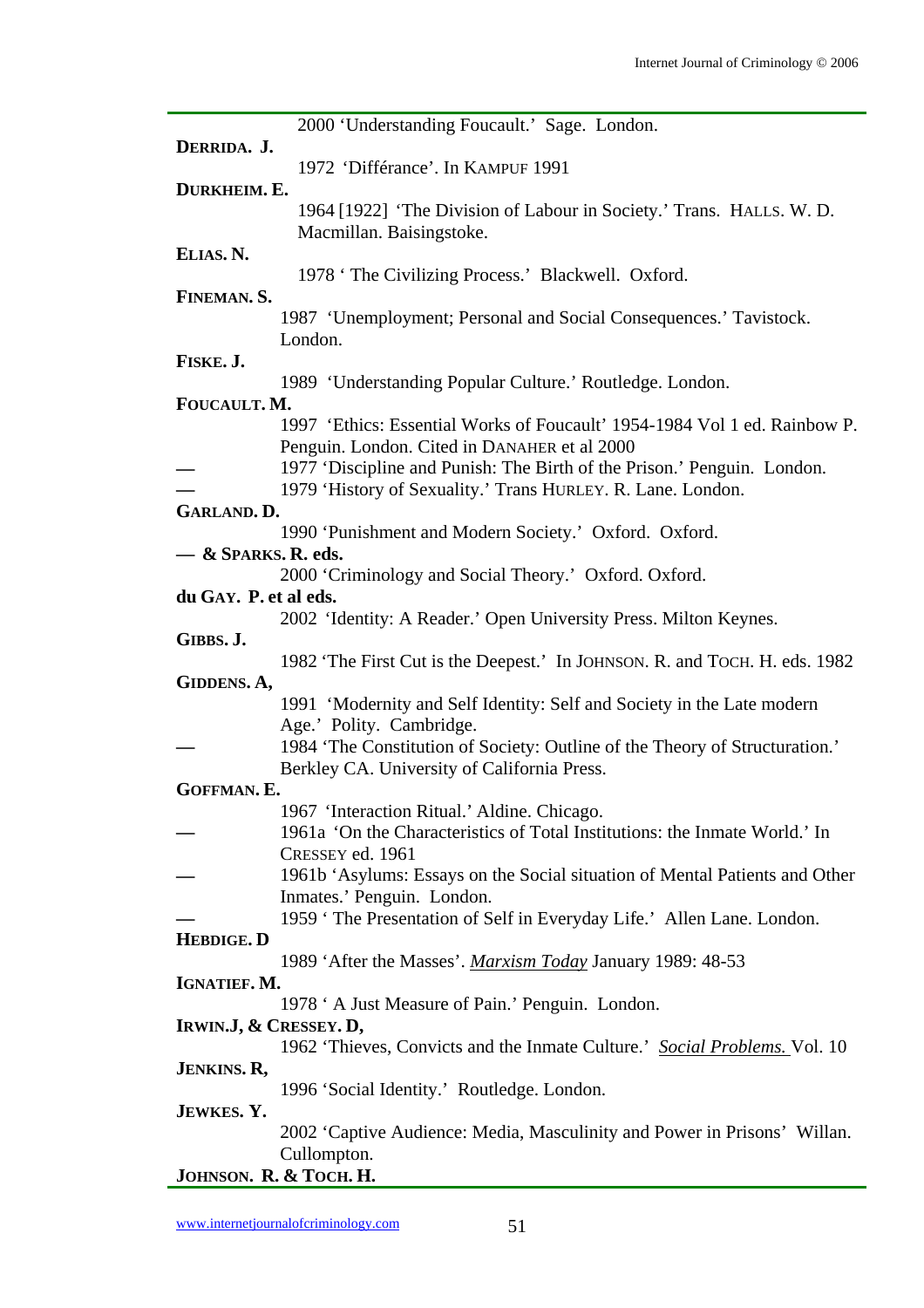2000 'Understanding Foucault.' Sage. London.

**DERRIDA. J.**

1972 'Différance'. In KAMPUF 1991

**DURKHEIM. E.**

1964 [1922] 'The Division of Labour in Society.' Trans. HALLS. W. D. Macmillan. Baisingstoke.

**ELIAS. N.**

1978 ' The Civilizing Process.' Blackwell. Oxford.

**FINEMAN. S.**

1987 'Unemployment; Personal and Social Consequences.' Tavistock. London.

**FISKE. J.**

1989 'Understanding Popular Culture.' Routledge. London.

**FOUCAULT. M.**

1997 'Ethics: Essential Works of Foucault' 1954-1984 Vol 1 ed. Rainbow P. Penguin. London. Cited in DANAHER et al 2000

— 1977 'Discipline and Punish: The Birth of the Prison.' Penguin. London.

— 1979 'History of Sexuality.' Trans HURLEY. R. Lane. London.

**GARLAND. D.**

1990 'Punishment and Modern Society.' Oxford. Oxford.

**— & SPARKS. R. eds.**

2000 'Criminology and Social Theory.' Oxford. Oxford.

**du GAY. P. et al eds.**

2002 'Identity: A Reader.' Open University Press. Milton Keynes.

**GIBBS. J.**

1982 'The First Cut is the Deepest.' In JOHNSON. R. and TOCH. H. eds. 1982

**GIDDENS. A,**

1991 'Modernity and Self Identity: Self and Society in the Late modern Age.' Polity. Cambridge.

— 1984 'The Constitution of Society: Outline of the Theory of Structuration.' Berkley CA. University of California Press.

**GOFFMAN. E.**

1967 'Interaction Ritual.' Aldine. Chicago.

— 1961a 'On the Characteristics of Total Institutions: the Inmate World.' In CRESSEY ed. 1961

— 1961b 'Asylums: Essays on the Social situation of Mental Patients and Other Inmates.' Penguin. London.

— 1959 ' The Presentation of Self in Everyday Life.' Allen Lane. London.

**HEBDIGE. D**

1989 'After the Masses'. *Marxism Today* January 1989: 48-53

**IGNATIEF. M.**

1978 ' A Just Measure of Pain.' Penguin. London.

**IRWIN.J, & CRESSEY. D,**

1962 'Thieves, Convicts and the Inmate Culture.' *Social Problems.* Vol. 10

**JENKINS. R,**

1996 'Social Identity.' Routledge. London.

**JEWKES. Y.**

2002 'Captive Audience: Media, Masculinity and Power in Prisons' Willan. Cullompton.

**JOHNSON. R. & TOCH. H.**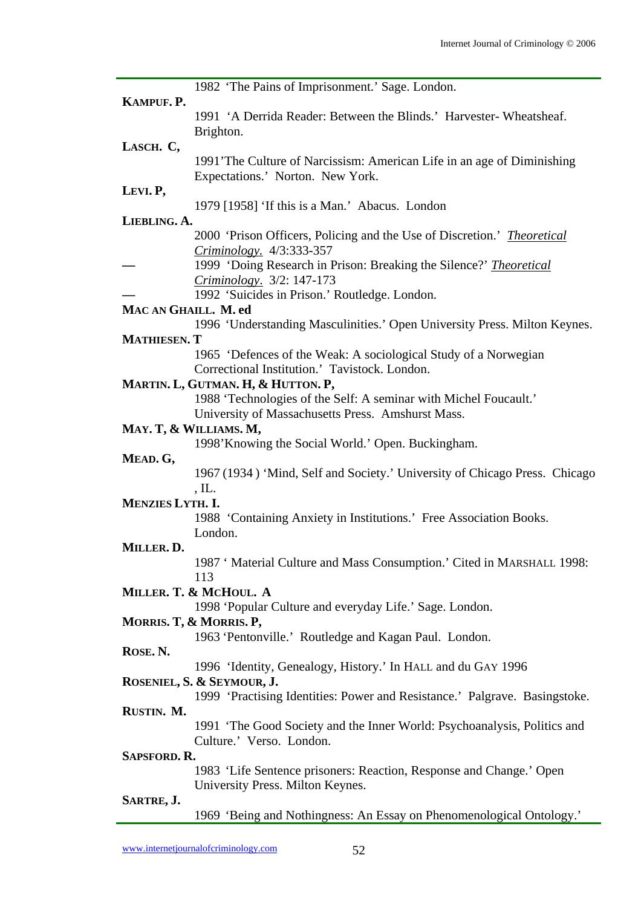1982 'The Pains of Imprisonment.' Sage. London.

**Kampuf. P.**

1991 'A Derrida Reader: Between the Blinds.' Harvester- Wheatsheaf. Brighton.

**Lasch. C,**

1991'The Culture of Narcissism: American Life in an age of Diminishing Expectations.' Norton. New York.

**Levi. P,**

1979 [1958] 'If this is a Man.' Abacus. London

**Liebling. A.**

2000 'Prison Officers, Policing and the Use of Discretion.' *Theoretical Criminology.* 4/3:333-357

— 1999 'Doing Research in Prison: Breaking the Silence?' *Theoretical Criminology*. 3/2: 147-173

— 1992 'Suicides in Prison.' Routledge. London.

**Mac an Ghaill. M. ed**

1996 'Understanding Masculinities.' Open University Press. Milton Keynes.

**Mathiesen. T**

1965 'Defences of the Weak: A sociological Study of a Norwegian Correctional Institution.' Tavistock. London.

**Martin. L, Gutman. H, & Hutton. P,**

1988 'Technologies of the Self: A seminar with Michel Foucault.' University of Massachusetts Press. Amshurst Mass.

**May. T, & Williams. M,**

1998'Knowing the Social World.' Open. Buckingham.

**Mead. G,**

1967 (1934 ) 'Mind, Self and Society.' University of Chicago Press. Chicago , IL.

**Menzies Lyth. I.**

1988 'Containing Anxiety in Institutions.' Free Association Books. London.

**Miller. D.**

1987 ' Material Culture and Mass Consumption.' Cited in Marshall 1998: 113

**Miller. T. & McHoul. A**

1998 'Popular Culture and everyday Life.' Sage. London.

**Morris. T, & Morris. P,**

1963 'Pentonville.' Routledge and Kagan Paul. London.

**Rose. N.**

1996 'Identity, Genealogy, History.' In Hall and du Gay 1996

**Roseniel, S. & Seymour, J.**

1999 'Practising Identities: Power and Resistance.' Palgrave. Basingstoke.

**Rustin. M.**

1991 'The Good Society and the Inner World: Psychoanalysis, Politics and Culture.' Verso. London.

**Sapsford. R.**

1983 'Life Sentence prisoners: Reaction, Response and Change.' Open University Press. Milton Keynes.

**Sartre, J.**

1969 'Being and Nothingness: An Essay on Phenomenological Ontology.'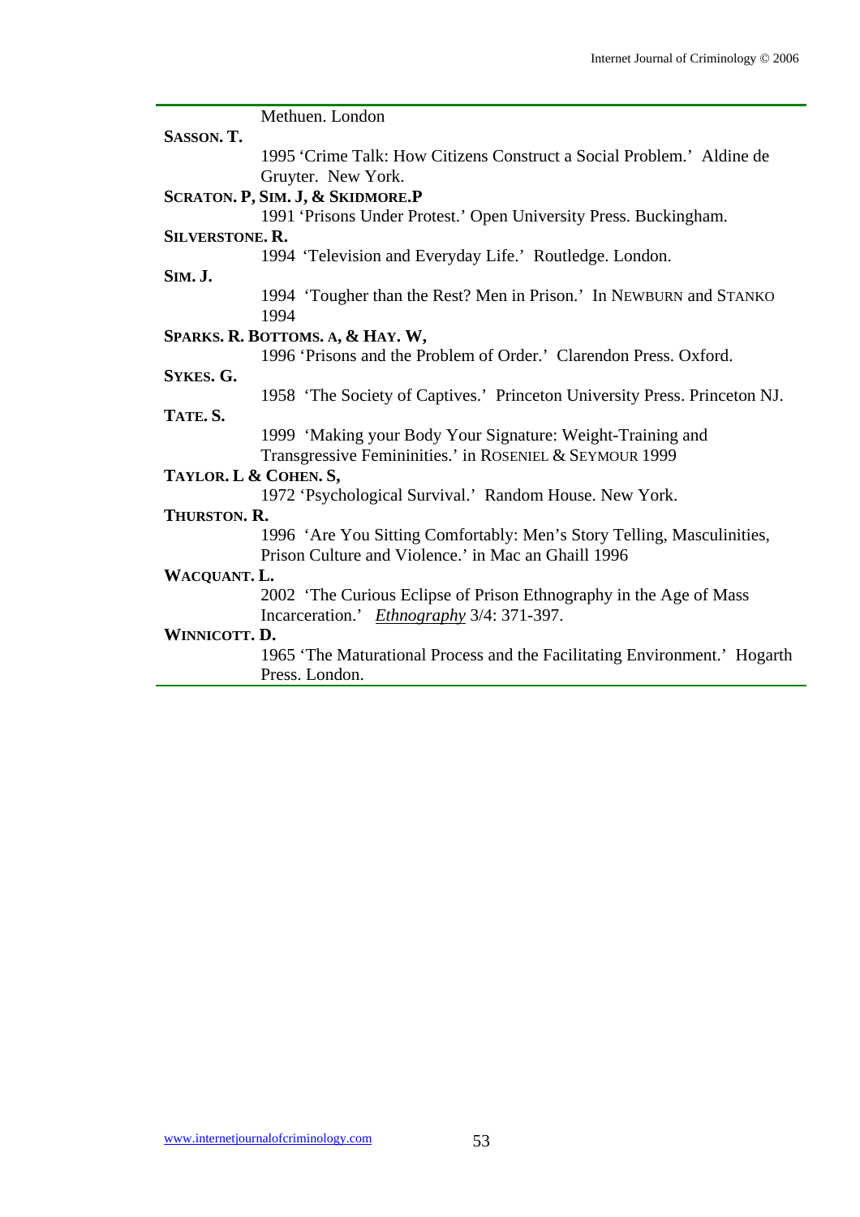Methuen. London

**SASSON. T.**

1995 'Crime Talk: How Citizens Construct a Social Problem.' Aldine de Gruyter. New York.

**SCRATON. P, SIM. J, & SKIDMORE.P**

1991 'Prisons Under Protest.' Open University Press. Buckingham.

**SILVERSTONE. R.**

1994 'Television and Everyday Life.' Routledge. London.

**SIM. J.**

1994 'Tougher than the Rest? Men in Prison.' In NEWBURN and STANKO 1994

**SPARKS. R. BOTTOMS. A, & HAY. W,**

1996 'Prisons and the Problem of Order.' Clarendon Press. Oxford.

**SYKES. G.**

1958 'The Society of Captives.' Princeton University Press. Princeton NJ.

**TATE. S.**

1999 'Making your Body Your Signature: Weight-Training and Transgressive Femininities.' in ROSENIEL & SEYMOUR 1999

**TAYLOR. L & COHEN. S,**

1972 'Psychological Survival.' Random House. New York.

**THURSTON. R.**

1996 'Are You Sitting Comfortably: Men's Story Telling, Masculinities, Prison Culture and Violence.' in Mac an Ghaill 1996

**WACQUANT. L.**

2002 'The Curious Eclipse of Prison Ethnography in the Age of Mass Incarceration.' *Ethnography* 3/4: 371-397.

**WINNICOTT. D.**

1965 'The Maturational Process and the Facilitating Environment.' Hogarth Press. London.